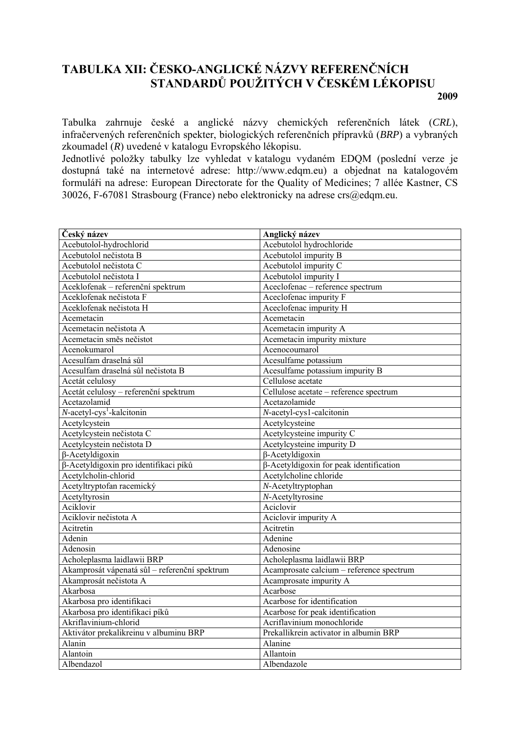# TABULKA XII: ČESKO-ANGLICKÉ NÁZVY REFERENČNÍCH STANDARDŮ POUŽITÝCH V ČESKÉM LÉKOPISU

**2009**

Tabulka zahrnuje české a anglické názvy chemických referenčních látek (*CRL*), infračervených referenčních spekter, biologických referenčních přípravků (*BRP*) a vybraných zkoumadel (*R*) uvedené v katalogu Evropského lékopisu.
Jednotlivé položky tabulky lze vyhledat v katalogu vydaném EDQM (poslední verze je dostupná také na internetové adrese: http://www.edqm.eu) a objednat na katalogovém formuláři na adrese: European Directorate for the Quality of Medicines; 7 allée Kastner, CS 30026, F-67081 Strasbourg (France) nebo elektronicky na adrese crs@edqm.eu.

| Český název | Anglický název |
|---|---|
| Acebutolol-hydrochlorid | Acebutolol hydrochloride |
| Acebutolol nečistota B | Acebutolol impurity B |
| Acebutolol nečistota C | Acebutolol impurity C |
| Acebutolol nečistota I | Acebutolol impurity I |
| Aceklofenak – referenční spektrum | Aceclofenac – reference spectrum |
| Aceklofenak nečistota F | Aceclofenac impurity F |
| Aceklofenak nečistota H | Aceclofenac impurity H |
| Acemetacin | Acemetacin |
| Acemetacin nečistota A | Acemetacin impurity A |
| Acemetacin směs nečistot | Acemetacin impurity mixture |
| Acenokumarol | Acenocoumarol |
| Acesulfam draselná sůl | Acesulfame potassium |
| Acesulfam draselná sůl nečistota B | Acesulfame potassium impurity B |
| Acetát celulosy | Cellulose acetate |
| Acetát celulosy – referenční spektrum | Cellulose acetate – reference spectrum |
| Acetazolamid | Acetazolamide |
| *N*-acetyl-cys$^{1}$-kalcitonin | *N*-acetyl-cys1-calcitonin |
| Acetylcystein | Acetylcysteine |
| Acetylcystein nečistota C | Acetylcysteine impurity C |
| Acetylcystein nečistota D | Acetylcysteine impurity D |
| β-Acetyldigoxin | β-Acetyldigoxin |
| β-Acetyldigoxin pro identifikaci píků | β-Acetyldigoxin for peak identification |
| Acetylcholin-chlorid | Acetylcholine chloride |
| Acetyltryptofan racemický | *N*-Acetyltryptophan |
| Acetyltyrosin | *N*-Acetyltyrosine |
| Aciklovir | Aciclovir |
| Aciklovir nečistota A | Aciclovir impurity A |
| Acitretin | Acitretin |
| Adenin | Adenine |
| Adenosin | Adenosine |
| Acholeplasma laidlawii BRP | Acholeplasma laidlawii BRP |
| Akamprosát vápenatá sůl – referenční spektrum | Acamprosate calcium – reference spectrum |
| Akamprosát nečistota A | Acamprosate impurity A |
| Akarbosa | Acarbose |
| Akarbosa pro identifikaci | Acarbose for identification |
| Akarbosa pro identifikaci píků | Acarbose for peak identification |
| Akriflavinium-chlorid | Acriflavinium monochloride |
| Aktivátor prekalikreinu v albuminu BRP | Prekallikrein activator in albumin BRP |
| Alanin | Alanine |
| Alantoin | Allantoin |
| Albendazol | Albendazole |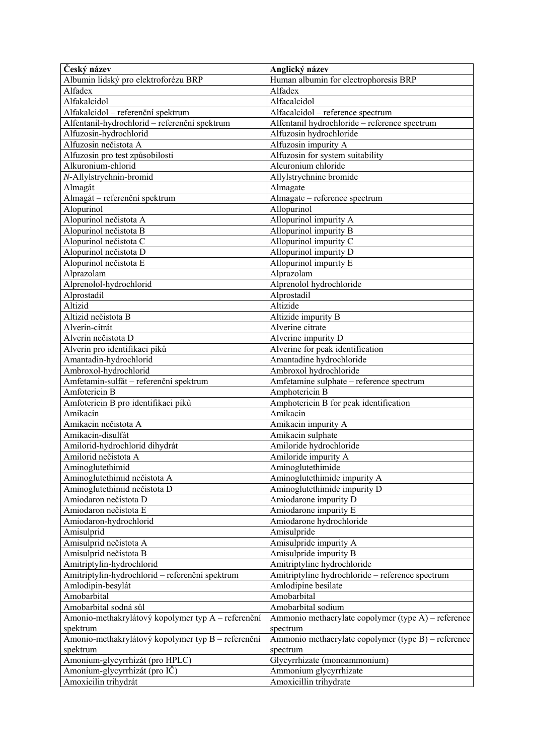| Český název | Anglický název |
|---|---|
| Albumin lidský pro elektroforézu BRP | Human albumin for electrophoresis BRP |
| Alfadex | Alfadex |
| Alfakalcidol | Alfacalcidol |
| Alfakalcidol – referenční spektrum | Alfacalcidol – reference spectrum |
| Alfentanil-hydrochlorid – referenční spektrum | Alfentanil hydrochloride – reference spectrum |
| Alfuzosin-hydrochlorid | Alfuzosin hydrochloride |
| Alfuzosin nečistota A | Alfuzosin impurity A |
| Alfuzosin pro test způsobilosti | Alfuzosin for system suitability |
| Alkuronium-chlorid | Alcuronium chloride |
| *N*-Allylstrychnin-bromid | Allylstrychnine bromide |
| Almagát | Almagate |
| Almagát – referenční spektrum | Almagate – reference spectrum |
| Alopurinol | Allopurinol |
| Alopurinol nečistota A | Allopurinol impurity A |
| Alopurinol nečistota B | Allopurinol impurity B |
| Alopurinol nečistota C | Allopurinol impurity C |
| Alopurinol nečistota D | Allopurinol impurity D |
| Alopurinol nečistota E | Allopurinol impurity E |
| Alprazolam | Alprazolam |
| Alprenolol-hydrochlorid | Alprenolol hydrochloride |
| Alprostadil | Alprostadil |
| Altizid | Altizide |
| Altizid nečistota B | Altizide impurity B |
| Alverin-citrát | Alverine citrate |
| Alverin nečistota D | Alverine impurity D |
| Alverin pro identifikaci píků | Alverine for peak identification |
| Amantadin-hydrochlorid | Amantadine hydrochloride |
| Ambroxol-hydrochlorid | Ambroxol hydrochloride |
| Amfetamin-sulfát – referenční spektrum | Amfetamine sulphate – reference spectrum |
| Amfotericin B | Amphotericin B |
| Amfotericin B pro identifikaci píků | Amphotericin B for peak identification |
| Amikacin | Amikacin |
| Amikacin nečistota A | Amikacin impurity A |
| Amikacin-disulfát | Amikacin sulphate |
| Amilorid-hydrochlorid dihydrát | Amiloride hydrochloride |
| Amilorid nečistota A | Amiloride impurity A |
| Aminoglutethimid | Aminoglutethimide |
| Aminoglutethimid nečistota A | Aminoglutethimide impurity A |
| Aminoglutethimid nečistota D | Aminoglutethimide impurity D |
| Amiodaron nečistota D | Amiodarone impurity D |
| Amiodaron nečistota E | Amiodarone impurity E |
| Amiodaron-hydrochlorid | Amiodarone hydrochloride |
| Amisulprid | Amisulpride |
| Amisulprid nečistota A | Amisulpride impurity A |
| Amisulprid nečistota B | Amisulpride impurity B |
| Amitriptylin-hydrochlorid | Amitriptyline hydrochloride |
| Amitriptylin-hydrochlorid – referenční spektrum | Amitriptyline hydrochloride – reference spectrum |
| Amlodipin-besylát | Amlodipine besilate |
| Amobarbital | Amobarbital |
| Amobarbital sodná sůl | Amobarbital sodium |
| Amonio-methakrylátový kopolymer typ A – referenční spektrum | Ammonio methacrylate copolymer (type A) – reference spectrum |
| Amonio-methakrylátový kopolymer typ B – referenční spektrum | Ammonio methacrylate copolymer (type B) – reference spectrum |
| Amonium-glycyrrhizát (pro HPLC) | Glycyrrhizate (monoammonium) |
| Amonium-glycyrrhizát (pro IČ) | Ammonium glycyrrhizate |
| Amoxicilin trihydrát | Amoxicillin trihydrate |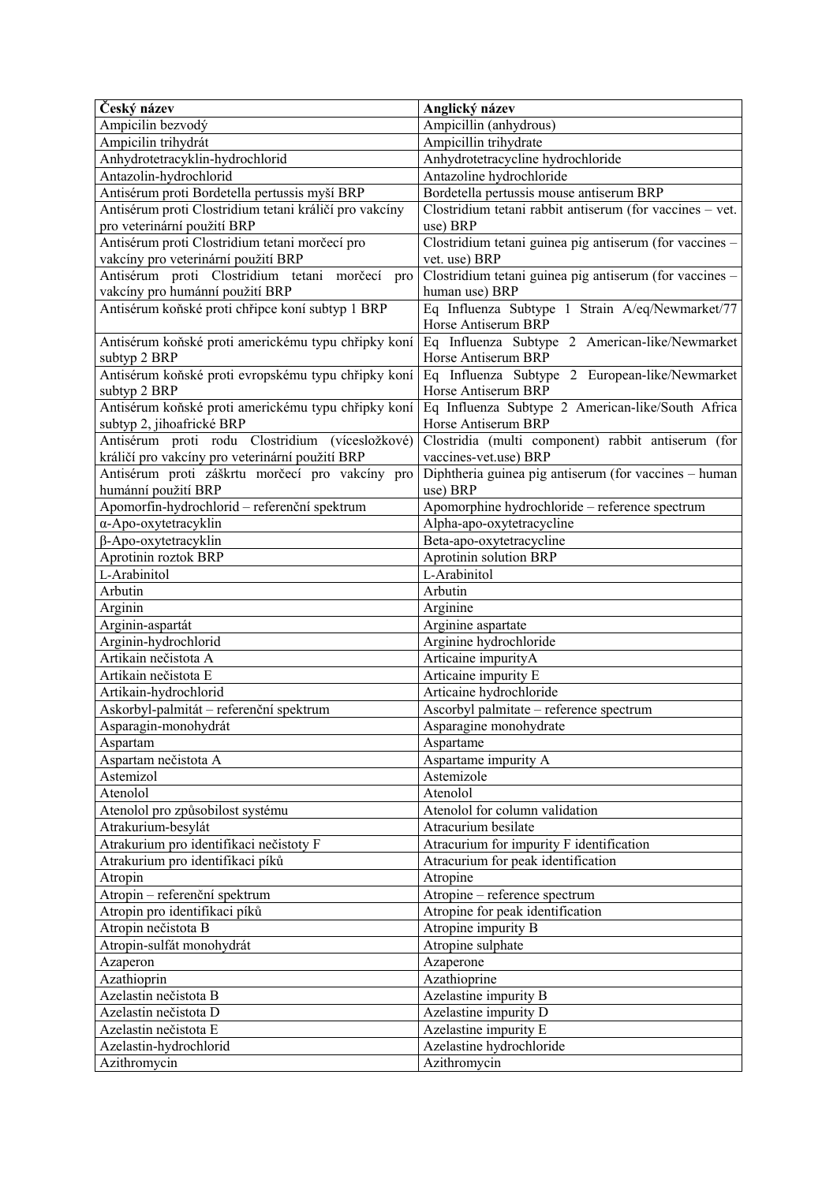| Český název | Anglický název |
| --- | --- |
| Ampicilin bezvodý | Ampicillin (anhydrous) |
| Ampicilin trihydrát | Ampicillin trihydrate |
| Anhydrotetracyklin-hydrochlorid | Anhydrotetracycline hydrochloride |
| Antazolin-hydrochlorid | Antazoline hydrochloride |
| Antisérum proti Bordetella pertussis myší BRP | Bordetella pertussis mouse antiserum BRP |
| Antisérum proti Clostridium tetani králičí pro vakcíny pro veterinární použití BRP | Clostridium tetani rabbit antiserum (for vaccines – vet. use) BRP |
| Antisérum proti Clostridium tetani morčecí pro vakcíny pro veterinární použití BRP | Clostridium tetani guinea pig antiserum (for vaccines – vet. use) BRP |
| Antisérum proti Clostridium tetani morčecí pro vakcíny pro humánní použití BRP | Clostridium tetani guinea pig antiserum (for vaccines – human use) BRP |
| Antisérum koňské proti chřipce koní subtyp 1 BRP | Eq Influenza Subtype 1 Strain A/eq/Newmarket/77 Horse Antiserum BRP |
| Antisérum koňské proti americkému typu chřipky koní subtyp 2 BRP | Eq Influenza Subtype 2 American-like/Newmarket Horse Antiserum BRP |
| Antisérum koňské proti evropskému typu chřipky koní subtyp 2 BRP | Eq Influenza Subtype 2 European-like/Newmarket Horse Antiserum BRP |
| Antisérum koňské proti americkému typu chřipky koní subtyp 2, jihoafrické BRP | Eq Influenza Subtype 2 American-like/South Africa Horse Antiserum BRP |
| Antisérum proti rodu Clostridium (vícesložkové) králičí pro vakcíny pro veterinární použití BRP | Clostridia (multi component) rabbit antiserum (for vaccines-vet.use) BRP |
| Antisérum proti záškrtu morčecí pro vakcíny pro humánní použití BRP | Diphtheria guinea pig antiserum (for vaccines – human use) BRP |
| Apomorfin-hydrochlorid – referenční spektrum | Apomorphine hydrochloride – reference spectrum |
| α-Apo-oxytetracyklin | Alpha-apo-oxytetracycline |
| β-Apo-oxytetracyklin | Beta-apo-oxytetracycline |
| Aprotinin roztok BRP | Aprotinin solution BRP |
| L-Arabinitol | L-Arabinitol |
| Arbutin | Arbutin |
| Arginin | Arginine |
| Arginin-aspartát | Arginine aspartate |
| Arginin-hydrochlorid | Arginine hydrochloride |
| Artikain nečistota A | Articaine impurityA |
| Artikain nečistota E | Articaine impurity E |
| Artikain-hydrochlorid | Articaine hydrochloride |
| Askorbyl-palmitát – referenční spektrum | Ascorbyl palmitate – reference spectrum |
| Asparagin-monohydrát | Asparagine monohydrate |
| Aspartam | Aspartame |
| Aspartam nečistota A | Aspartame impurity A |
| Astemizol | Astemizole |
| Atenolol | Atenolol |
| Atenolol pro způsobilost systému | Atenolol for column validation |
| Atrakurium-besylát | Atracurium besilate |
| Atrakurium pro identifikaci nečistoty F | Atracurium for impurity F identification |
| Atrakurium pro identifikaci píků | Atracurium for peak identification |
| Atropin | Atropine |
| Atropin – referenční spektrum | Atropine – reference spectrum |
| Atropin pro identifikaci píků | Atropine for peak identification |
| Atropin nečistota B | Atropine impurity B |
| Atropin-sulfát monohydrát | Atropine sulphate |
| Azaperon | Azaperone |
| Azathioprin | Azathioprine |
| Azelastin nečistota B | Azelastine impurity B |
| Azelastin nečistota D | Azelastine impurity D |
| Azelastin nečistota E | Azelastine impurity E |
| Azelastin-hydrochlorid | Azelastine hydrochloride |
| Azithromycin | Azithromycin |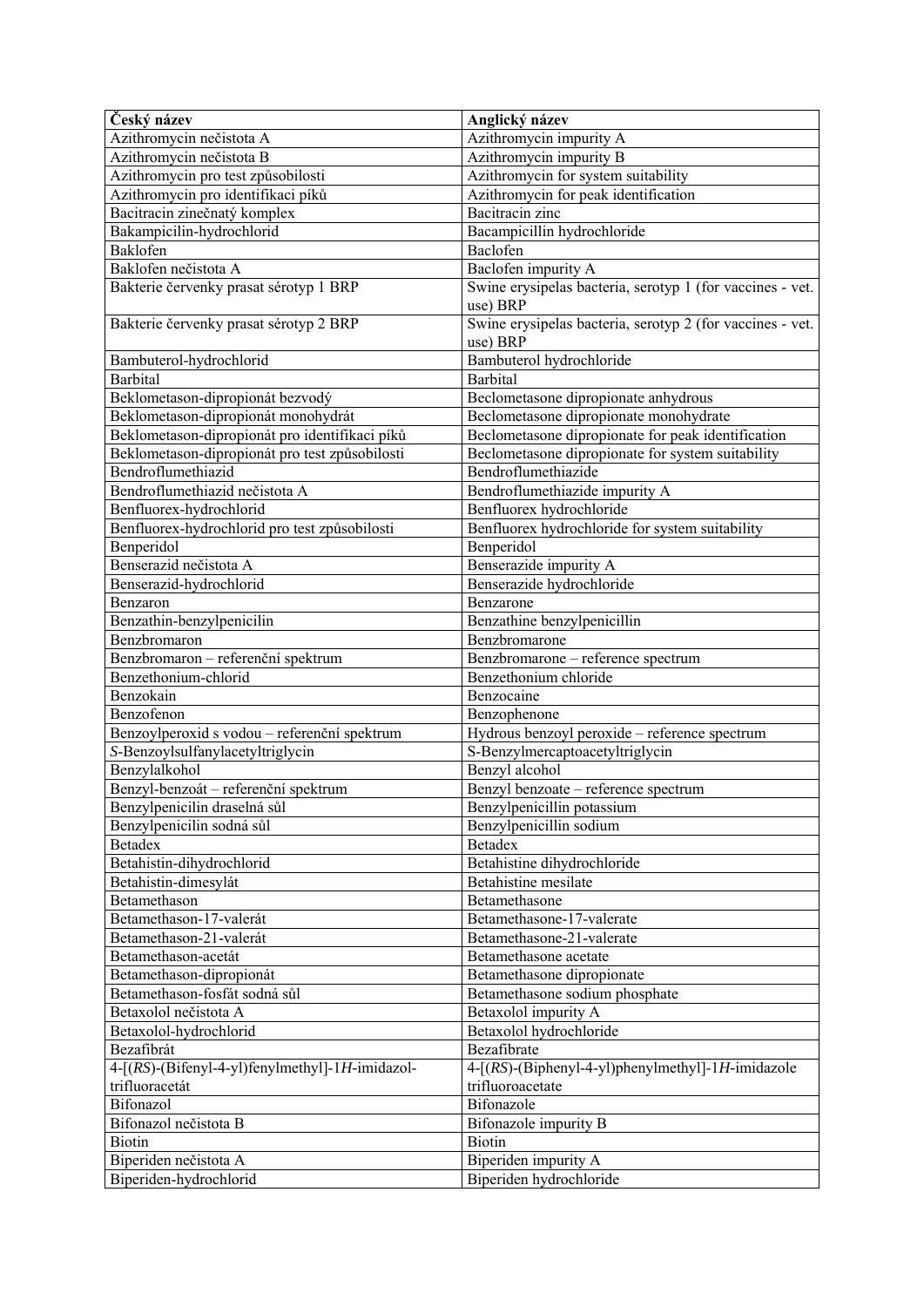| Český název | Anglický název |
| --- | --- |
| Azithromycin nečistota A | Azithromycin impurity A |
| Azithromycin nečistota B | Azithromycin impurity B |
| Azithromycin pro test způsobilosti | Azithromycin for system suitability |
| Azithromycin pro identifikaci píků | Azithromycin for peak identification |
| Bacitracin zinečnatý komplex | Bacitracin zinc |
| Bakampicilin-hydrochlorid | Bacampicillin hydrochloride |
| Baklofen | Baclofen |
| Baklofen nečistota A | Baclofen impurity A |
| Bakterie červenky prasat sérotyp 1 BRP | Swine erysipelas bacteria, serotyp 1 (for vaccines - vet. use) BRP |
| Bakterie červenky prasat sérotyp 2 BRP | Swine erysipelas bacteria, serotyp 2 (for vaccines - vet. use) BRP |
| Bambuterol-hydrochlorid | Bambuterol hydrochloride |
| Barbital | Barbital |
| Beklometason-dipropionát bezvodý | Beclometasone dipropionate anhydrous |
| Beklometason-dipropionát monohydrát | Beclometasone dipropionate monohydrate |
| Beklometason-dipropionát pro identifikaci píků | Beclometasone dipropionate for peak identification |
| Beklometason-dipropionát pro test způsobilosti | Beclometasone dipropionate for system suitability |
| Bendroflumethiazid | Bendroflumethiazide |
| Bendroflumethiazid nečistota A | Bendroflumethiazide impurity A |
| Benfluorex-hydrochlorid | Benfluorex hydrochloride |
| Benfluorex-hydrochlorid pro test způsobilosti | Benfluorex hydrochloride for system suitability |
| Benperidol | Benperidol |
| Benserazid nečistota A | Benserazide impurity A |
| Benserazid-hydrochlorid | Benserazide hydrochloride |
| Benzaron | Benzarone |
| Benzathin-benzylpenicilin | Benzathine benzylpenicillin |
| Benzbromaron | Benzbromarone |
| Benzbromaron – referenční spektrum | Benzbromarone – reference spectrum |
| Benzethonium-chlorid | Benzethonium chloride |
| Benzokain | Benzocaine |
| Benzofenon | Benzophenone |
| Benzoylperoxid s vodou – referenční spektrum | Hydrous benzoyl peroxide – reference spectrum |
| *S*-Benzoylsulfanylacetyltriglycin | S-Benzylmercaptoacetyltriglycin |
| Benzylalkohol | Benzyl alcohol |
| Benzyl-benzoát – referenční spektrum | Benzyl benzoate – reference spectrum |
| Benzylpenicilin draselná sůl | Benzylpenicillin potassium |
| Benzylpenicilin sodná sůl | Benzylpenicillin sodium |
| Betadex | Betadex |
| Betahistin-dihydrochlorid | Betahistine dihydrochloride |
| Betahistin-dimesylát | Betahistine mesilate |
| Betamethason | Betamethasone |
| Betamethason-17-valerát | Betamethasone-17-valerate |
| Betamethason-21-valerát | Betamethasone-21-valerate |
| Betamethason-acetát | Betamethasone acetate |
| Betamethason-dipropionát | Betamethasone dipropionate |
| Betamethason-fosfát sodná sůl | Betamethasone sodium phosphate |
| Betaxolol nečistota A | Betaxolol impurity A |
| Betaxolol-hydrochlorid | Betaxolol hydrochloride |
| Bezafibrát | Bezafibrate |
| 4-[(*RS*)-(Bifenyl-4-yl)fenylmethyl]-1*H*-imidazol-trifluoracetát | 4-[(*RS*)-(Biphenyl-4-yl)phenylmethyl]-1*H*-imidazole trifluoroacetate |
| Bifonazol | Bifonazole |
| Bifonazol nečistota B | Bifonazole impurity B |
| Biotin | Biotin |
| Biperiden nečistota A | Biperiden impurity A |
| Biperiden-hydrochlorid | Biperiden hydrochloride |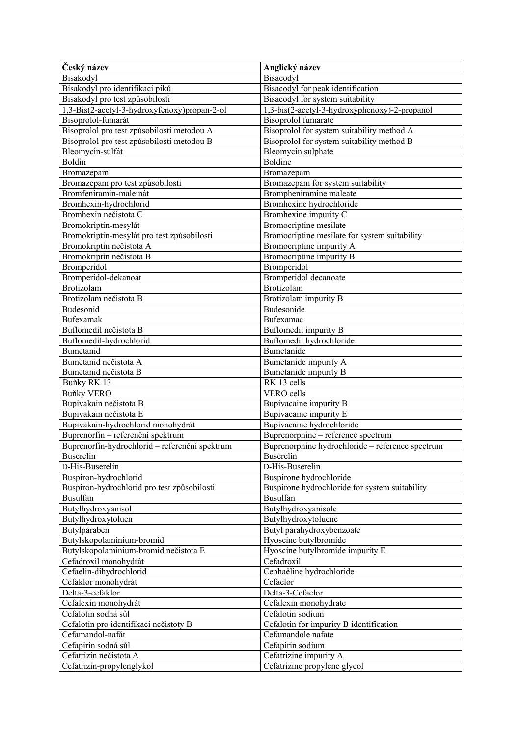| Český název | Anglický název |
|---|---|
| Bisakodyl | Bisacodyl |
| Bisakodyl pro identifikaci píků | Bisacodyl for peak identification |
| Bisakodyl pro test způsobilosti | Bisacodyl for system suitability |
| 1,3-Bis(2-acetyl-3-hydroxyfenoxy)propan-2-ol | 1,3-bis(2-acetyl-3-hydroxyphenoxy)-2-propanol |
| Bisoprolol-fumarát | Bisoprolol fumarate |
| Bisoprolol pro test způsobilosti metodou A | Bisoprolol for system suitability method A |
| Bisoprolol pro test způsobilosti metodou B | Bisoprolol for system suitability method B |
| Bleomycin-sulfát | Bleomycin sulphate |
| Boldin | Boldine |
| Bromazepam | Bromazepam |
| Bromazepam pro test způsobilosti | Bromazepam for system suitability |
| Bromfeniramin-maleinát | Brompheniramine maleate |
| Bromhexin-hydrochlorid | Bromhexine hydrochloride |
| Bromhexin nečistota C | Bromhexine impurity C |
| Bromokriptin-mesylát | Bromocriptine mesilate |
| Bromokriptin-mesylát pro test způsobilosti | Bromocriptine mesilate for system suitability |
| Bromokriptin nečistota A | Bromocriptine impurity A |
| Bromokriptin nečistota B | Bromocriptine impurity B |
| Bromperidol | Bromperidol |
| Bromperidol-dekanoát | Bromperidol decanoate |
| Brotizolam | Brotizolam |
| Brotizolam nečistota B | Brotizolam impurity B |
| Budesonid | Budesonide |
| Bufexamak | Bufexamac |
| Buflomedil nečistota B | Buflomedil impurity B |
| Buflomedil-hydrochlorid | Buflomedil hydrochloride |
| Bumetanid | Bumetanide |
| Bumetanid nečistota A | Bumetanide impurity A |
| Bumetanid nečistota B | Bumetanide impurity B |
| Buňky RK 13 | RK 13 cells |
| Buňky VERO | VERO cells |
| Bupivakain nečistota B | Bupivacaine impurity B |
| Bupivakain nečistota E | Bupivacaine impurity E |
| Bupivakain-hydrochlorid monohydrát | Bupivacaine hydrochloride |
| Buprenorfin – referenční spektrum | Buprenorphine – reference spectrum |
| Buprenorfin-hydrochlorid – referenční spektrum | Buprenorphine hydrochloride – reference spectrum |
| Buserelin | Buserelin |
| D-His-Buserelin | D-His-Buserelin |
| Buspiron-hydrochlorid | Buspirone hydrochloride |
| Buspiron-hydrochlorid pro test způsobilosti | Buspirone hydrochloride for system suitability |
| Busulfan | Busulfan |
| Butylhydroxyanisol | Butylhydroxyanisole |
| Butylhydroxytoluen | Butylhydroxytoluene |
| Butylparaben | Butyl parahydroxybenzoate |
| Butylskopolaminium-bromid | Hyoscine butylbromide |
| Butylskopolaminium-bromid nečistota E | Hyoscine butylbromide impurity E |
| Cefadroxil monohydrát | Cefadroxil |
| Cefaelin-dihydrochlorid | Cephaëline hydrochloride |
| Cefaklor monohydrát | Cefaclor |
| Delta-3-cefaklor | Delta-3-Cefaclor |
| Cefalexin monohydrát | Cefalexin monohydrate |
| Cefalotin sodná sůl | Cefalotin sodium |
| Cefalotin pro identifikaci nečistoty B | Cefalotin for impurity B identification |
| Cefamandol-nafát | Cefamandole nafate |
| Cefapirin sodná sůl | Cefapirin sodium |
| Cefatrizin nečistota A | Cefatrizine impurity A |
| Cefatrizin-propylenglykol | Cefatrizine propylene glycol |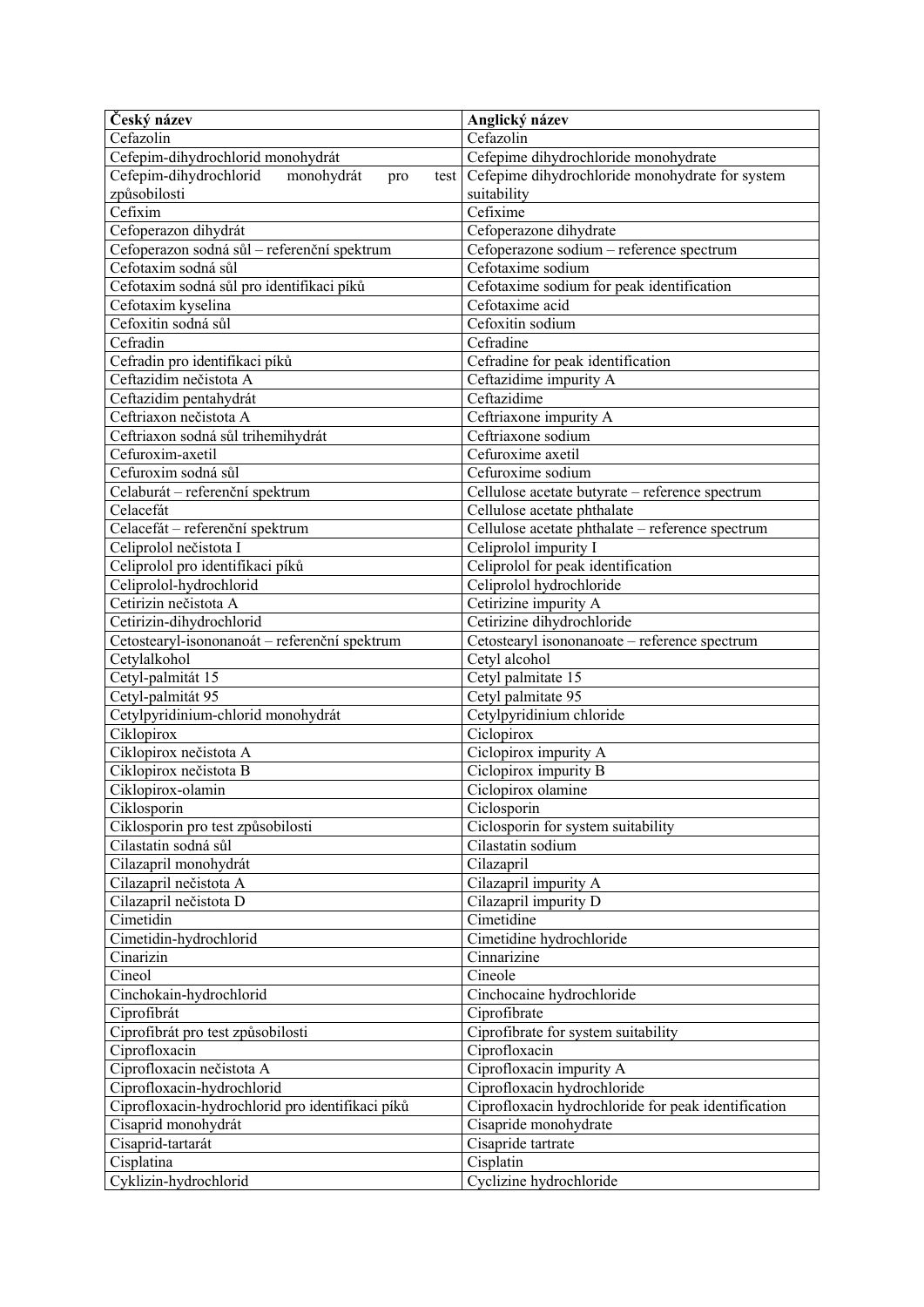| **Český název** | **Anglický název** |
|---|---|
| Cefazolin | Cefazolin |
| Cefepim-dihydrochlorid monohydrát | Cefepime dihydrochloride monohydrate |
| Cefepim-dihydrochlorid monohydrát pro test způsobilosti | Cefepime dihydrochloride monohydrate for system suitability |
| Cefixim | Cefixime |
| Cefoperazon dihydrát | Cefoperazone dihydrate |
| Cefoperazon sodná sůl – referenční spektrum | Cefoperazone sodium – reference spectrum |
| Cefotaxim sodná sůl | Cefotaxime sodium |
| Cefotaxim sodná sůl pro identifikaci píků | Cefotaxime sodium for peak identification |
| Cefotaxim kyselina | Cefotaxime acid |
| Cefoxitin sodná sůl | Cefoxitin sodium |
| Cefradin | Cefradine |
| Cefradin pro identifikaci píků | Cefradine for peak identification |
| Ceftazidim nečistota A | Ceftazidime impurity A |
| Ceftazidim pentahydrát | Ceftazidime |
| Ceftriaxon nečistota A | Ceftriaxone impurity A |
| Ceftriaxon sodná sůl trihemihydrát | Ceftriaxone sodium |
| Cefuroxim-axetil | Cefuroxime axetil |
| Cefuroxim sodná sůl | Cefuroxime sodium |
| Celaburát – referenční spektrum | Cellulose acetate butyrate – reference spectrum |
| Celacefát | Cellulose acetate phthalate |
| Celacefát – referenční spektrum | Cellulose acetate phthalate – reference spectrum |
| Celiprolol nečistota I | Celiprolol impurity I |
| Celiprolol pro identifikaci píků | Celiprolol for peak identification |
| Celiprolol-hydrochlorid | Celiprolol hydrochloride |
| Cetirizin nečistota A | Cetirizine impurity A |
| Cetirizin-dihydrochlorid | Cetirizine dihydrochloride |
| Cetostearyl-isononanoát – referenční spektrum | Cetostearyl isononanoate – reference spectrum |
| Cetylalkohol | Cetyl alcohol |
| Cetyl-palmitát 15 | Cetyl palmitate 15 |
| Cetyl-palmitát 95 | Cetyl palmitate 95 |
| Cetylpyridinium-chlorid monohydrát | Cetylpyridinium chloride |
| Ciklopirox | Ciclopirox |
| Ciklopirox nečistota A | Ciclopirox impurity A |
| Ciklopirox nečistota B | Ciclopirox impurity B |
| Ciklopirox-olamin | Ciclopirox olamine |
| Ciklosporin | Ciclosporin |
| Ciklosporin pro test způsobilosti | Ciclosporin for system suitability |
| Cilastatin sodná sůl | Cilastatin sodium |
| Cilazapril monohydrát | Cilazapril |
| Cilazapril nečistota A | Cilazapril impurity A |
| Cilazapril nečistota D | Cilazapril impurity D |
| Cimetidin | Cimetidine |
| Cimetidin-hydrochlorid | Cimetidine hydrochloride |
| Cinarizin | Cinnarizine |
| Cineol | Cineole |
| Cinchokain-hydrochlorid | Cinchocaine hydrochloride |
| Ciprofibrát | Ciprofibrate |
| Ciprofibrát pro test způsobilosti | Ciprofibrate for system suitability |
| Ciprofloxacin | Ciprofloxacin |
| Ciprofloxacin nečistota A | Ciprofloxacin impurity A |
| Ciprofloxacin-hydrochlorid | Ciprofloxacin hydrochloride |
| Ciprofloxacin-hydrochlorid pro identifikaci píků | Ciprofloxacin hydrochloride for peak identification |
| Cisaprid monohydrát | Cisapride monohydrate |
| Cisaprid-tartarát | Cisapride tartrate |
| Cisplatina | Cisplatin |
| Cyklizin-hydrochlorid | Cyclizine hydrochloride |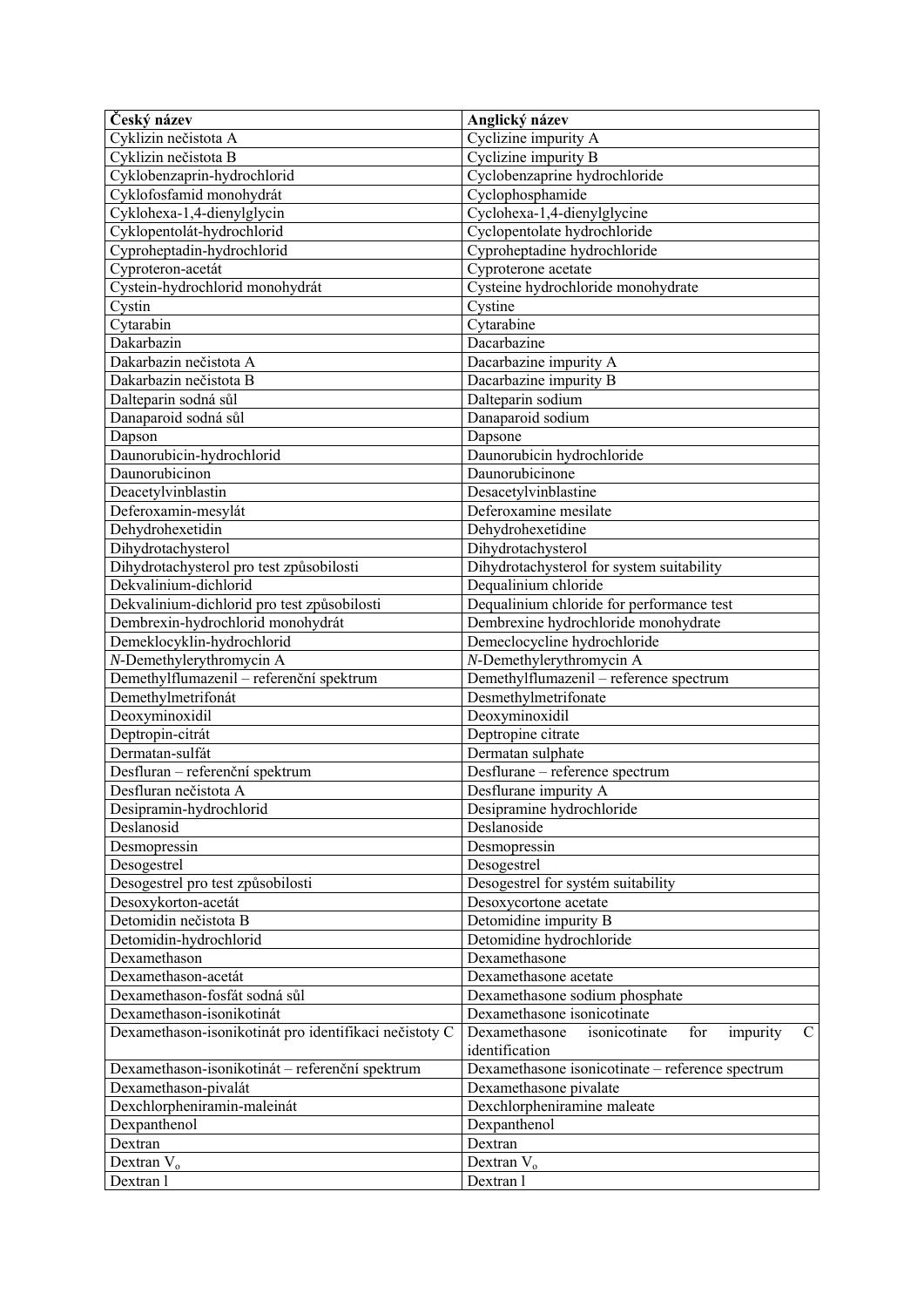| Český název | Anglický název |
|---|---|
| Cyklizin nečistota A | Cyclizine impurity A |
| Cyklizin nečistota B | Cyclizine impurity B |
| Cyklobenzaprin-hydrochlorid | Cyclobenzaprine hydrochloride |
| Cyklofosfamid monohydrát | Cyclophosphamide |
| Cyklohexa-1,4-dienylglycin | Cyclohexa-1,4-dienylglycine |
| Cyklopentolát-hydrochlorid | Cyclopentolate hydrochloride |
| Cyproheptadin-hydrochlorid | Cyproheptadine hydrochloride |
| Cyproteron-acetát | Cyproterone acetate |
| Cystein-hydrochlorid monohydrát | Cysteine hydrochloride monohydrate |
| Cystin | Cystine |
| Cytarabin | Cytarabine |
| Dakarbazin | Dacarbazine |
| Dakarbazin nečistota A | Dacarbazine impurity A |
| Dakarbazin nečistota B | Dacarbazine impurity B |
| Dalteparin sodná sůl | Dalteparin sodium |
| Danaparoid sodná sůl | Danaparoid sodium |
| Dapson | Dapsone |
| Daunorubicin-hydrochlorid | Daunorubicin hydrochloride |
| Daunorubicinon | Daunorubicinone |
| Deacetylvinblastin | Desacetylvinblastine |
| Deferoxamin-mesylát | Deferoxamine mesilate |
| Dehydrohexetidin | Dehydrohexetidine |
| Dihydrotachysterol | Dihydrotachysterol |
| Dihydrotachysterol pro test způsobilosti | Dihydrotachysterol for system suitability |
| Dekvalinium-dichlorid | Dequalinium chloride |
| Dekvalinium-dichlorid pro test způsobilosti | Dequalinium chloride for performance test |
| Dembrexin-hydrochlorid monohydrát | Dembrexine hydrochloride monohydrate |
| Demeklocyklin-hydrochlorid | Demeclocycline hydrochloride |
| *N*-Demethylerythromycin A | *N*-Demethylerythromycin A |
| Demethylflumazenil – referenční spektrum | Demethylflumazenil – reference spectrum |
| Demethylmetrifonát | Desmethylmetrifonate |
| Deoxyminoxidil | Deoxyminoxidil |
| Deptropin-citrát | Deptropine citrate |
| Dermatan-sulfát | Dermatan sulphate |
| Desfluran – referenční spektrum | Desflurane – reference spectrum |
| Desfluran nečistota A | Desflurane impurity A |
| Desipramin-hydrochlorid | Desipramine hydrochloride |
| Deslanosid | Deslanoside |
| Desmopressin | Desmopressin |
| Desogestrel | Desogestrel |
| Desogestrel pro test způsobilosti | Desogestrel for systém suitability |
| Desoxykorton-acetát | Desoxycortone acetate |
| Detomidin nečistota B | Detomidine impurity B |
| Detomidin-hydrochlorid | Detomidine hydrochloride |
| Dexamethason | Dexamethasone |
| Dexamethason-acetát | Dexamethasone acetate |
| Dexamethason-fosfát sodná sůl | Dexamethasone sodium phosphate |
| Dexamethason-isonikotinát | Dexamethasone isonicotinate |
| Dexamethason-isonikotinát pro identifikaci nečistoty C | Dexamethasone isonicotinate for impurity C identification |
| Dexamethason-isonikotinát – referenční spektrum | Dexamethasone isonicotinate – reference spectrum |
| Dexamethason-pivalát | Dexamethasone pivalate |
| Dexchlorpheniramin-maleinát | Dexchlorpheniramine maleate |
| Dexpanthenol | Dexpanthenol |
| Dextran | Dextran |
| Dextran $V_o$ | Dextran $V_o$ |
| Dextran l | Dextran l |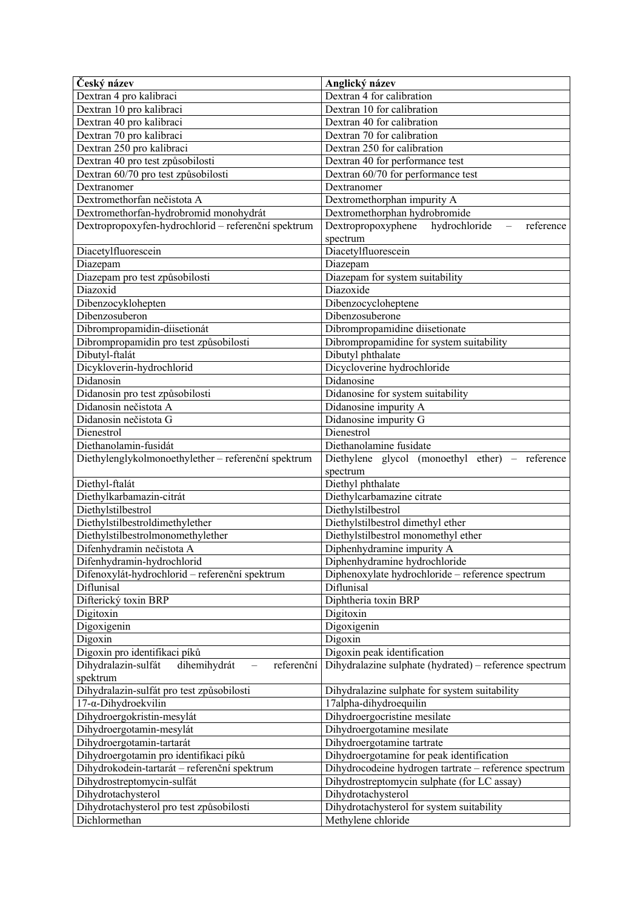| Český název | Anglický název |
| --- | --- |
| Dextran 4 pro kalibraci | Dextran 4 for calibration |
| Dextran 10 pro kalibraci | Dextran 10 for calibration |
| Dextran 40 pro kalibraci | Dextran 40 for calibration |
| Dextran 70 pro kalibraci | Dextran 70 for calibration |
| Dextran 250 pro kalibraci | Dextran 250 for calibration |
| Dextran 40 pro test způsobilosti | Dextran 40 for performance test |
| Dextran 60/70 pro test způsobilosti | Dextran 60/70 for performance test |
| Dextranomer | Dextranomer |
| Dextromethorfan nečistota A | Dextromethorphan impurity A |
| Dextromethorfan-hydrobromid monohydrát | Dextromethorphan hydrobromide |
| Dextropropoxyfen-hydrochlorid – referenční spektrum | Dextropropoxyphene hydrochloride – reference spectrum |
| Diacetylfluorescein | Diacetylfluorescein |
| Diazepam | Diazepam |
| Diazepam pro test způsobilosti | Diazepam for system suitability |
| Diazoxid | Diazoxide |
| Dibenzocyklohepten | Dibenzocycloheptene |
| Dibenzosuberon | Dibenzosuberone |
| Dibrompropamidin-diisetionát | Dibrompropamidine diisetionate |
| Dibrompropamidin pro test způsobilosti | Dibrompropamidine for system suitability |
| Dibutyl-ftalát | Dibutyl phthalate |
| Dicykloverin-hydrochlorid | Dicycloverine hydrochloride |
| Didanosin | Didanosine |
| Didanosin pro test způsobilosti | Didanosine for system suitability |
| Didanosin nečistota A | Didanosine impurity A |
| Didanosin nečistota G | Didanosine impurity G |
| Dienestrol | Dienestrol |
| Diethanolamin-fusidát | Diethanolamine fusidate |
| Diethylenglykolmonoethylether – referenční spektrum | Diethylene glycol (monoethyl ether) – reference spectrum |
| Diethyl-ftalát | Diethyl phthalate |
| Diethylkarbamazin-citrát | Diethylcarbamazine citrate |
| Diethylstilbestrol | Diethylstilbestrol |
| Diethylstilbestroldimethylether | Diethylstilbestrol dimethyl ether |
| Diethylstilbestrolmonomethylether | Diethylstilbestrol monomethyl ether |
| Difenhydramin nečistota A | Diphenhydramine impurity A |
| Difenhydramin-hydrochlorid | Diphenhydramine hydrochloride |
| Difenoxylát-hydrochlorid – referenční spektrum | Diphenoxylate hydrochloride – reference spectrum |
| Diflunisal | Diflunisal |
| Difterický toxin BRP | Diphtheria toxin BRP |
| Digitoxin | Digitoxin |
| Digoxigenin | Digoxigenin |
| Digoxin | Digoxin |
| Digoxin pro identifikaci píků | Digoxin peak identification |
| Dihydralazin-sulfát dihemihydrát – referenční spektrum | Dihydralazine sulphate (hydrated) – reference spectrum |
| Dihydralazin-sulfát pro test způsobilosti | Dihydralazine sulphate for system suitability |
| 17-α-Dihydroekvilin | 17alpha-dihydroequilin |
| Dihydroergokristin-mesylát | Dihydroergocristine mesilate |
| Dihydroergotamin-mesylát | Dihydroergotamine mesilate |
| Dihydroergotamin-tartarát | Dihydroergotamine tartrate |
| Dihydroergotamin pro identifikaci píků | Dihydroergotamine for peak identification |
| Dihydrokodein-tartarát – referenční spektrum | Dihydrocodeine hydrogen tartrate – reference spectrum |
| Dihydrostreptomycin-sulfát | Dihydrostreptomycin sulphate (for LC assay) |
| Dihydrotachysterol | Dihydrotachysterol |
| Dihydrotachysterol pro test způsobilosti | Dihydrotachysterol for system suitability |
| Dichlormethan | Methylene chloride |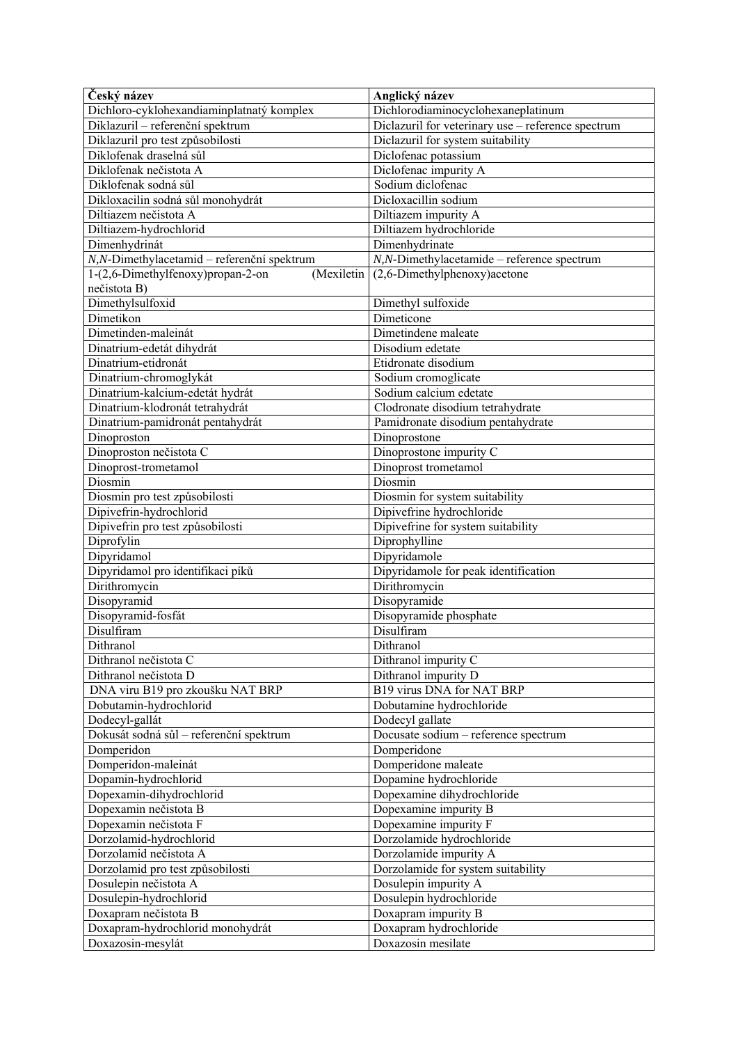| Český název | Anglický název |
|---|---|
| Dichloro-cyklohexandiaminplatnatý komplex | Dichlorodiaminocyclohexaneplatinum |
| Diklazuril – referenční spektrum | Diclazuril for veterinary use – reference spectrum |
| Diklazuril pro test způsobilosti | Diclazuril for system suitability |
| Diklofenak draselná sůl | Diclofenac potassium |
| Diklofenak nečistota A | Diclofenac impurity A |
| Diklofenak sodná sůl | Sodium diclofenac |
| Dikloxacilin sodná sůl monohydrát | Dicloxacillin sodium |
| Diltiazem nečistota A | Diltiazem impurity A |
| Diltiazem-hydrochlorid | Diltiazem hydrochloride |
| Dimenhydrinát | Dimenhydrinate |
| *N*,*N*-Dimethylacetamid – referenční spektrum | *N*,*N*-Dimethylacetamide – reference spectrum |
| 1-(2,6-Dimethylfenoxy)propan-2-on (Mexiletin nečistota B) | (2,6-Dimethylphenoxy)acetone |
| Dimethylsulfoxid | Dimethyl sulfoxide |
| Dimetikon | Dimeticone |
| Dimetinden-maleinát | Dimetindene maleate |
| Dinatrium-edetát dihydrát | Disodium edetate |
| Dinatrium-etidronát | Etidronate disodium |
| Dinatrium-chromoglykát | Sodium cromoglicate |
| Dinatrium-kalcium-edetát hydrát | Sodium calcium edetate |
| Dinatrium-klodronát tetrahydrát | Clodronate disodium tetrahydrate |
| Dinatrium-pamidronát pentahydrát | Pamidronate disodium pentahydrate |
| Dinoproston | Dinoprostone |
| Dinoproston nečistota C | Dinoprostone impurity C |
| Dinoprost-trometamol | Dinoprost trometamol |
| Diosmin | Diosmin |
| Diosmin pro test způsobilosti | Diosmin for system suitability |
| Dipivefrin-hydrochlorid | Dipivefrine hydrochloride |
| Dipivefrin pro test způsobilosti | Dipivefrine for system suitability |
| Diprofylin | Diprophylline |
| Dipyridamol | Dipyridamole |
| Dipyridamol pro identifikaci píků | Dipyridamole for peak identification |
| Dirithromycin | Dirithromycin |
| Disopyramid | Disopyramide |
| Disopyramid-fosfát | Disopyramide phosphate |
| Disulfiram | Disulfiram |
| Dithranol | Dithranol |
| Dithranol nečistota C | Dithranol impurity C |
| Dithranol nečistota D | Dithranol impurity D |
| DNA viru B19 pro zkoušku NAT BRP | B19 virus DNA for NAT BRP |
| Dobutamin-hydrochlorid | Dobutamine hydrochloride |
| Dodecyl-gallát | Dodecyl gallate |
| Dokusát sodná sůl – referenční spektrum | Docusate sodium – reference spectrum |
| Domperidon | Domperidone |
| Domperidon-maleinát | Domperidone maleate |
| Dopamin-hydrochlorid | Dopamine hydrochloride |
| Dopexamin-dihydrochlorid | Dopexamine dihydrochloride |
| Dopexamin nečistota B | Dopexamine impurity B |
| Dopexamin nečistota F | Dopexamine impurity F |
| Dorzolamid-hydrochlorid | Dorzolamide hydrochloride |
| Dorzolamid nečistota A | Dorzolamide impurity A |
| Dorzolamid pro test způsobilosti | Dorzolamide for system suitability |
| Dosulepin nečistota A | Dosulepin impurity A |
| Dosulepin-hydrochlorid | Dosulepin hydrochloride |
| Doxapram nečistota B | Doxapram impurity B |
| Doxapram-hydrochlorid monohydrát | Doxapram hydrochloride |
| Doxazosin-mesylát | Doxazosin mesilate |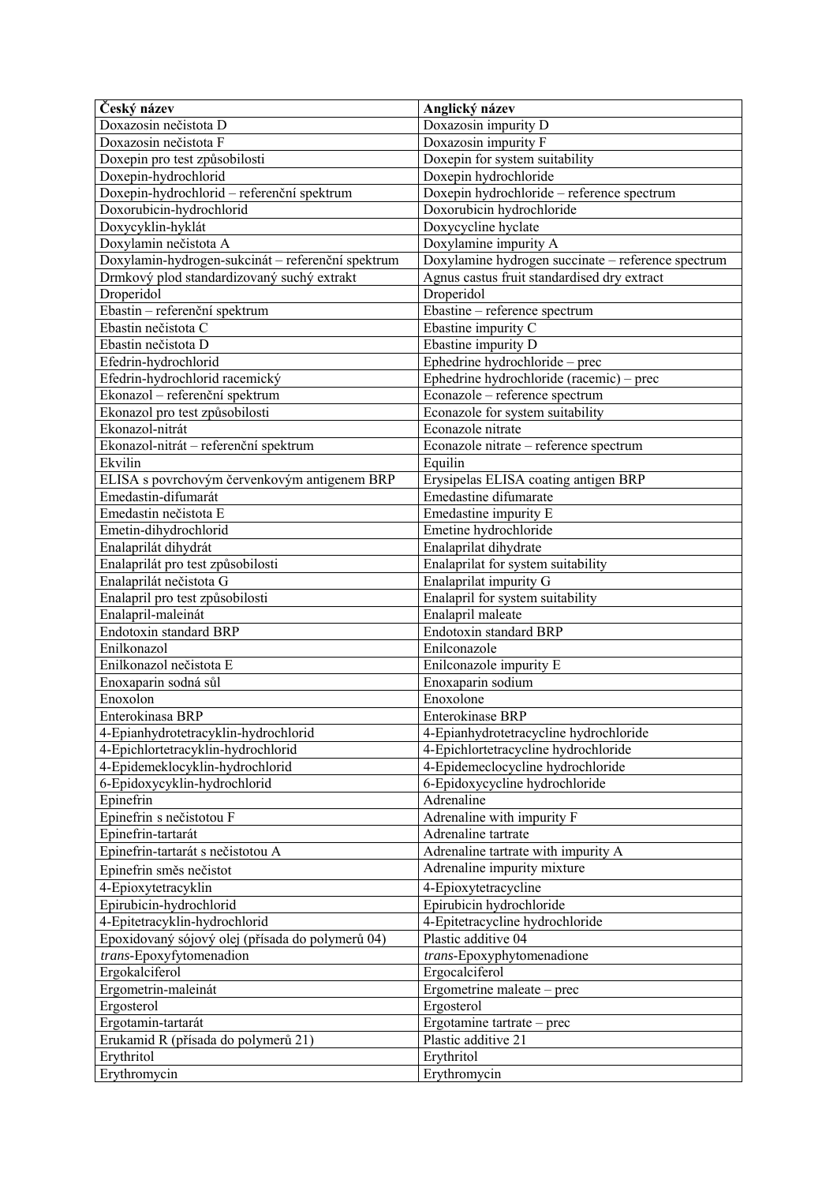| Český název | Anglický název |
|---|---|
| Doxazosin nečistota D | Doxazosin impurity D |
| Doxazosin nečistota F | Doxazosin impurity F |
| Doxepin pro test způsobilosti | Doxepin for system suitability |
| Doxepin-hydrochlorid | Doxepin hydrochloride |
| Doxepin-hydrochlorid – referenční spektrum | Doxepin hydrochloride – reference spectrum |
| Doxorubicin-hydrochlorid | Doxorubicin hydrochloride |
| Doxycyklin-hyklát | Doxycycline hyclate |
| Doxylamin nečistota A | Doxylamine impurity A |
| Doxylamin-hydrogen-sukcinát – referenční spektrum | Doxylamine hydrogen succinate – reference spectrum |
| Drmkový plod standardizovaný suchý extrakt | Agnus castus fruit standardised dry extract |
| Droperidol | Droperidol |
| Ebastin – referenční spektrum | Ebastine – reference spectrum |
| Ebastin nečistota C | Ebastine impurity C |
| Ebastin nečistota D | Ebastine impurity D |
| Efedrin-hydrochlorid | Ephedrine hydrochloride – prec |
| Efedrin-hydrochlorid racemický | Ephedrine hydrochloride (racemic) – prec |
| Ekonazol – referenční spektrum | Econazole – reference spectrum |
| Ekonazol pro test způsobilosti | Econazole for system suitability |
| Ekonazol-nitrát | Econazole nitrate |
| Ekonazol-nitrát – referenční spektrum | Econazole nitrate – reference spectrum |
| Ekvilin | Equilin |
| ELISA s povrchovým červenkovým antigenem BRP | Erysipelas ELISA coating antigen BRP |
| Emedastin-difumarát | Emedastine difumarate |
| Emedastin nečistota E | Emedastine impurity E |
| Emetin-dihydrochlorid | Emetine hydrochloride |
| Enalaprilát dihydrát | Enalaprilat dihydrate |
| Enalaprilát pro test způsobilosti | Enalaprilat for system suitability |
| Enalaprilát nečistota G | Enalaprilat impurity G |
| Enalapril pro test způsobilosti | Enalapril for system suitability |
| Enalapril-maleinát | Enalapril maleate |
| Endotoxin standard BRP | Endotoxin standard BRP |
| Enilkonazol | Enilconazole |
| Enilkonazol nečistota E | Enilconazole impurity E |
| Enoxaparin sodná sůl | Enoxaparin sodium |
| Enoxolon | Enoxolone |
| Enterokinasa BRP | Enterokinase BRP |
| 4-Epianhydrotetracyklin-hydrochlorid | 4-Epianhydrotetracycline hydrochloride |
| 4-Epichlortetracyklin-hydrochlorid | 4-Epichlortetracycline hydrochloride |
| 4-Epidemeklocyklin-hydrochlorid | 4-Epidemeclocycline hydrochloride |
| 6-Epidoxycyklin-hydrochlorid | 6-Epidoxycycline hydrochloride |
| Epinefrin | Adrenaline |
| Epinefrin s nečistotou F | Adrenaline with impurity F |
| Epinefrin-tartarát | Adrenaline tartrate |
| Epinefrin-tartarát s nečistotou A | Adrenaline tartrate with impurity A |
| Epinefrin směs nečistot | Adrenaline impurity mixture |
| 4-Epioxytetracyklin | 4-Epioxytetracycline |
| Epirubicin-hydrochlorid | Epirubicin hydrochloride |
| 4-Epitetracyklin-hydrochlorid | 4-Epitetracycline hydrochloride |
| Epoxidovaný sójový olej (přísada do polymerů 04) | Plastic additive 04 |
| *trans*-Epoxyfytomenadion | *trans*-Epoxyphytomenadione |
| Ergokalciferol | Ergocalciferol |
| Ergometrin-maleinát | Ergometrine maleate – prec |
| Ergosterol | Ergosterol |
| Ergotamin-tartarát | Ergotamine tartrate – prec |
| Erukamid R (přísada do polymerů 21) | Plastic additive 21 |
| Erythritol | Erythritol |
| Erythromycin | Erythromycin |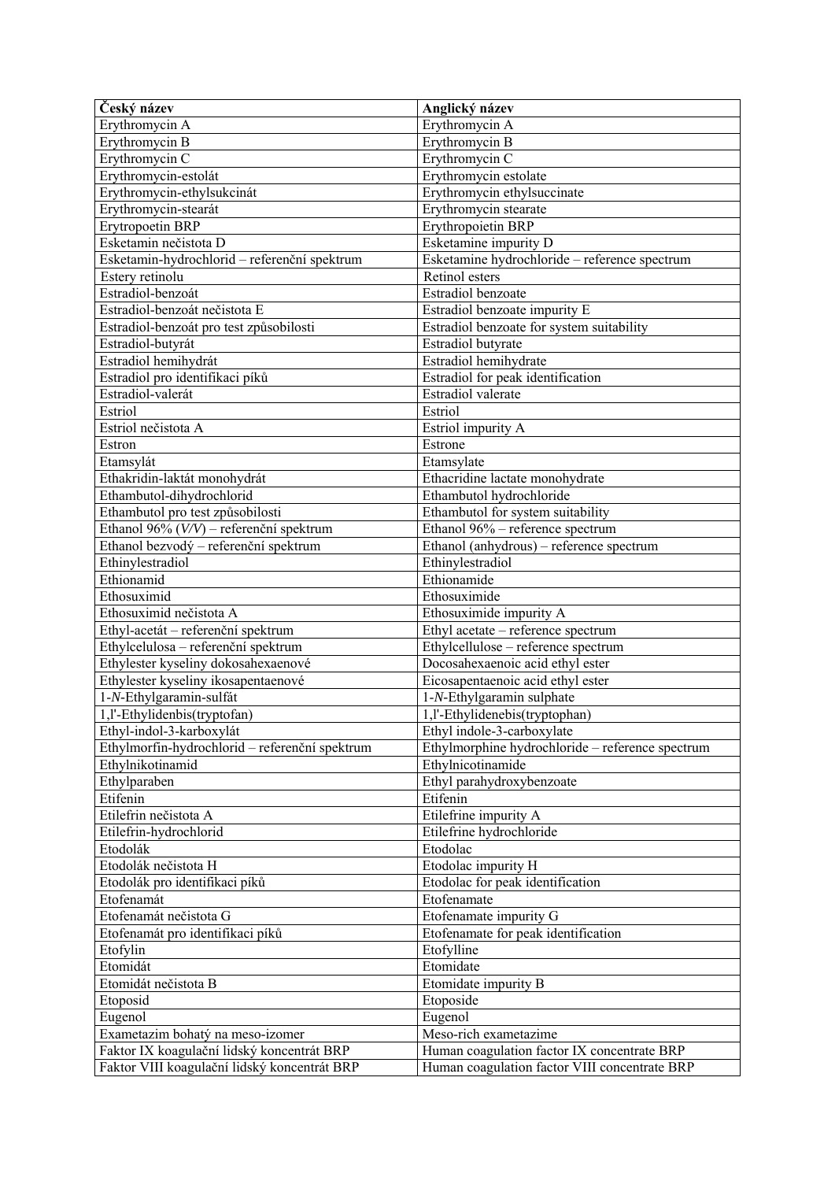| Český název | Anglický název |
|---|---|
| Erythromycin A | Erythromycin A |
| Erythromycin B | Erythromycin B |
| Erythromycin C | Erythromycin C |
| Erythromycin-estolát | Erythromycin estolate |
| Erythromycin-ethylsukcinát | Erythromycin ethylsuccinate |
| Erythromycin-stearát | Erythromycin stearate |
| Erytropoetin BRP | Erythropoietin BRP |
| Esketamin nečistota D | Esketamine impurity D |
| Esketamin-hydrochlorid – referenční spektrum | Esketamine hydrochloride – reference spectrum |
| Estery retinolu | Retinol esters |
| Estradiol-benzoát | Estradiol benzoate |
| Estradiol-benzoát nečistota E | Estradiol benzoate impurity E |
| Estradiol-benzoát pro test způsobilosti | Estradiol benzoate for system suitability |
| Estradiol-butyrát | Estradiol butyrate |
| Estradiol hemihydrát | Estradiol hemihydrate |
| Estradiol pro identifikaci píků | Estradiol for peak identification |
| Estradiol-valerát | Estradiol valerate |
| Estriol | Estriol |
| Estriol nečistota A | Estriol impurity A |
| Estron | Estrone |
| Etamsylát | Etamsylate |
| Ethakridin-laktát monohydrát | Ethacridine lactate monohydrate |
| Ethambutol-dihydrochlorid | Ethambutol hydrochloride |
| Ethambutol pro test způsobilosti | Ethambutol for system suitability |
| Ethanol 96% (*V/V*) – referenční spektrum | Ethanol 96% – reference spectrum |
| Ethanol bezvodý – referenční spektrum | Ethanol (anhydrous) – reference spectrum |
| Ethinylestradiol | Ethinylestradiol |
| Ethionamid | Ethionamide |
| Ethosuximid | Ethosuximide |
| Ethosuximid nečistota A | Ethosuximide impurity A |
| Ethyl-acetát – referenční spektrum | Ethyl acetate – reference spectrum |
| Ethylcelulosa – referenční spektrum | Ethylcellulose – reference spectrum |
| Ethylester kyseliny dokosahexaenové | Docosahexaenoic acid ethyl ester |
| Ethylester kyseliny ikosapentaenové | Eicosapentaenoic acid ethyl ester |
| 1-*N*-Ethylgaramin-sulfát | 1-*N*-Ethylgaramin sulphate |
| 1,l'-Ethylidenbis(tryptofan) | 1,l'-Ethylidenebis(tryptophan) |
| Ethyl-indol-3-karboxylát | Ethyl indole-3-carboxylate |
| Ethylmorfin-hydrochlorid – referenční spektrum | Ethylmorphine hydrochloride – reference spectrum |
| Ethylnikotinamid | Ethylnicotinamide |
| Ethylparaben | Ethyl parahydroxybenzoate |
| Etifenin | Etifenin |
| Etilefrin nečistota A | Etilefrine impurity A |
| Etilefrin-hydrochlorid | Etilefrine hydrochloride |
| Etodolák | Etodolac |
| Etodolák nečistota H | Etodolac impurity H |
| Etodolák pro identifikaci píků | Etodolac for peak identification |
| Etofenamát | Etofenamate |
| Etofenamát nečistota G | Etofenamate impurity G |
| Etofenamát pro identifikaci píků | Etofenamate for peak identification |
| Etofylin | Etofylline |
| Etomidát | Etomidate |
| Etomidát nečistota B | Etomidate impurity B |
| Etoposid | Etoposide |
| Eugenol | Eugenol |
| Exametazim bohatý na meso-izomer | Meso-rich exametazime |
| Faktor IX koagulační lidský koncentrát BRP | Human coagulation factor IX concentrate BRP |
| Faktor VIII koagulační lidský koncentrát BRP | Human coagulation factor VIII concentrate BRP |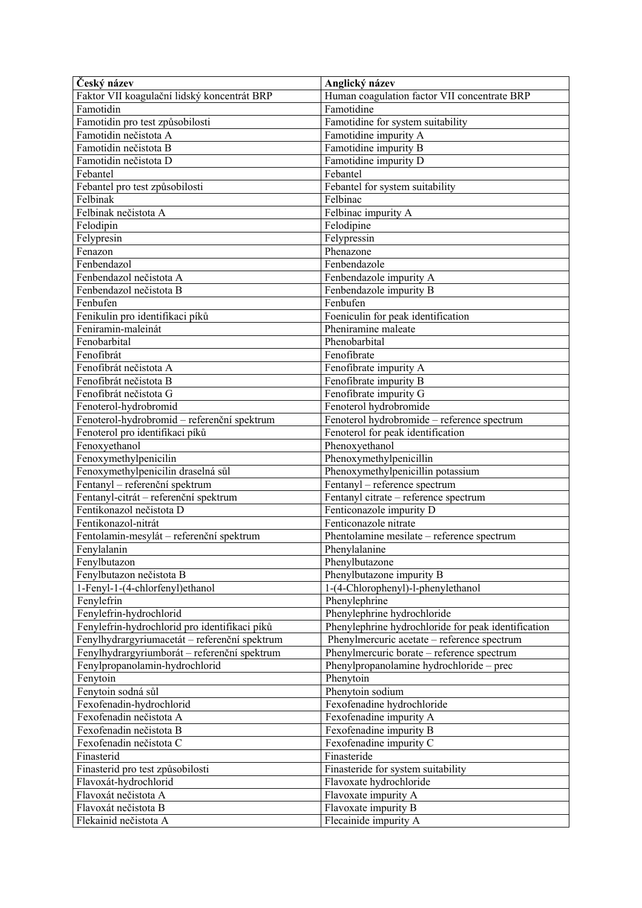| Český název | Anglický název |
|---|---|
| Faktor VII koagulační lidský koncentrát BRP | Human coagulation factor VII concentrate BRP |
| Famotidin | Famotidine |
| Famotidin pro test způsobilosti | Famotidine for system suitability |
| Famotidin nečistota A | Famotidine impurity A |
| Famotidin nečistota B | Famotidine impurity B |
| Famotidin nečistota D | Famotidine impurity D |
| Febantel | Febantel |
| Febantel pro test způsobilosti | Febantel for system suitability |
| Felbinak | Felbinac |
| Felbinak nečistota A | Felbinac impurity A |
| Felodipin | Felodipine |
| Felypresin | Felypressin |
| Fenazon | Phenazone |
| Fenbendazol | Fenbendazole |
| Fenbendazol nečistota A | Fenbendazole impurity A |
| Fenbendazol nečistota B | Fenbendazole impurity B |
| Fenbufen | Fenbufen |
| Fenikulin pro identifikaci píků | Foeniculin for peak identification |
| Feniramin-maleinát | Pheniramine maleate |
| Fenobarbital | Phenobarbital |
| Fenofibrát | Fenofibrate |
| Fenofibrát nečistota A | Fenofibrate impurity A |
| Fenofibrát nečistota B | Fenofibrate impurity B |
| Fenofibrát nečistota G | Fenofibrate impurity G |
| Fenoterol-hydrobromid | Fenoterol hydrobromide |
| Fenoterol-hydrobromid – referenční spektrum | Fenoterol hydrobromide – reference spectrum |
| Fenoterol pro identifikaci píků | Fenoterol for peak identification |
| Fenoxyethanol | Phenoxyethanol |
| Fenoxymethylpenicilin | Phenoxymethylpenicillin |
| Fenoxymethylpenicilin draselná sůl | Phenoxymethylpenicillin potassium |
| Fentanyl – referenční spektrum | Fentanyl – reference spectrum |
| Fentanyl-citrát – referenční spektrum | Fentanyl citrate – reference spectrum |
| Fentikonazol nečistota D | Fenticonazole impurity D |
| Fentikonazol-nitrát | Fenticonazole nitrate |
| Fentolamin-mesylát – referenční spektrum | Phentolamine mesilate – reference spectrum |
| Fenylalanin | Phenylalanine |
| Fenylbutazon | Phenylbutazone |
| Fenylbutazon nečistota B | Phenylbutazone impurity B |
| 1-Fenyl-1-(4-chlorfenyl)ethanol | 1-(4-Chlorophenyl)-l-phenylethanol |
| Fenylefrin | Phenylephrine |
| Fenylefrin-hydrochlorid | Phenylephrine hydrochloride |
| Fenylefrin-hydrochlorid pro identifikaci píků | Phenylephrine hydrochloride for peak identification |
| Fenylhydrargyriumacetát – referenční spektrum | Phenylmercuric acetate – reference spectrum |
| Fenylhydrargyriumborát – referenční spektrum | Phenylmercuric borate – reference spectrum |
| Fenylpropanolamin-hydrochlorid | Phenylpropanolamine hydrochloride – prec |
| Fenytoin | Phenytoin |
| Fenytoin sodná sůl | Phenytoin sodium |
| Fexofenadin-hydrochlorid | Fexofenadine hydrochloride |
| Fexofenadin nečistota A | Fexofenadine impurity A |
| Fexofenadin nečistota B | Fexofenadine impurity B |
| Fexofenadin nečistota C | Fexofenadine impurity C |
| Finasterid | Finasteride |
| Finasterid pro test způsobilosti | Finasteride for system suitability |
| Flavoxát-hydrochlorid | Flavoxate hydrochloride |
| Flavoxát nečistota A | Flavoxate impurity A |
| Flavoxát nečistota B | Flavoxate impurity B |
| Flekainid nečistota A | Flecainide impurity A |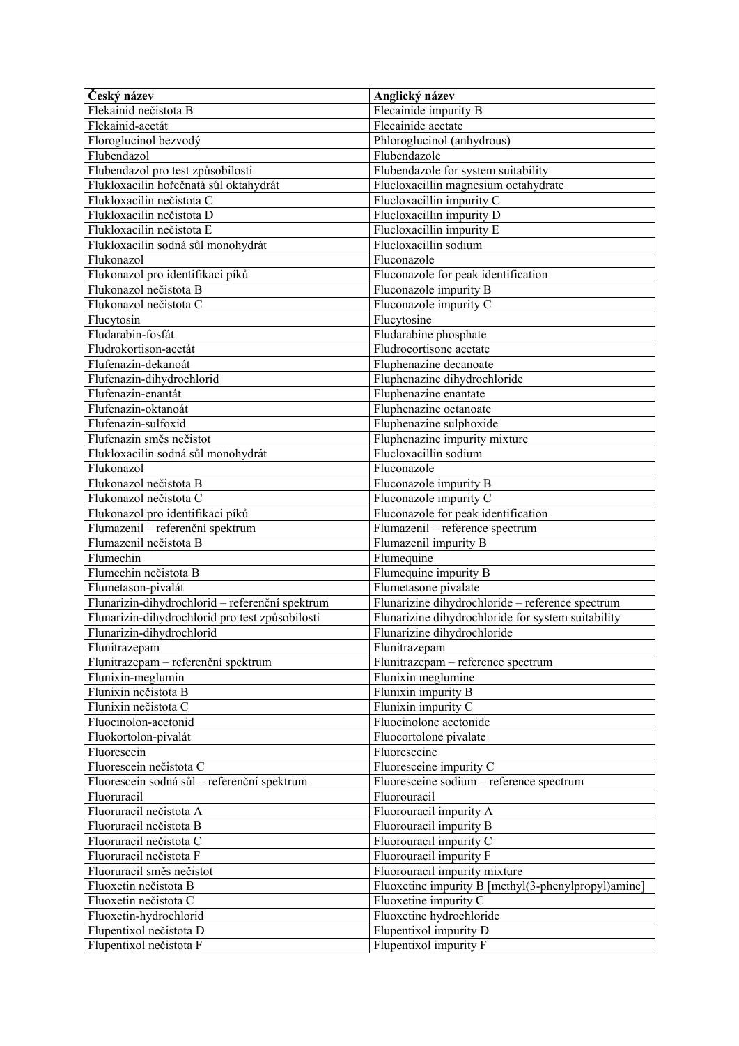| Český název | Anglický název |
|---|---|
| Flekainid nečistota B | Flecainide impurity B |
| Flekainid-acetát | Flecainide acetate |
| Floroglucinol bezvodý | Phloroglucinol (anhydrous) |
| Flubendazol | Flubendazole |
| Flubendazol pro test způsobilosti | Flubendazole for system suitability |
| Flukloxacilin hořečnatá sůl oktahydrát | Flucloxacillin magnesium octahydrate |
| Flukloxacilin nečistota C | Flucloxacillin impurity C |
| Flukloxacilin nečistota D | Flucloxacillin impurity D |
| Flukloxacilin nečistota E | Flucloxacillin impurity E |
| Flukloxacilin sodná sůl monohydrát | Flucloxacillin sodium |
| Flukonazol | Fluconazole |
| Flukonazol pro identifikaci píků | Fluconazole for peak identification |
| Flukonazol nečistota B | Fluconazole impurity B |
| Flukonazol nečistota C | Fluconazole impurity C |
| Flucytosin | Flucytosine |
| Fludarabin-fosfát | Fludarabine phosphate |
| Fludrokortison-acetát | Fludrocortisone acetate |
| Flufenazin-dekanoát | Fluphenazine decanoate |
| Flufenazin-dihydrochlorid | Fluphenazine dihydrochloride |
| Flufenazin-enantát | Fluphenazine enantate |
| Flufenazin-oktanoát | Fluphenazine octanoate |
| Flufenazin-sulfoxid | Fluphenazine sulphoxide |
| Flufenazin směs nečistot | Fluphenazine impurity mixture |
| Flukloxacilin sodná sůl monohydrát | Flucloxacillin sodium |
| Flukonazol | Fluconazole |
| Flukonazol nečistota B | Fluconazole impurity B |
| Flukonazol nečistota C | Fluconazole impurity C |
| Flukonazol pro identifikaci píků | Fluconazole for peak identification |
| Flumazenil – referenční spektrum | Flumazenil – reference spectrum |
| Flumazenil nečistota B | Flumazenil impurity B |
| Flumechin | Flumequine |
| Flumechin nečistota B | Flumequine impurity B |
| Flumetason-pivalát | Flumetasone pivalate |
| Flunarizin-dihydrochlorid – referenční spektrum | Flunarizine dihydrochloride – reference spectrum |
| Flunarizin-dihydrochlorid pro test způsobilosti | Flunarizine dihydrochloride for system suitability |
| Flunarizin-dihydrochlorid | Flunarizine dihydrochloride |
| Flunitrazepam | Flunitrazepam |
| Flunitrazepam – referenční spektrum | Flunitrazepam – reference spectrum |
| Flunixin-meglumin | Flunixin meglumine |
| Flunixin nečistota B | Flunixin impurity B |
| Flunixin nečistota C | Flunixin impurity C |
| Fluocinolon-acetonid | Fluocinolone acetonide |
| Fluokortolon-pivalát | Fluocortolone pivalate |
| Fluorescein | Fluoresceine |
| Fluorescein nečistota C | Fluoresceine impurity C |
| Fluorescein sodná sůl – referenční spektrum | Fluoresceine sodium – reference spectrum |
| Fluoruracil | Fluorouracil |
| Fluoruracil nečistota A | Fluorouracil impurity A |
| Fluoruracil nečistota B | Fluorouracil impurity B |
| Fluoruracil nečistota C | Fluorouracil impurity C |
| Fluoruracil nečistota F | Fluorouracil impurity F |
| Fluoruracil směs nečistot | Fluorouracil impurity mixture |
| Fluoxetin nečistota B | Fluoxetine impurity B [methyl(3-phenylpropyl)amine] |
| Fluoxetin nečistota C | Fluoxetine impurity C |
| Fluoxetin-hydrochlorid | Fluoxetine hydrochloride |
| Flupentixol nečistota D | Flupentixol impurity D |
| Flupentixol nečistota F | Flupentixol impurity F |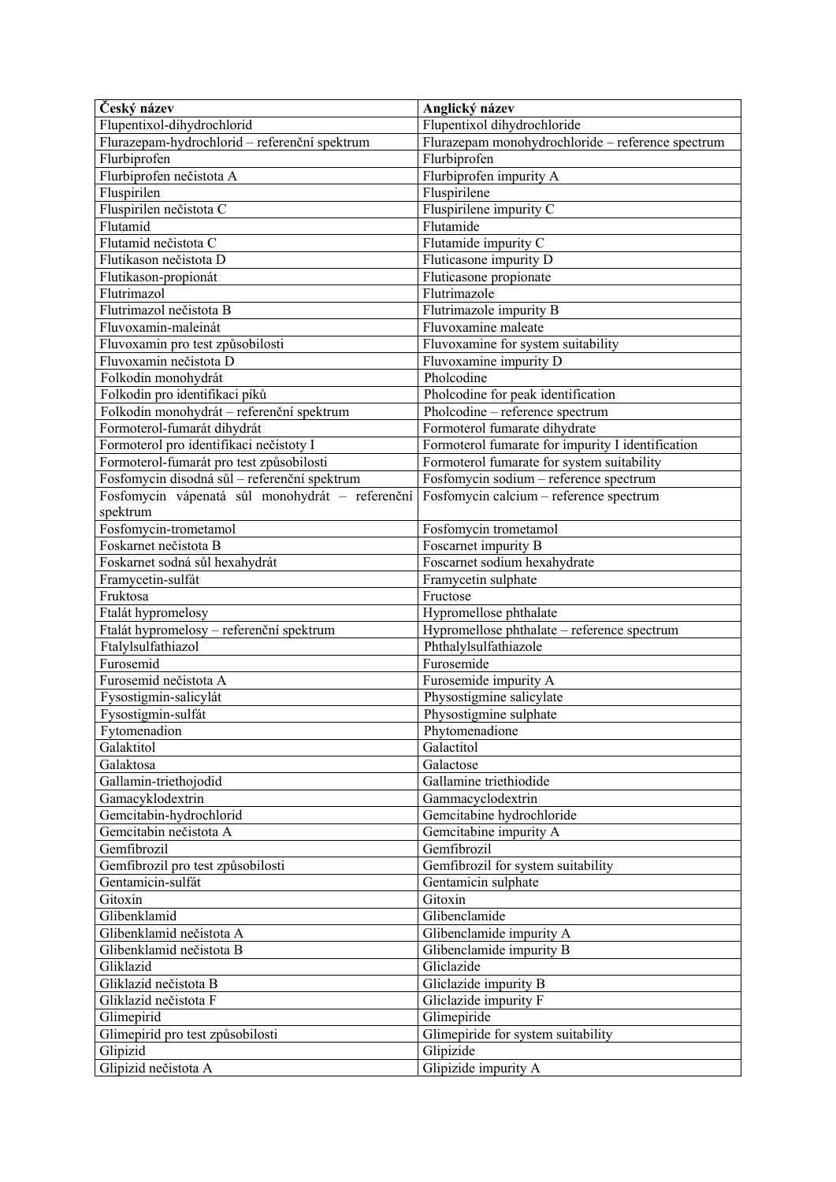| Český název | Anglický název |
|---|---|
| Flupentixol-dihydrochlorid | Flupentixol dihydrochloride |
| Flurazepam-hydrochlorid – referenční spektrum | Flurazepam monohydrochloride – reference spectrum |
| Flurbiprofen | Flurbiprofen |
| Flurbiprofen nečistota A | Flurbiprofen impurity A |
| Fluspirilen | Fluspirilene |
| Fluspirilen nečistota C | Fluspirilene impurity C |
| Flutamid | Flutamide |
| Flutamid nečistota C | Flutamide impurity C |
| Flutikason nečistota D | Fluticasone impurity D |
| Flutikason-propionát | Fluticasone propionate |
| Flutrimazol | Flutrimazole |
| Flutrimazol nečistota B | Flutrimazole impurity B |
| Fluvoxamin-maleinát | Fluvoxamine maleate |
| Fluvoxamin pro test způsobilosti | Fluvoxamine for system suitability |
| Fluvoxamin nečistota D | Fluvoxamine impurity D |
| Folkodin monohydrát | Pholcodine |
| Folkodin pro identifikaci píků | Pholcodine for peak identification |
| Folkodin monohydrát – referenční spektrum | Pholcodine – reference spectrum |
| Formoterol-fumarát dihydrát | Formoterol fumarate dihydrate |
| Formoterol pro identifikaci nečistoty I | Formoterol fumarate for impurity I identification |
| Formoterol-fumarát pro test způsobilosti | Formoterol fumarate for system suitability |
| Fosfomycin disodná sůl – referenční spektrum | Fosfomycin sodium – reference spectrum |
| Fosfomycin vápenatá sůl monohydrát – referenční spektrum | Fosfomycin calcium – reference spectrum |
| Fosfomycin-trometamol | Fosfomycin trometamol |
| Foskarnet nečistota B | Foscarnet impurity B |
| Foskarnet sodná sůl hexahydrát | Foscarnet sodium hexahydrate |
| Framycetin-sulfát | Framycetin sulphate |
| Fruktosa | Fructose |
| Ftalát hypromelosy | Hypromellose phthalate |
| Ftalát hypromelosy – referenční spektrum | Hypromellose phthalate – reference spectrum |
| Ftalylsulfathiazol | Phthalylsulfathiazole |
| Furosemid | Furosemide |
| Furosemid nečistota A | Furosemide impurity A |
| Fysostigmin-salicylát | Physostigmine salicylate |
| Fysostigmin-sulfát | Physostigmine sulphate |
| Fytomenadion | Phytomenadione |
| Galaktitol | Galactitol |
| Galaktosa | Galactose |
| Gallamin-triethojodid | Gallamine triethiodide |
| Gamacyklodextrin | Gammacyclodextrin |
| Gemcitabin-hydrochlorid | Gemcitabine hydrochloride |
| Gemcitabin nečistota A | Gemcitabine impurity A |
| Gemfibrozil | Gemfibrozil |
| Gemfibrozil pro test způsobilosti | Gemfibrozil for system suitability |
| Gentamicin-sulfát | Gentamicin sulphate |
| Gitoxin | Gitoxin |
| Glibenklamid | Glibenclamide |
| Glibenklamid nečistota A | Glibenclamide impurity A |
| Glibenklamid nečistota B | Glibenclamide impurity B |
| Gliklazid | Gliclazide |
| Gliklazid nečistota B | Gliclazide impurity B |
| Gliklazid nečistota F | Gliclazide impurity F |
| Glimepirid | Glimepiride |
| Glimepirid pro test způsobilosti | Glimepiride for system suitability |
| Glipizid | Glipizide |
| Glipizid nečistota A | Glipizide impurity A |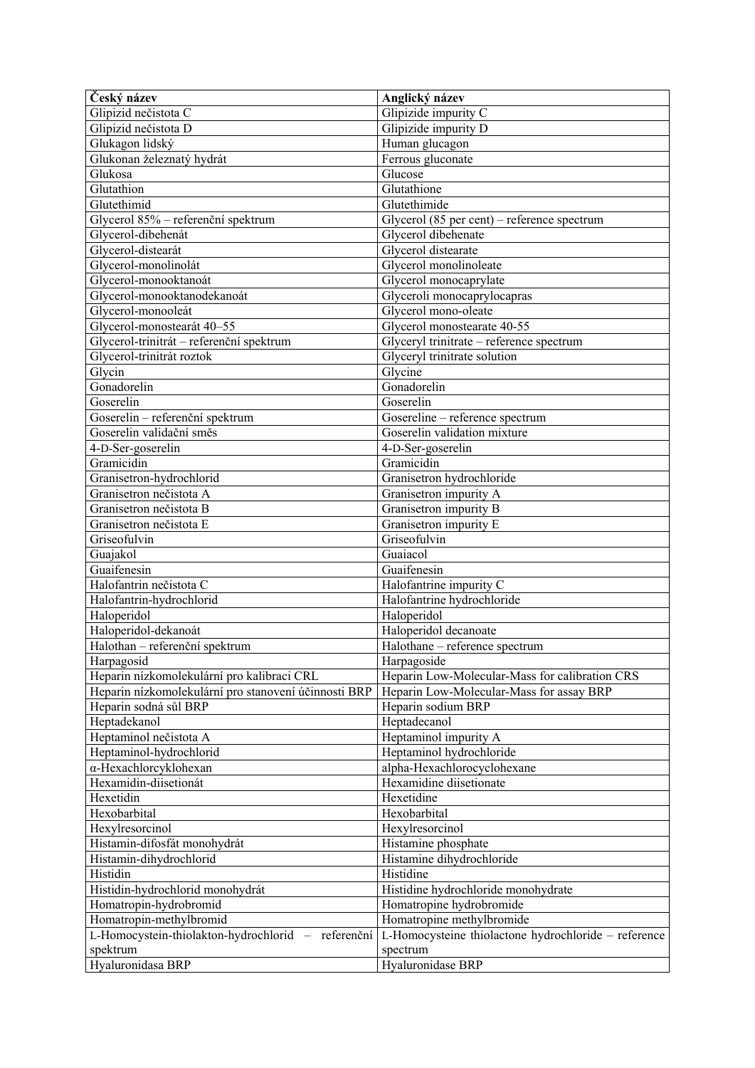| Český název | Anglický název |
|---|---|
| Glipizid nečistota C | Glipizide impurity C |
| Glipizid nečistota D | Glipizide impurity D |
| Glukagon lidský | Human glucagon |
| Glukonan železnatý hydrát | Ferrous gluconate |
| Glukosa | Glucose |
| Glutathion | Glutathione |
| Glutethimid | Glutethimide |
| Glycerol 85% – referenční spektrum | Glycerol (85 per cent) – reference spectrum |
| Glycerol-dibehenát | Glycerol dibehenate |
| Glycerol-distearát | Glycerol distearate |
| Glycerol-monolinolát | Glycerol monolinoleate |
| Glycerol-monooktanoát | Glycerol monocaprylate |
| Glycerol-monooktanodekanoát | Glyceroli monocaprylocapras |
| Glycerol-monooleát | Glycerol mono-oleate |
| Glycerol-monostearát 40–55 | Glycerol monostearate 40-55 |
| Glycerol-trinitrát – referenční spektrum | Glyceryl trinitrate – reference spectrum |
| Glycerol-trinitrát roztok | Glyceryl trinitrate solution |
| Glycin | Glycine |
| Gonadorelin | Gonadorelin |
| Goserelin | Goserelin |
| Goserelin – referenční spektrum | Gosereline – reference spectrum |
| Goserelin validační směs | Goserelin validation mixture |
| 4-D-Ser-goserelin | 4-D-Ser-goserelin |
| Gramicidin | Gramicidin |
| Granisetron-hydrochlorid | Granisetron hydrochloride |
| Granisetron nečistota A | Granisetron impurity A |
| Granisetron nečistota B | Granisetron impurity B |
| Granisetron nečistota E | Granisetron impurity E |
| Griseofulvin | Griseofulvin |
| Guajakol | Guaiacol |
| Guaifenesin | Guaifenesin |
| Halofantrin nečistota C | Halofantrine impurity C |
| Halofantrin-hydrochlorid | Halofantrine hydrochloride |
| Haloperidol | Haloperidol |
| Haloperidol-dekanoát | Haloperidol decanoate |
| Halothan – referenční spektrum | Halothane – reference spectrum |
| Harpagosid | Harpagoside |
| Heparin nízkomolekulární pro kalibraci CRL | Heparin Low-Molecular-Mass for calibration CRS |
| Heparin nízkomolekulární pro stanovení účinnosti BRP | Heparin Low-Molecular-Mass for assay BRP |
| Heparin sodná sůl BRP | Heparin sodium BRP |
| Heptadekanol | Heptadecanol |
| Heptaminol nečistota A | Heptaminol impurity A |
| Heptaminol-hydrochlorid | Heptaminol hydrochloride |
| α-Hexachlorcyklohexan | alpha-Hexachlorocyclohexane |
| Hexamidin-diisetionát | Hexamidine diisetionate |
| Hexetidin | Hexetidine |
| Hexobarbital | Hexobarbital |
| Hexylresorcinol | Hexylresorcinol |
| Histamin-difosfát monohydrát | Histamine phosphate |
| Histamin-dihydrochlorid | Histamine dihydrochloride |
| Histidin | Histidine |
| Histidin-hydrochlorid monohydrát | Histidine hydrochloride monohydrate |
| Homatropin-hydrobromid | Homatropine hydrobromide |
| Homatropin-methylbromid | Homatropine methylbromide |
| L-Homocystein-thiolakton-hydrochlorid – referenční spektrum | L-Homocysteine thiolactone hydrochloride – reference spectrum |
| Hyaluronidasa BRP | Hyaluronidase BRP |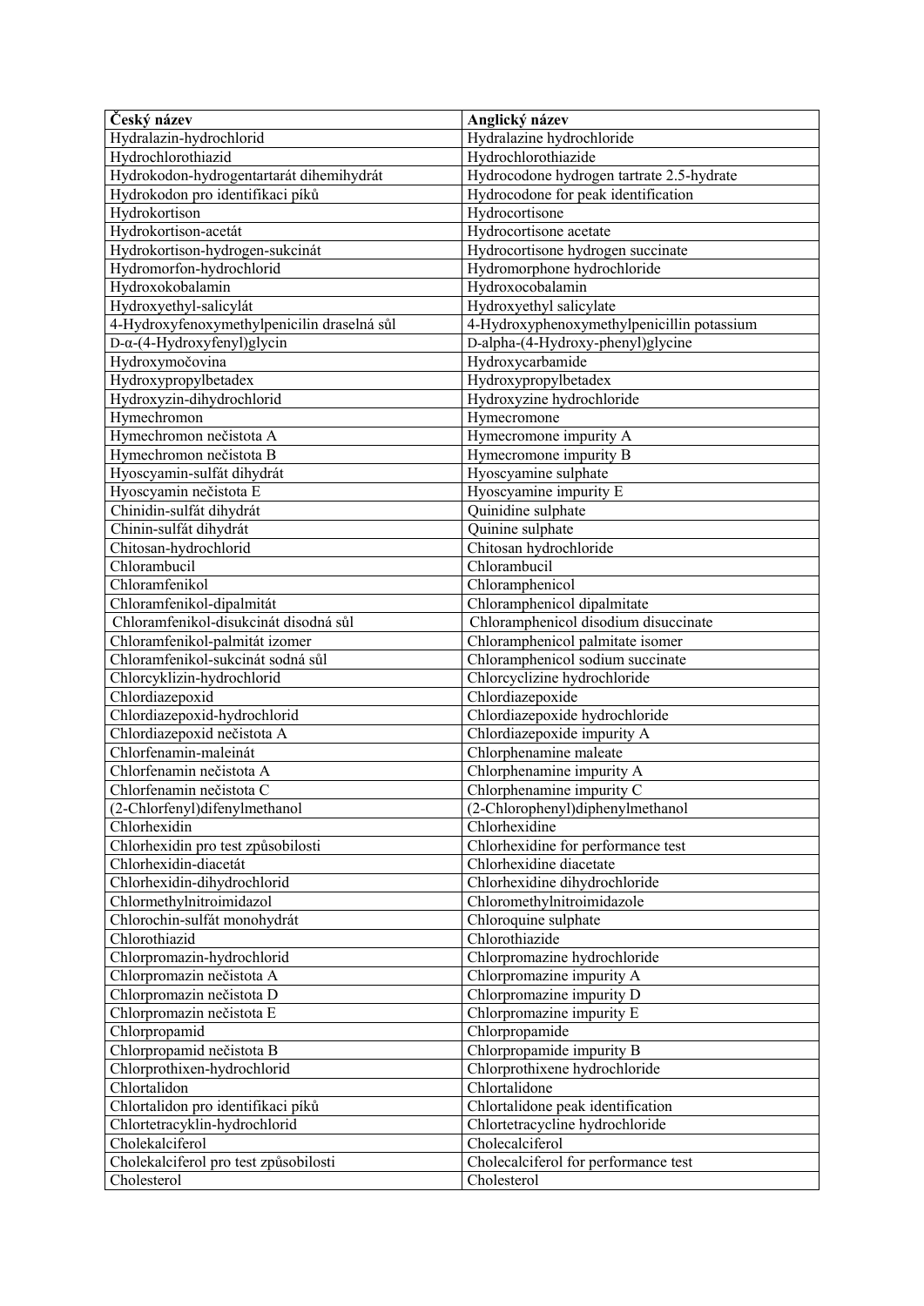| Český název | Anglický název |
|---|---|
| Hydralazin-hydrochlorid | Hydralazine hydrochloride |
| Hydrochlorothiazid | Hydrochlorothiazide |
| Hydrokodon-hydrogentartarát dihemihydrát | Hydrocodone hydrogen tartrate 2.5-hydrate |
| Hydrokodon pro identifikaci píků | Hydrocodone for peak identification |
| Hydrokortison | Hydrocortisone |
| Hydrokortison-acetát | Hydrocortisone acetate |
| Hydrokortison-hydrogen-sukcinát | Hydrocortisone hydrogen succinate |
| Hydromorfon-hydrochlorid | Hydromorphone hydrochloride |
| Hydroxokobalamin | Hydroxocobalamin |
| Hydroxyethyl-salicylát | Hydroxyethyl salicylate |
| 4-Hydroxyfenoxymethylpenicilin draselná sůl | 4-Hydroxyphenoxymethylpenicillin potassium |
| D-α-(4-Hydroxyfenyl)glycin | D-alpha-(4-Hydroxy-phenyl)glycine |
| Hydroxymočovina | Hydroxycarbamide |
| Hydroxypropylbetadex | Hydroxypropylbetadex |
| Hydroxyzin-dihydrochlorid | Hydroxyzine hydrochloride |
| Hymechromon | Hymecromone |
| Hymechromon nečistota A | Hymecromone impurity A |
| Hymechromon nečistota B | Hymecromone impurity B |
| Hyoscyamin-sulfát dihydrát | Hyoscyamine sulphate |
| Hyoscyamin nečistota E | Hyoscyamine impurity E |
| Chinidin-sulfát dihydrát | Quinidine sulphate |
| Chinin-sulfát dihydrát | Quinine sulphate |
| Chitosan-hydrochlorid | Chitosan hydrochloride |
| Chlorambucil | Chlorambucil |
| Chloramfenikol | Chloramphenicol |
| Chloramfenikol-dipalmitát | Chloramphenicol dipalmitate |
| Chloramfenikol-disukcinát disodná sůl | Chloramphenicol disodium disuccinate |
| Chloramfenikol-palmitát izomer | Chloramphenicol palmitate isomer |
| Chloramfenikol-sukcinát sodná sůl | Chloramphenicol sodium succinate |
| Chlorcyklizin-hydrochlorid | Chlorcyclizine hydrochloride |
| Chlordiazepoxid | Chlordiazepoxide |
| Chlordiazepoxid-hydrochlorid | Chlordiazepoxide hydrochloride |
| Chlordiazepoxid nečistota A | Chlordiazepoxide impurity A |
| Chlorfenamin-maleinát | Chlorphenamine maleate |
| Chlorfenamin nečistota A | Chlorphenamine impurity A |
| Chlorfenamin nečistota C | Chlorphenamine impurity C |
| (2-Chlorfenyl)difenylmethanol | (2-Chlorophenyl)diphenylmethanol |
| Chlorhexidin | Chlorhexidine |
| Chlorhexidin pro test způsobilosti | Chlorhexidine for performance test |
| Chlorhexidin-diacetát | Chlorhexidine diacetate |
| Chlorhexidin-dihydrochlorid | Chlorhexidine dihydrochloride |
| Chlormethylnitroimidazol | Chloromethylnitroimidazole |
| Chlorochin-sulfát monohydrát | Chloroquine sulphate |
| Chlorothiazid | Chlorothiazide |
| Chlorpromazin-hydrochlorid | Chlorpromazine hydrochloride |
| Chlorpromazin nečistota A | Chlorpromazine impurity A |
| Chlorpromazin nečistota D | Chlorpromazine impurity D |
| Chlorpromazin nečistota E | Chlorpromazine impurity E |
| Chlorpropamid | Chlorpropamide |
| Chlorpropamid nečistota B | Chlorpropamide impurity B |
| Chlorprothixen-hydrochlorid | Chlorprothixene hydrochloride |
| Chlortalidon | Chlortalidone |
| Chlortalidon pro identifikaci píků | Chlortalidone peak identification |
| Chlortetracyklin-hydrochlorid | Chlortetracycline hydrochloride |
| Cholekalciferol | Cholecalciferol |
| Cholekalciferol pro test způsobilosti | Cholecalciferol for performance test |
| Cholesterol | Cholesterol |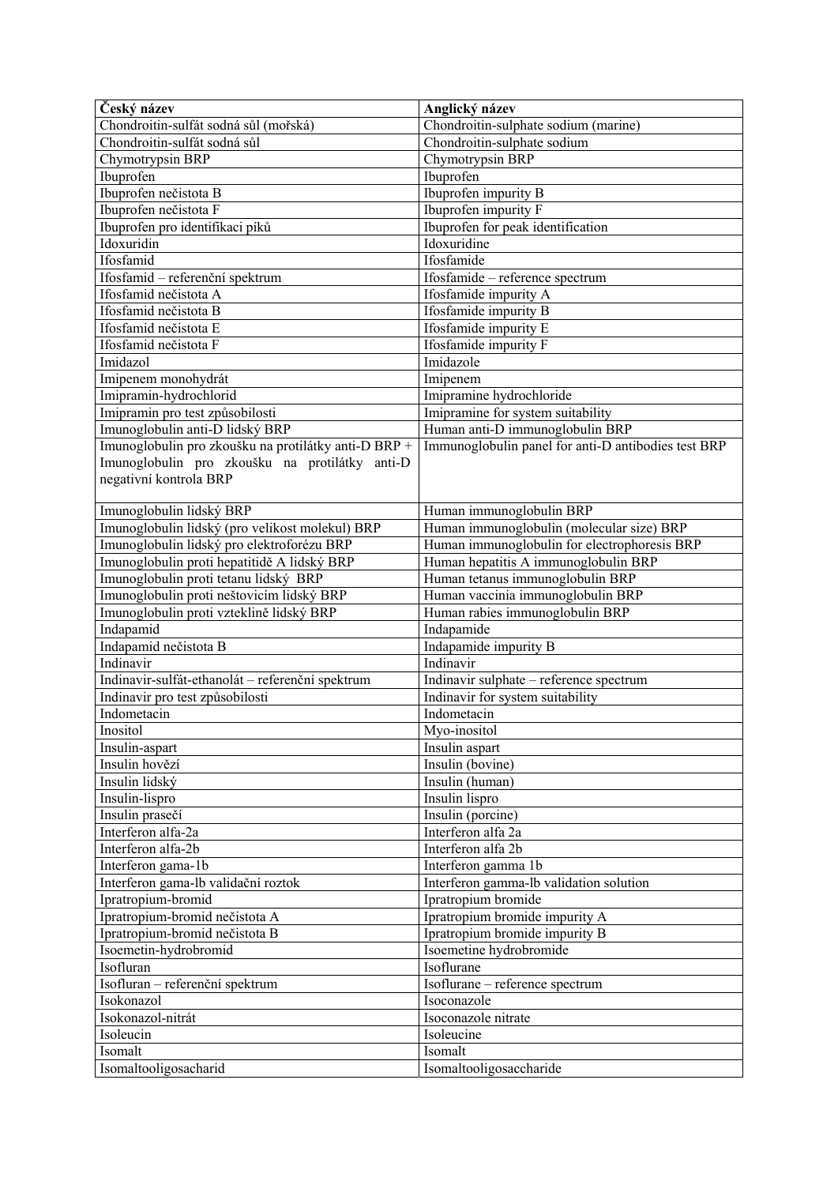| Český název | Anglický název |
|---|---|
| Chondroitin-sulfát sodná sůl (mořská) | Chondroitin-sulphate sodium (marine) |
| Chondroitin-sulfát sodná sůl | Chondroitin-sulphate sodium |
| Chymotrypsin BRP | Chymotrypsin BRP |
| Ibuprofen | Ibuprofen |
| Ibuprofen nečistota B | Ibuprofen impurity B |
| Ibuprofen nečistota F | Ibuprofen impurity F |
| Ibuprofen pro identifikaci píků | Ibuprofen for peak identification |
| Idoxuridin | Idoxuridine |
| Ifosfamid | Ifosfamide |
| Ifosfamid – referenční spektrum | Ifosfamide – reference spectrum |
| Ifosfamid nečistota A | Ifosfamide impurity A |
| Ifosfamid nečistota B | Ifosfamide impurity B |
| Ifosfamid nečistota E | Ifosfamide impurity E |
| Ifosfamid nečistota F | Ifosfamide impurity F |
| Imidazol | Imidazole |
| Imipenem monohydrát | Imipenem |
| Imipramin-hydrochlorid | Imipramine hydrochloride |
| Imipramin pro test způsobilosti | Imipramine for system suitability |
| Imunoglobulin anti-D lidský BRP | Human anti-D immunoglobulin BRP |
| Imunoglobulin pro zkoušku na protilátky anti-D BRP + Imunoglobulin pro zkoušku na protilátky anti-D negativní kontrola BRP | Immunoglobulin panel for anti-D antibodies test BRP |
| Imunoglobulin lidský BRP | Human immunoglobulin BRP |
| Imunoglobulin lidský (pro velikost molekul) BRP | Human immunoglobulin (molecular size) BRP |
| Imunoglobulin lidský pro elektroforézu BRP | Human immunoglobulin for electrophoresis BRP |
| Imunoglobulin proti hepatitidě A lidský BRP | Human hepatitis A immunoglobulin BRP |
| Imunoglobulin proti tetanu lidský BRP | Human tetanus immunoglobulin BRP |
| Imunoglobulin proti neštovicím lidský BRP | Human vaccinia immunoglobulin BRP |
| Imunoglobulin proti vzteklině lidský BRP | Human rabies immunoglobulin BRP |
| Indapamid | Indapamide |
| Indapamid nečistota B | Indapamide impurity B |
| Indinavir | Indinavir |
| Indinavir-sulfát-ethanolát – referenční spektrum | Indinavir sulphate – reference spectrum |
| Indinavir pro test způsobilosti | Indinavir for system suitability |
| Indometacin | Indometacin |
| Inositol | Myo-inositol |
| Insulin-aspart | Insulin aspart |
| Insulin hovězí | Insulin (bovine) |
| Insulin lidský | Insulin (human) |
| Insulin-lispro | Insulin lispro |
| Insulin prasečí | Insulin (porcine) |
| Interferon alfa-2a | Interferon alfa 2a |
| Interferon alfa-2b | Interferon alfa 2b |
| Interferon gama-1b | Interferon gamma 1b |
| Interferon gama-lb validační roztok | Interferon gamma-lb validation solution |
| Ipratropium-bromid | Ipratropium bromide |
| Ipratropium-bromid nečistota A | Ipratropium bromide impurity A |
| Ipratropium-bromid nečistota B | Ipratropium bromide impurity B |
| Isoemetin-hydrobromid | Isoemetine hydrobromide |
| Isofluran | Isoflurane |
| Isofluran – referenční spektrum | Isoflurane – reference spectrum |
| Isokonazol | Isoconazole |
| Isokonazol-nitrát | Isoconazole nitrate |
| Isoleucin | Isoleucine |
| Isomalt | Isomalt |
| Isomaltooligosacharid | Isomaltooligosaccharide |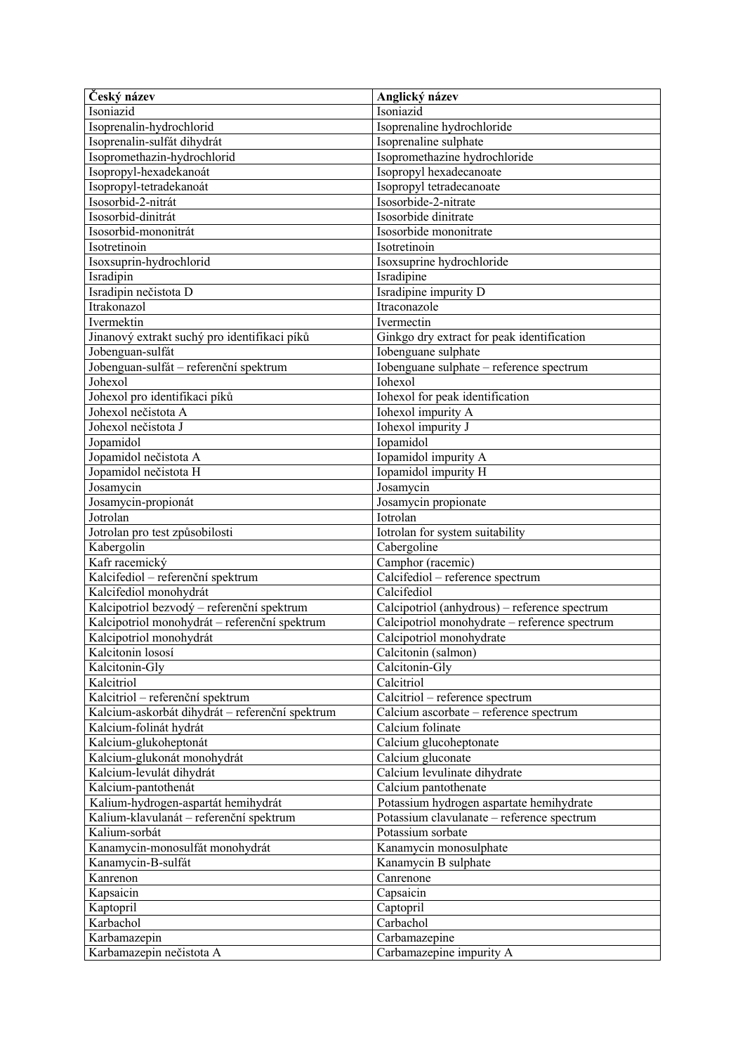| **Český název** | **Anglický název** |
|---|---|
| Isoniazid | Isoniazid |
| Isoprenalin-hydrochlorid | Isoprenaline hydrochloride |
| Isoprenalin-sulfát dihydrát | Isoprenaline sulphate |
| Isopromethazin-hydrochlorid | Isopromethazine hydrochloride |
| Isopropyl-hexadekanoát | Isopropyl hexadecanoate |
| Isopropyl-tetradekanoát | Isopropyl tetradecanoate |
| Isosorbid-2-nitrát | Isosorbide-2-nitrate |
| Isosorbid-dinitrát | Isosorbide dinitrate |
| Isosorbid-mononitrát | Isosorbide mononitrate |
| Isotretinoin | Isotretinoin |
| Isoxsuprin-hydrochlorid | Isoxsuprine hydrochloride |
| Isradipin | Isradipine |
| Isradipin nečistota D | Isradipine impurity D |
| Itrakonazol | Itraconazole |
| Ivermektin | Ivermectin |
| Jinanový extrakt suchý pro identifikaci píků | Ginkgo dry extract for peak identification |
| Jobenguan-sulfát | Iobenguane sulphate |
| Jobenguan-sulfát – referenční spektrum | Iobenguane sulphate – reference spectrum |
| Johexol | Iohexol |
| Johexol pro identifikaci píků | Iohexol for peak identification |
| Johexol nečistota A | Iohexol impurity A |
| Johexol nečistota J | Iohexol impurity J |
| Jopamidol | Iopamidol |
| Jopamidol nečistota A | Iopamidol impurity A |
| Jopamidol nečistota H | Iopamidol impurity H |
| Josamycin | Josamycin |
| Josamycin-propionát | Josamycin propionate |
| Jotrolan | Iotrolan |
| Jotrolan pro test způsobilosti | Iotrolan for system suitability |
| Kabergolin | Cabergoline |
| Kafr racemický | Camphor (racemic) |
| Kalcifediol – referenční spektrum | Calcifediol – reference spectrum |
| Kalcifediol monohydrát | Calcifediol |
| Kalcipotriol bezvodý – referenční spektrum | Calcipotriol (anhydrous) – reference spectrum |
| Kalcipotriol monohydrát – referenční spektrum | Calcipotriol monohydrate – reference spectrum |
| Kalcipotriol monohydrát | Calcipotriol monohydrate |
| Kalcitonin lososí | Calcitonin (salmon) |
| Kalcitonin-Gly | Calcitonin-Gly |
| Kalcitriol | Calcitriol |
| Kalcitriol – referenční spektrum | Calcitriol – reference spectrum |
| Kalcium-askorbát dihydrát – referenční spektrum | Calcium ascorbate – reference spectrum |
| Kalcium-folinát hydrát | Calcium folinate |
| Kalcium-glukoheptonát | Calcium glucoheptonate |
| Kalcium-glukonát monohydrát | Calcium gluconate |
| Kalcium-levulát dihydrát | Calcium levulinate dihydrate |
| Kalcium-pantothenát | Calcium pantothenate |
| Kalium-hydrogen-aspartát hemihydrát | Potassium hydrogen aspartate hemihydrate |
| Kalium-klavulanát – referenční spektrum | Potassium clavulanate – reference spectrum |
| Kalium-sorbát | Potassium sorbate |
| Kanamycin-monosulfát monohydrát | Kanamycin monosulphate |
| Kanamycin-B-sulfát | Kanamycin B sulphate |
| Kanrenon | Canrenone |
| Kapsaicin | Capsaicin |
| Kaptopril | Captopril |
| Karbachol | Carbachol |
| Karbamazepin | Carbamazepine |
| Karbamazepin nečistota A | Carbamazepine impurity A |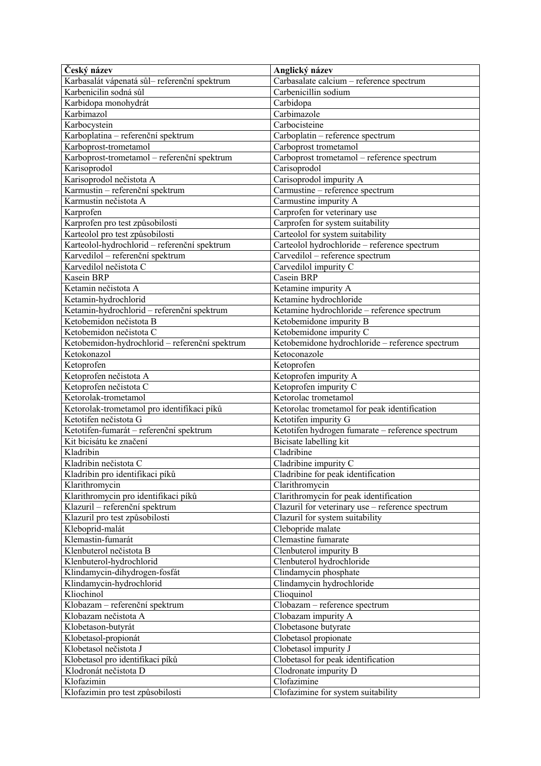| **Český název** | **Anglický název** |
| --- | --- |
| Karbasalát vápenatá sůl– referenční spektrum | Carbasalate calcium – reference spectrum |
| Karbenicilin sodná sůl | Carbenicillin sodium |
| Karbidopa monohydrát | Carbidopa |
| Karbimazol | Carbimazole |
| Karbocystein | Carbocisteine |
| Karboplatina – referenční spektrum | Carboplatin – reference spectrum |
| Karboprost-trometamol | Carboprost trometamol |
| Karboprost-trometamol – referenční spektrum | Carboprost trometamol – reference spectrum |
| Karisoprodol | Carisoprodol |
| Karisoprodol nečistota A | Carisoprodol impurity A |
| Karmustin – referenční spektrum | Carmustine – reference spectrum |
| Karmustin nečistota A | Carmustine impurity A |
| Karprofen | Carprofen for veterinary use |
| Karprofen pro test způsobilosti | Carprofen for system suitability |
| Karteolol pro test způsobilosti | Carteolol for system suitability |
| Karteolol-hydrochlorid – referenční spektrum | Carteolol hydrochloride – reference spectrum |
| Karvedilol – referenční spektrum | Carvedilol – reference spectrum |
| Karvedilol nečistota C | Carvedilol impurity C |
| Kasein BRP | Casein BRP |
| Ketamin nečistota A | Ketamine impurity A |
| Ketamin-hydrochlorid | Ketamine hydrochloride |
| Ketamin-hydrochlorid – referenční spektrum | Ketamine hydrochloride – reference spectrum |
| Ketobemidon nečistota B | Ketobemidone impurity B |
| Ketobemidon nečistota C | Ketobemidone impurity C |
| Ketobemidon-hydrochlorid – referenční spektrum | Ketobemidone hydrochloride – reference spectrum |
| Ketokonazol | Ketoconazole |
| Ketoprofen | Ketoprofen |
| Ketoprofen nečistota A | Ketoprofen impurity A |
| Ketoprofen nečistota C | Ketoprofen impurity C |
| Ketorolak-trometamol | Ketorolac trometamol |
| Ketorolak-trometamol pro identifikaci píků | Ketorolac trometamol for peak identification |
| Ketotifen nečistota G | Ketotifen impurity G |
| Ketotifen-fumarát – referenční spektrum | Ketotifen hydrogen fumarate – reference spectrum |
| Kit bicisátu ke značení | Bicisate labelling kit |
| Kladribin | Cladribine |
| Kladribin nečistota C | Cladribine impurity C |
| Kladribin pro identifikaci píků | Cladribine for peak identification |
| Klarithromycin | Clarithromycin |
| Klarithromycin pro identifikaci píků | Clarithromycin for peak identification |
| Klazuril – referenční spektrum | Clazuril for veterinary use – reference spectrum |
| Klazuril pro test způsobilosti | Clazuril for system suitability |
| Kleboprid-malát | Clebopride malate |
| Klemastin-fumarát | Clemastine fumarate |
| Klenbuterol nečistota B | Clenbuterol impurity B |
| Klenbuterol-hydrochlorid | Clenbuterol hydrochloride |
| Klindamycin-dihydrogen-fosfát | Clindamycin phosphate |
| Klindamycin-hydrochlorid | Clindamycin hydrochloride |
| Kliochinol | Clioquinol |
| Klobazam – referenční spektrum | Clobazam – reference spectrum |
| Klobazam nečistota A | Clobazam impurity A |
| Klobetason-butyrát | Clobetasone butyrate |
| Klobetasol-propionát | Clobetasol propionate |
| Klobetasol nečistota J | Clobetasol impurity J |
| Klobetasol pro identifikaci píků | Clobetasol for peak identification |
| Klodronát nečistota D | Clodronate impurity D |
| Klofazimin | Clofazimine |
| Klofazimin pro test způsobilosti | Clofazimine for system suitability |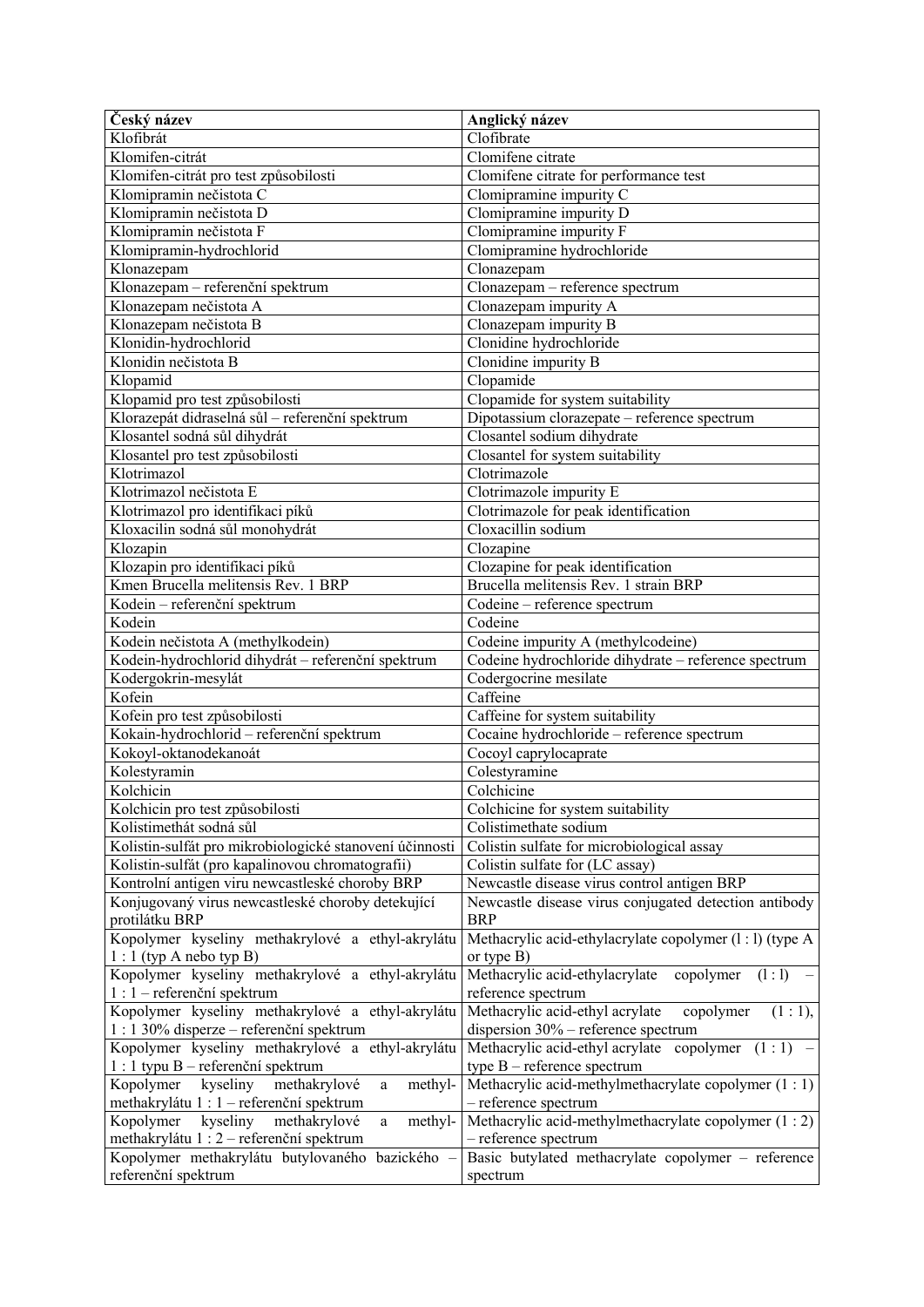| Český název | Anglický název |
|---|---|
| Klofibrát | Clofibrate |
| Klomifen-citrát | Clomifene citrate |
| Klomifen-citrát pro test způsobilosti | Clomifene citrate for performance test |
| Klomipramin nečistota C | Clomipramine impurity C |
| Klomipramin nečistota D | Clomipramine impurity D |
| Klomipramin nečistota F | Clomipramine impurity F |
| Klomipramin-hydrochlorid | Clomipramine hydrochloride |
| Klonazepam | Clonazepam |
| Klonazepam – referenční spektrum | Clonazepam – reference spectrum |
| Klonazepam nečistota A | Clonazepam impurity A |
| Klonazepam nečistota B | Clonazepam impurity B |
| Klonidin-hydrochlorid | Clonidine hydrochloride |
| Klonidin nečistota B | Clonidine impurity B |
| Klopamid | Clopamide |
| Klopamid pro test způsobilosti | Clopamide for system suitability |
| Klorazepát didraselná sůl – referenční spektrum | Dipotassium clorazepate – reference spectrum |
| Klosantel sodná sůl dihydrát | Closantel sodium dihydrate |
| Klosantel pro test způsobilosti | Closantel for system suitability |
| Klotrimazol | Clotrimazole |
| Klotrimazol nečistota E | Clotrimazole impurity E |
| Klotrimazol pro identifikaci píků | Clotrimazole for peak identification |
| Kloxacilin sodná sůl monohydrát | Cloxacillin sodium |
| Klozapin | Clozapine |
| Klozapin pro identifikaci píků | Clozapine for peak identification |
| Kmen Brucella melitensis Rev. 1 BRP | Brucella melitensis Rev. 1 strain BRP |
| Kodein – referenční spektrum | Codeine – reference spectrum |
| Kodein | Codeine |
| Kodein nečistota A (methylkodein) | Codeine impurity A (methylcodeine) |
| Kodein-hydrochlorid dihydrát – referenční spektrum | Codeine hydrochloride dihydrate – reference spectrum |
| Kodergokrin-mesylát | Codergocrine mesilate |
| Kofein | Caffeine |
| Kofein pro test způsobilosti | Caffeine for system suitability |
| Kokain-hydrochlorid – referenční spektrum | Cocaine hydrochloride – reference spectrum |
| Kokoyl-oktanodekanoát | Cocoyl caprylocaprate |
| Kolestyramin | Colestyramine |
| Kolchicin | Colchicine |
| Kolchicin pro test způsobilosti | Colchicine for system suitability |
| Kolistimethát sodná sůl | Colistimethate sodium |
| Kolistin-sulfát pro mikrobiologické stanovení účinnosti | Colistin sulfate for microbiological assay |
| Kolistin-sulfát (pro kapalinovou chromatografii) | Colistin sulfate for (LC assay) |
| Kontrolní antigen viru newcastleské choroby BRP | Newcastle disease virus control antigen BRP |
| Konjugovaný virus newcastleské choroby detekující protilátku BRP | Newcastle disease virus conjugated detection antibody BRP |
| Kopolymer kyseliny methakrylové a ethyl-akrylátu 1 : 1 (typ A nebo typ B) | Methacrylic acid-ethylacrylate copolymer (l : l) (type A or type B) |
| Kopolymer kyseliny methakrylové a ethyl-akrylátu 1 : 1 – referenční spektrum | Methacrylic acid-ethylacrylate copolymer (l : l) – reference spectrum |
| Kopolymer kyseliny methakrylové a ethyl-akrylátu 1 : 1 30% disperze – referenční spektrum | Methacrylic acid-ethyl acrylate copolymer (1 : 1), dispersion 30% – reference spectrum |
| Kopolymer kyseliny methakrylové a ethyl-akrylátu 1 : 1 typu B – referenční spektrum | Methacrylic acid-ethyl acrylate copolymer (1 : 1) – type B – reference spectrum |
| Kopolymer kyseliny methakrylové a methyl-methakrylátu 1 : 1 – referenční spektrum | Methacrylic acid-methylmethacrylate copolymer (1 : 1) – reference spectrum |
| Kopolymer kyseliny methakrylové a methyl-methakrylátu 1 : 2 – referenční spektrum | Methacrylic acid-methylmethacrylate copolymer (1 : 2) – reference spectrum |
| Kopolymer methakrylátu butylovaného bazického – referenční spektrum | Basic butylated methacrylate copolymer – reference spectrum |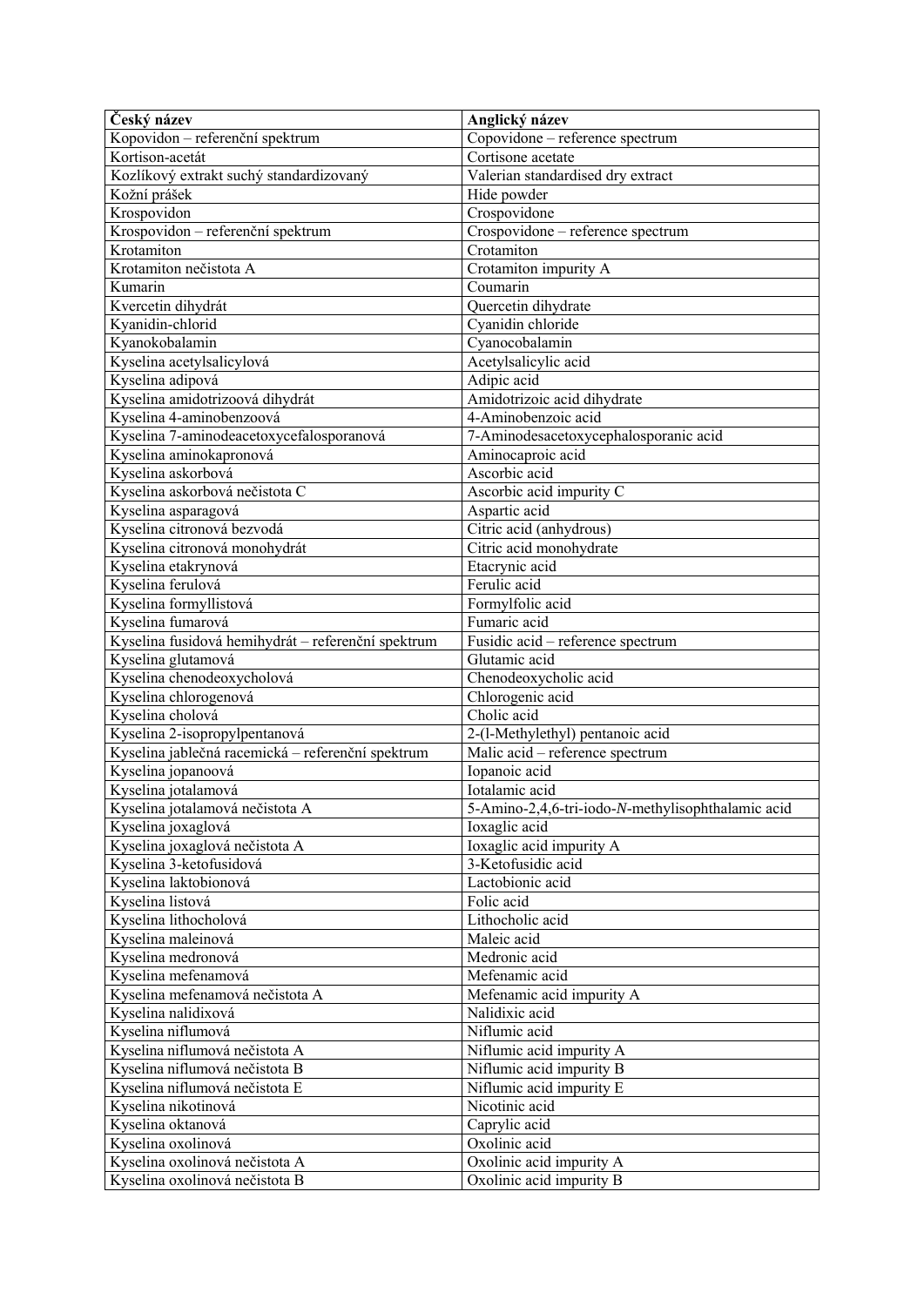| Český název | Anglický název |
|---|---|
| Kopovidon – referenční spektrum | Copovidone – reference spectrum |
| Kortison-acetát | Cortisone acetate |
| Kozlíkový extrakt suchý standardizovaný | Valerian standardised dry extract |
| Kožní prášek | Hide powder |
| Krospovidon | Crospovidone |
| Krospovidon – referenční spektrum | Crospovidone – reference spectrum |
| Krotamiton | Crotamiton |
| Krotamiton nečistota A | Crotamiton impurity A |
| Kumarin | Coumarin |
| Kvercetin dihydrát | Quercetin dihydrate |
| Kyanidin-chlorid | Cyanidin chloride |
| Kyanokobalamin | Cyanocobalamin |
| Kyselina acetylsalicylová | Acetylsalicylic acid |
| Kyselina adipová | Adipic acid |
| Kyselina amidotrizoová dihydrát | Amidotrizoic acid dihydrate |
| Kyselina 4-aminobenzoová | 4-Aminobenzoic acid |
| Kyselina 7-aminodeacetoxycefalosporanová | 7-Aminodesacetoxycephalosporanic acid |
| Kyselina aminokapronová | Aminocaproic acid |
| Kyselina askorbová | Ascorbic acid |
| Kyselina askorbová nečistota C | Ascorbic acid impurity C |
| Kyselina asparagová | Aspartic acid |
| Kyselina citronová bezvodá | Citric acid (anhydrous) |
| Kyselina citronová monohydrát | Citric acid monohydrate |
| Kyselina etakrynová | Etacrynic acid |
| Kyselina ferulová | Ferulic acid |
| Kyselina formyllistová | Formylfolic acid |
| Kyselina fumarová | Fumaric acid |
| Kyselina fusidová hemihydrát – referenční spektrum | Fusidic acid – reference spectrum |
| Kyselina glutamová | Glutamic acid |
| Kyselina chenodeoxycholová | Chenodeoxycholic acid |
| Kyselina chlorogenová | Chlorogenic acid |
| Kyselina cholová | Cholic acid |
| Kyselina 2-isopropylpentanová | 2-(l-Methylethyl) pentanoic acid |
| Kyselina jablečná racemická – referenční spektrum | Malic acid – reference spectrum |
| Kyselina jopanoová | Iopanoic acid |
| Kyselina jotalamová | Iotalamic acid |
| Kyselina jotalamová nečistota A | 5-Amino-2,4,6-tri-iodo-*N*-methylisophthalamic acid |
| Kyselina joxaglová | Ioxaglic acid |
| Kyselina joxaglová nečistota A | Ioxaglic acid impurity A |
| Kyselina 3-ketofusidová | 3-Ketofusidic acid |
| Kyselina laktobionová | Lactobionic acid |
| Kyselina listová | Folic acid |
| Kyselina lithocholová | Lithocholic acid |
| Kyselina maleinová | Maleic acid |
| Kyselina medronová | Medronic acid |
| Kyselina mefenamová | Mefenamic acid |
| Kyselina mefenamová nečistota A | Mefenamic acid impurity A |
| Kyselina nalidixová | Nalidixic acid |
| Kyselina niflumová | Niflumic acid |
| Kyselina niflumová nečistota A | Niflumic acid impurity A |
| Kyselina niflumová nečistota B | Niflumic acid impurity B |
| Kyselina niflumová nečistota E | Niflumic acid impurity E |
| Kyselina nikotinová | Nicotinic acid |
| Kyselina oktanová | Caprylic acid |
| Kyselina oxolinová | Oxolinic acid |
| Kyselina oxolinová nečistota A | Oxolinic acid impurity A |
| Kyselina oxolinová nečistota B | Oxolinic acid impurity B |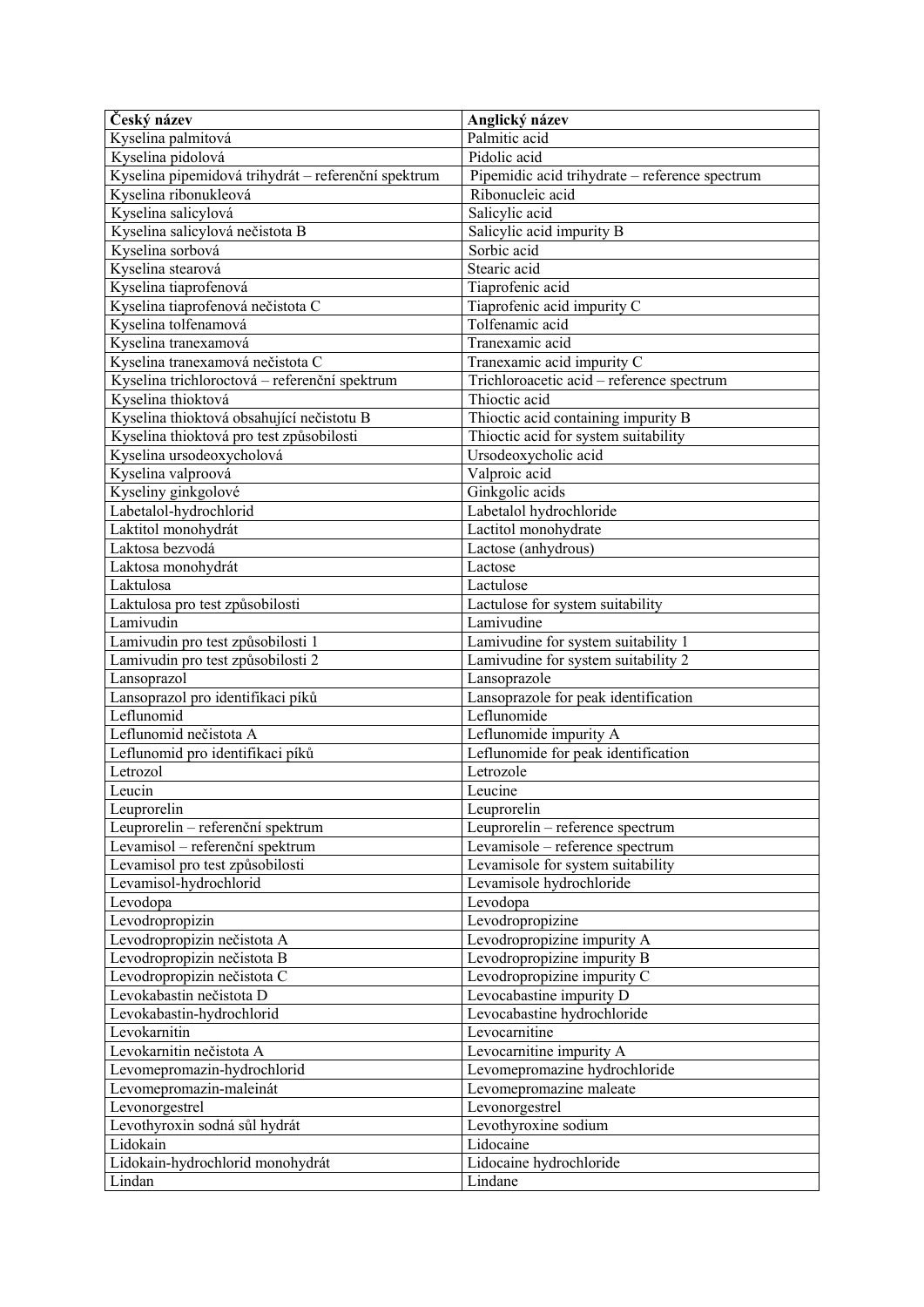| Český název | Anglický název |
| --- | --- |
| Kyselina palmitová | Palmitic acid |
| Kyselina pidolová | Pidolic acid |
| Kyselina pipemidová trihydrát – referenční spektrum | Pipemidic acid trihydrate – reference spectrum |
| Kyselina ribonukleová | Ribonucleic acid |
| Kyselina salicylová | Salicylic acid |
| Kyselina salicylová nečistota B | Salicylic acid impurity B |
| Kyselina sorbová | Sorbic acid |
| Kyselina stearová | Stearic acid |
| Kyselina tiaprofenová | Tiaprofenic acid |
| Kyselina tiaprofenová nečistota C | Tiaprofenic acid impurity C |
| Kyselina tolfenamová | Tolfenamic acid |
| Kyselina tranexamová | Tranexamic acid |
| Kyselina tranexamová nečistota C | Tranexamic acid impurity C |
| Kyselina trichloroctová – referenční spektrum | Trichloroacetic acid – reference spectrum |
| Kyselina thioktová | Thioctic acid |
| Kyselina thioktová obsahující nečistotu B | Thioctic acid containing impurity B |
| Kyselina thioktová pro test způsobilosti | Thioctic acid for system suitability |
| Kyselina ursodeoxycholová | Ursodeoxycholic acid |
| Kyselina valproová | Valproic acid |
| Kyseliny ginkgolové | Ginkgolic acids |
| Labetalol-hydrochlorid | Labetalol hydrochloride |
| Laktitol monohydrát | Lactitol monohydrate |
| Laktosa bezvodá | Lactose (anhydrous) |
| Laktosa monohydrát | Lactose |
| Laktulosa | Lactulose |
| Laktulosa pro test způsobilosti | Lactulose for system suitability |
| Lamivudin | Lamivudine |
| Lamivudin pro test způsobilosti 1 | Lamivudine for system suitability 1 |
| Lamivudin pro test způsobilosti 2 | Lamivudine for system suitability 2 |
| Lansoprazol | Lansoprazole |
| Lansoprazol pro identifikaci píků | Lansoprazole for peak identification |
| Leflunomid | Leflunomide |
| Leflunomid nečistota A | Leflunomide impurity A |
| Leflunomid pro identifikaci píků | Leflunomide for peak identification |
| Letrozol | Letrozole |
| Leucin | Leucine |
| Leuprorelin | Leuprorelin |
| Leuprorelin – referenční spektrum | Leuprorelin – reference spectrum |
| Levamisol – referenční spektrum | Levamisole – reference spectrum |
| Levamisol pro test způsobilosti | Levamisole for system suitability |
| Levamisol-hydrochlorid | Levamisole hydrochloride |
| Levodopa | Levodopa |
| Levodropropizin | Levodropropizine |
| Levodropropizin nečistota A | Levodropropizine impurity A |
| Levodropropizin nečistota B | Levodropropizine impurity B |
| Levodropropizin nečistota C | Levodropropizine impurity C |
| Levokabastin nečistota D | Levocabastine impurity D |
| Levokabastin-hydrochlorid | Levocabastine hydrochloride |
| Levokarnitin | Levocarnitine |
| Levokarnitin nečistota A | Levocarnitine impurity A |
| Levomepromazin-hydrochlorid | Levomepromazine hydrochloride |
| Levomepromazin-maleinát | Levomepromazine maleate |
| Levonorgestrel | Levonorgestrel |
| Levothyroxin sodná sůl hydrát | Levothyroxine sodium |
| Lidokain | Lidocaine |
| Lidokain-hydrochlorid monohydrát | Lidocaine hydrochloride |
| Lindan | Lindane |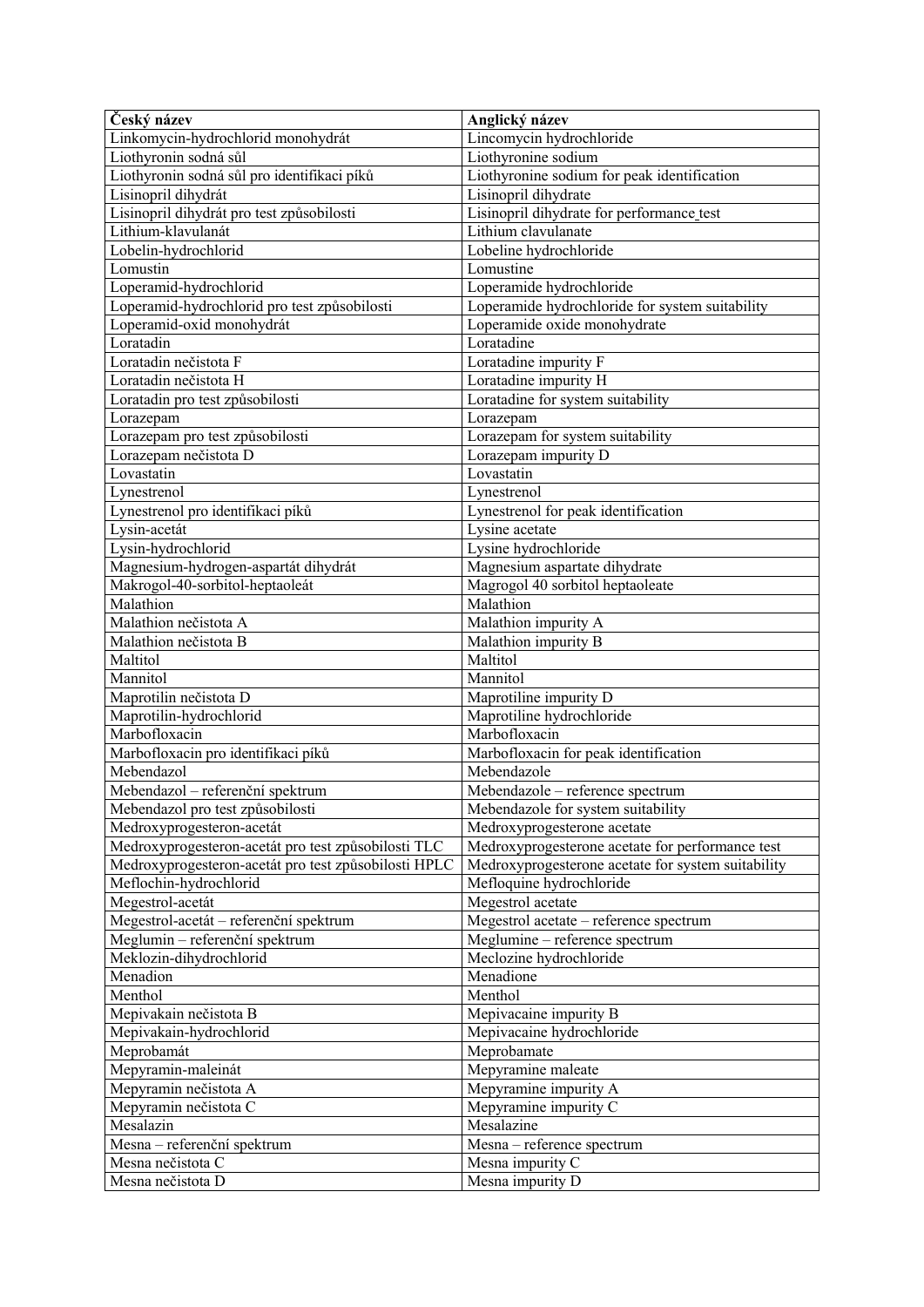| **Český název** | **Anglický název** |
|---|---|
| Linkomycin-hydrochlorid monohydrát | Lincomycin hydrochloride |
| Liothyronin sodná sůl | Liothyronine sodium |
| Liothyronin sodná sůl pro identifikaci píků | Liothyronine sodium for peak identification |
| Lisinopril dihydrát | Lisinopril dihydrate |
| Lisinopril dihydrát pro test způsobilosti | Lisinopril dihydrate for performance test |
| Lithium-klavulanát | Lithium clavulanate |
| Lobelin-hydrochlorid | Lobeline hydrochloride |
| Lomustin | Lomustine |
| Loperamid-hydrochlorid | Loperamide hydrochloride |
| Loperamid-hydrochlorid pro test způsobilosti | Loperamide hydrochloride for system suitability |
| Loperamid-oxid monohydrát | Loperamide oxide monohydrate |
| Loratadin | Loratadine |
| Loratadin nečistota F | Loratadine impurity F |
| Loratadin nečistota H | Loratadine impurity H |
| Loratadin pro test způsobilosti | Loratadine for system suitability |
| Lorazepam | Lorazepam |
| Lorazepam pro test způsobilosti | Lorazepam for system suitability |
| Lorazepam nečistota D | Lorazepam impurity D |
| Lovastatin | Lovastatin |
| Lynestrenol | Lynestrenol |
| Lynestrenol pro identifikaci píků | Lynestrenol for peak identification |
| Lysin-acetát | Lysine acetate |
| Lysin-hydrochlorid | Lysine hydrochloride |
| Magnesium-hydrogen-aspartát dihydrát | Magnesium aspartate dihydrate |
| Makrogol-40-sorbitol-heptaoleát | Magrogol 40 sorbitol heptaoleate |
| Malathion | Malathion |
| Malathion nečistota A | Malathion impurity A |
| Malathion nečistota B | Malathion impurity B |
| Maltitol | Maltitol |
| Mannitol | Mannitol |
| Maprotilin nečistota D | Maprotiline impurity D |
| Maprotilin-hydrochlorid | Maprotiline hydrochloride |
| Marbofloxacin | Marbofloxacin |
| Marbofloxacin pro identifikaci píků | Marbofloxacin for peak identification |
| Mebendazol | Mebendazole |
| Mebendazol – referenční spektrum | Mebendazole – reference spectrum |
| Mebendazol pro test způsobilosti | Mebendazole for system suitability |
| Medroxyprogesteron-acetát | Medroxyprogesterone acetate |
| Medroxyprogesteron-acetát pro test způsobilosti TLC | Medroxyprogesterone acetate for performance test |
| Medroxyprogesteron-acetát pro test způsobilosti HPLC | Medroxyprogesterone acetate for system suitability |
| Meflochin-hydrochlorid | Mefloquine hydrochloride |
| Megestrol-acetát | Megestrol acetate |
| Megestrol-acetát – referenční spektrum | Megestrol acetate – reference spectrum |
| Meglumin – referenční spektrum | Meglumine – reference spectrum |
| Meklozin-dihydrochlorid | Meclozine hydrochloride |
| Menadion | Menadione |
| Menthol | Menthol |
| Mepivakain nečistota B | Mepivacaine impurity B |
| Mepivakain-hydrochlorid | Mepivacaine hydrochloride |
| Meprobamát | Meprobamate |
| Mepyramin-maleinát | Mepyramine maleate |
| Mepyramin nečistota A | Mepyramine impurity A |
| Mepyramin nečistota C | Mepyramine impurity C |
| Mesalazin | Mesalazine |
| Mesna – referenční spektrum | Mesna – reference spectrum |
| Mesna nečistota C | Mesna impurity C |
| Mesna nečistota D | Mesna impurity D |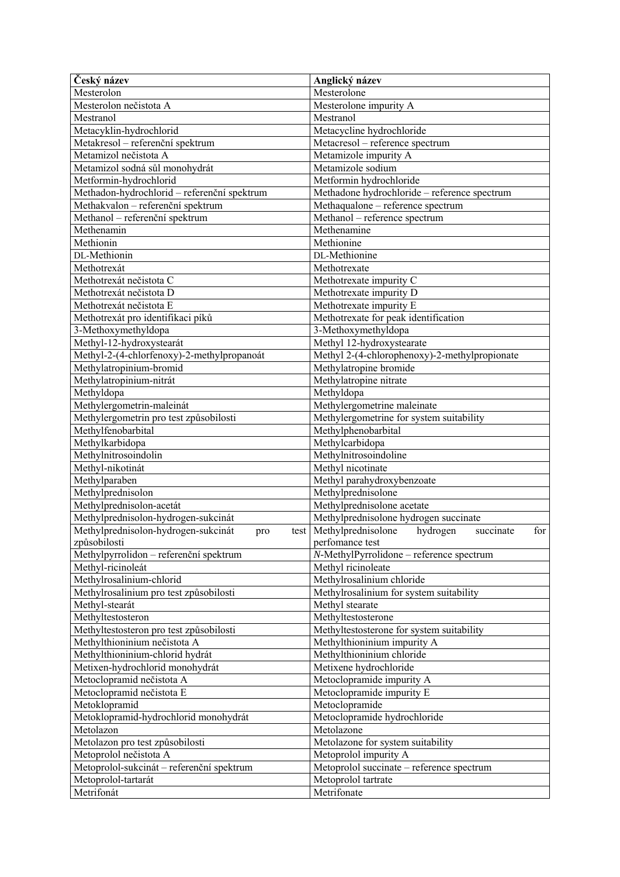| Český název | Anglický název |
| --- | --- |
| Mesterolon | Mesterolone |
| Mesterolon nečistota A | Mesterolone impurity A |
| Mestranol | Mestranol |
| Metacyklin-hydrochlorid | Metacycline hydrochloride |
| Metakresol – referenční spektrum | Metacresol – reference spectrum |
| Metamizol nečistota A | Metamizole impurity A |
| Metamizol sodná sůl monohydrát | Metamizole sodium |
| Metformin-hydrochlorid | Metformin hydrochloride |
| Methadon-hydrochlorid – referenční spektrum | Methadone hydrochloride – reference spectrum |
| Methakvalon – referenční spektrum | Methaqualone – reference spectrum |
| Methanol – referenční spektrum | Methanol – reference spectrum |
| Methenamin | Methenamine |
| Methionin | Methionine |
| DL-Methionin | DL-Methionine |
| Methotrexát | Methotrexate |
| Methotrexát nečistota C | Methotrexate impurity C |
| Methotrexát nečistota D | Methotrexate impurity D |
| Methotrexát nečistota E | Methotrexate impurity E |
| Methotrexát pro identifikaci píků | Methotrexate for peak identification |
| 3-Methoxymethyldopa | 3-Methoxymethyldopa |
| Methyl-12-hydroxystearát | Methyl 12-hydroxystearate |
| Methyl-2-(4-chlorfenoxy)-2-methylpropanoát | Methyl 2-(4-chlorophenoxy)-2-methylpropionate |
| Methylatropinium-bromid | Methylatropine bromide |
| Methylatropinium-nitrát | Methylatropine nitrate |
| Methyldopa | Methyldopa |
| Methylergometrin-maleinát | Methylergometrine maleinate |
| Methylergometrin pro test způsobilosti | Methylergometrine for system suitability |
| Methylfenobarbital | Methylphenobarbital |
| Methylkarbidopa | Methylcarbidopa |
| Methylnitrosoindolin | Methylnitrosoindoline |
| Methyl-nikotinát | Methyl nicotinate |
| Methylparaben | Methyl parahydroxybenzoate |
| Methylprednisolon | Methylprednisolone |
| Methylprednisolon-acetát | Methylprednisolone acetate |
| Methylprednisolon-hydrogen-sukcinát | Methylprednisolone hydrogen succinate |
| Methylprednisolon-hydrogen-sukcinát pro test způsobilosti | Methylprednisolone hydrogen succinate for perfomance test |
| Methylpyrrolidon – referenční spektrum | *N*-MethylPyrrolidone – reference spectrum |
| Methyl-ricinoleát | Methyl ricinoleate |
| Methylrosalinium-chlorid | Methylrosalinium chloride |
| Methylrosalinium pro test způsobilosti | Methylrosalinium for system suitability |
| Methyl-stearát | Methyl stearate |
| Methyltestosteron | Methyltestosterone |
| Methyltestosteron pro test způsobilosti | Methyltestosterone for system suitability |
| Methylthioninium nečistota A | Methylthioninium impurity A |
| Methylthioninium-chlorid hydrát | Methylthioninium chloride |
| Metixen-hydrochlorid monohydrát | Metixene hydrochloride |
| Metoclopramid nečistota A | Metoclopramide impurity A |
| Metoclopramid nečistota E | Metoclopramide impurity E |
| Metoklopramid | Metoclopramide |
| Metoklopramid-hydrochlorid monohydrát | Metoclopramide hydrochloride |
| Metolazon | Metolazone |
| Metolazon pro test způsobilosti | Metolazone for system suitability |
| Metoprolol nečistota A | Metoprolol impurity A |
| Metoprolol-sukcinát – referenční spektrum | Metoprolol succinate – reference spectrum |
| Metoprolol-tartarát | Metoprolol tartrate |
| Metrifonát | Metrifonate |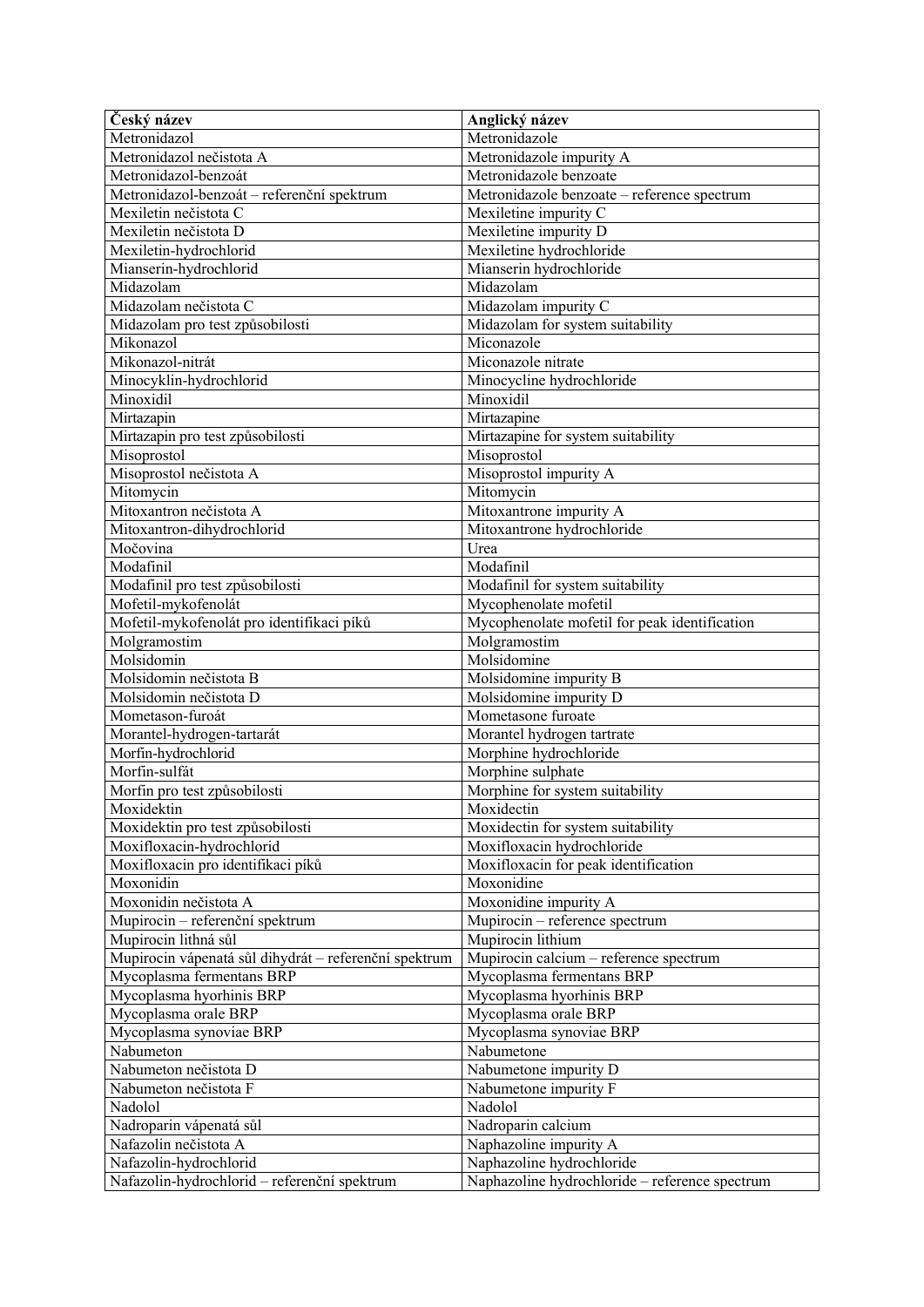| Český název | Anglický název |
|---|---|
| Metronidazol | Metronidazole |
| Metronidazol nečistota A | Metronidazole impurity A |
| Metronidazol-benzoát | Metronidazole benzoate |
| Metronidazol-benzoát – referenční spektrum | Metronidazole benzoate – reference spectrum |
| Mexiletin nečistota C | Mexiletine impurity C |
| Mexiletin nečistota D | Mexiletine impurity D |
| Mexiletin-hydrochlorid | Mexiletine hydrochloride |
| Mianserin-hydrochlorid | Mianserin hydrochloride |
| Midazolam | Midazolam |
| Midazolam nečistota C | Midazolam impurity C |
| Midazolam pro test způsobilosti | Midazolam for system suitability |
| Mikonazol | Miconazole |
| Mikonazol-nitrát | Miconazole nitrate |
| Minocyklin-hydrochlorid | Minocycline hydrochloride |
| Minoxidil | Minoxidil |
| Mirtazapin | Mirtazapine |
| Mirtazapin pro test způsobilosti | Mirtazapine for system suitability |
| Misoprostol | Misoprostol |
| Misoprostol nečistota A | Misoprostol impurity A |
| Mitomycin | Mitomycin |
| Mitoxantron nečistota A | Mitoxantrone impurity A |
| Mitoxantron-dihydrochlorid | Mitoxantrone hydrochloride |
| Močovina | Urea |
| Modafinil | Modafinil |
| Modafinil pro test způsobilosti | Modafinil for system suitability |
| Mofetil-mykofenolát | Mycophenolate mofetil |
| Mofetil-mykofenolát pro identifikaci píků | Mycophenolate mofetil for peak identification |
| Molgramostim | Molgramostim |
| Molsidomin | Molsidomine |
| Molsidomin nečistota B | Molsidomine impurity B |
| Molsidomin nečistota D | Molsidomine impurity D |
| Mometason-furoát | Mometasone furoate |
| Morantel-hydrogen-tartarát | Morantel hydrogen tartrate |
| Morfin-hydrochlorid | Morphine hydrochloride |
| Morfin-sulfát | Morphine sulphate |
| Morfin pro test způsobilosti | Morphine for system suitability |
| Moxidektin | Moxidectin |
| Moxidektin pro test způsobilosti | Moxidectin for system suitability |
| Moxifloxacin-hydrochlorid | Moxifloxacin hydrochloride |
| Moxifloxacin pro identifikaci píků | Moxifloxacin for peak identification |
| Moxonidin | Moxonidine |
| Moxonidin nečistota A | Moxonidine impurity A |
| Mupirocin – referenční spektrum | Mupirocin – reference spectrum |
| Mupirocin lithná sůl | Mupirocin lithium |
| Mupirocin vápenatá sůl dihydrát – referenční spektrum | Mupirocin calcium – reference spectrum |
| Mycoplasma fermentans BRP | Mycoplasma fermentans BRP |
| Mycoplasma hyorhinis BRP | Mycoplasma hyorhinis BRP |
| Mycoplasma orale BRP | Mycoplasma orale BRP |
| Mycoplasma synoviae BRP | Mycoplasma synoviae BRP |
| Nabumeton | Nabumetone |
| Nabumeton nečistota D | Nabumetone impurity D |
| Nabumeton nečistota F | Nabumetone impurity F |
| Nadolol | Nadolol |
| Nadroparin vápenatá sůl | Nadroparin calcium |
| Nafazolin nečistota A | Naphazoline impurity A |
| Nafazolin-hydrochlorid | Naphazoline hydrochloride |
| Nafazolin-hydrochlorid – referenční spektrum | Naphazoline hydrochloride – reference spectrum |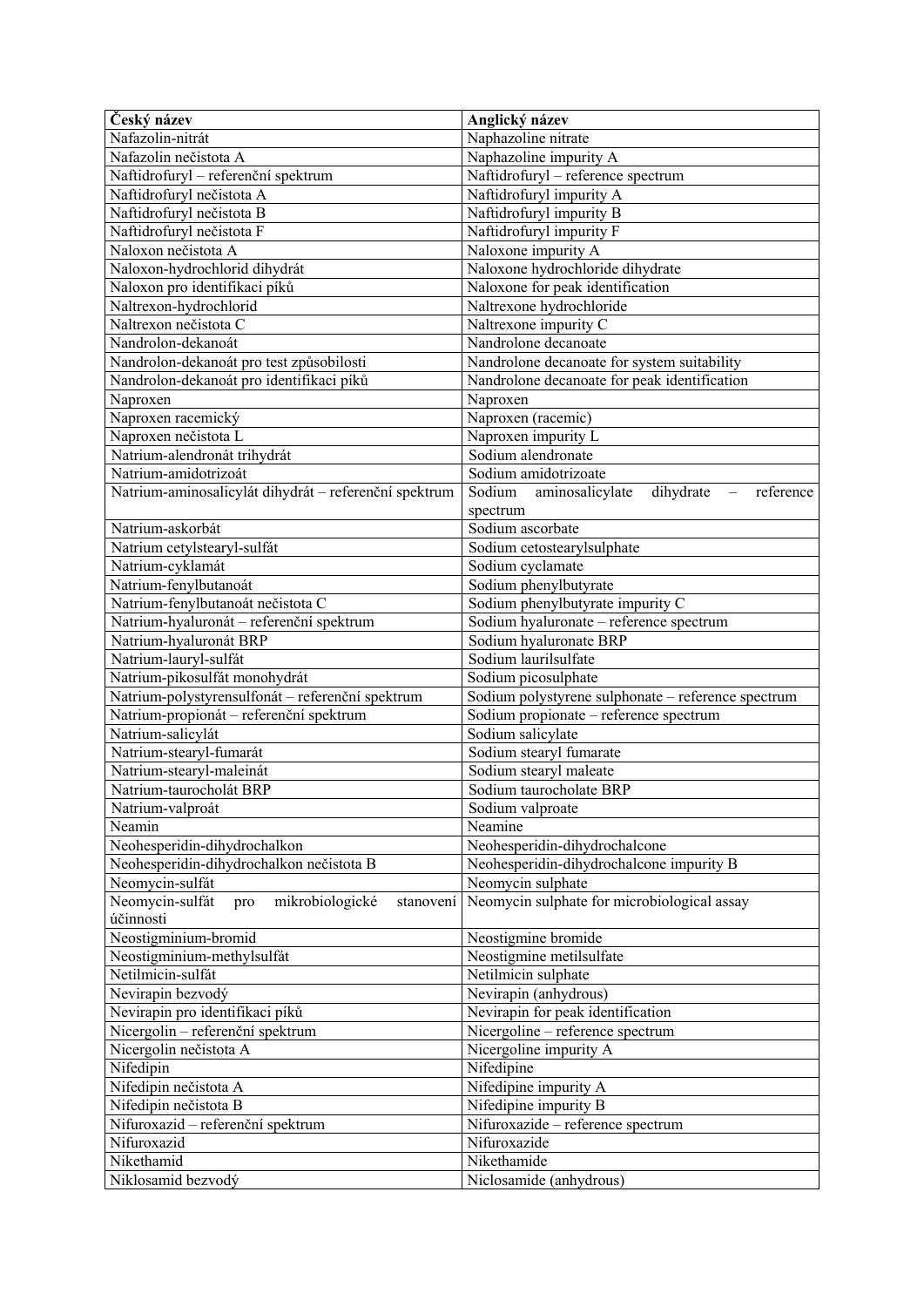| **Český název** | **Anglický název** |
|---|---|
| Nafazolin-nitrát | Naphazoline nitrate |
| Nafazolin nečistota A | Naphazoline impurity A |
| Naftidrofuryl – referenční spektrum | Naftidrofuryl – reference spectrum |
| Naftidrofuryl nečistota A | Naftidrofuryl impurity A |
| Naftidrofuryl nečistota B | Naftidrofuryl impurity B |
| Naftidrofuryl nečistota F | Naftidrofuryl impurity F |
| Naloxon nečistota A | Naloxone impurity A |
| Naloxon-hydrochlorid dihydrát | Naloxone hydrochloride dihydrate |
| Naloxon pro identifikaci píků | Naloxone for peak identification |
| Naltrexon-hydrochlorid | Naltrexone hydrochloride |
| Naltrexon nečistota C | Naltrexone impurity C |
| Nandrolon-dekanoát | Nandrolone decanoate |
| Nandrolon-dekanoát pro test způsobilosti | Nandrolone decanoate for system suitability |
| Nandrolon-dekanoát pro identifikaci píků | Nandrolone decanoate for peak identification |
| Naproxen | Naproxen |
| Naproxen racemický | Naproxen (racemic) |
| Naproxen nečistota L | Naproxen impurity L |
| Natrium-alendronát trihydrát | Sodium alendronate |
| Natrium-amidotrizoát | Sodium amidotrizoate |
| Natrium-aminosalicylát dihydrát – referenční spektrum | Sodium aminosalicylate dihydrate – reference spectrum |
| Natrium-askorbát | Sodium ascorbate |
| Natrium cetylstearyl-sulfát | Sodium cetostearylsulphate |
| Natrium-cyklamát | Sodium cyclamate |
| Natrium-fenylbutanoát | Sodium phenylbutyrate |
| Natrium-fenylbutanoát nečistota C | Sodium phenylbutyrate impurity C |
| Natrium-hyaluronát – referenční spektrum | Sodium hyaluronate – reference spectrum |
| Natrium-hyaluronát BRP | Sodium hyaluronate BRP |
| Natrium-lauryl-sulfát | Sodium laurilsulfate |
| Natrium-pikosulfát monohydrát | Sodium picosulphate |
| Natrium-polystyrensulfonát – referenční spektrum | Sodium polystyrene sulphonate – reference spectrum |
| Natrium-propionát – referenční spektrum | Sodium propionate – reference spectrum |
| Natrium-salicylát | Sodium salicylate |
| Natrium-stearyl-fumarát | Sodium stearyl fumarate |
| Natrium-stearyl-maleinát | Sodium stearyl maleate |
| Natrium-taurocholát BRP | Sodium taurocholate BRP |
| Natrium-valproát | Sodium valproate |
| Neamin | Neamine |
| Neohesperidin-dihydrochalkon | Neohesperidin-dihydrochalcone |
| Neohesperidin-dihydrochalkon nečistota B | Neohesperidin-dihydrochalcone impurity B |
| Neomycin-sulfát | Neomycin sulphate |
| Neomycin-sulfát pro mikrobiologické stanovení účinnosti | Neomycin sulphate for microbiological assay |
| Neostigminium-bromid | Neostigmine bromide |
| Neostigminium-methylsulfát | Neostigmine metilsulfate |
| Netilmicin-sulfát | Netilmicin sulphate |
| Nevirapin bezvodý | Nevirapin (anhydrous) |
| Nevirapin pro identifikaci píků | Nevirapin for peak identification |
| Nicergolin – referenční spektrum | Nicergoline – reference spectrum |
| Nicergolin nečistota A | Nicergoline impurity A |
| Nifedipin | Nifedipine |
| Nifedipin nečistota A | Nifedipine impurity A |
| Nifedipin nečistota B | Nifedipine impurity B |
| Nifuroxazid – referenční spektrum | Nifuroxazide – reference spectrum |
| Nifuroxazid | Nifuroxazide |
| Nikethamid | Nikethamide |
| Niklosamid bezvodý | Niclosamide (anhydrous) |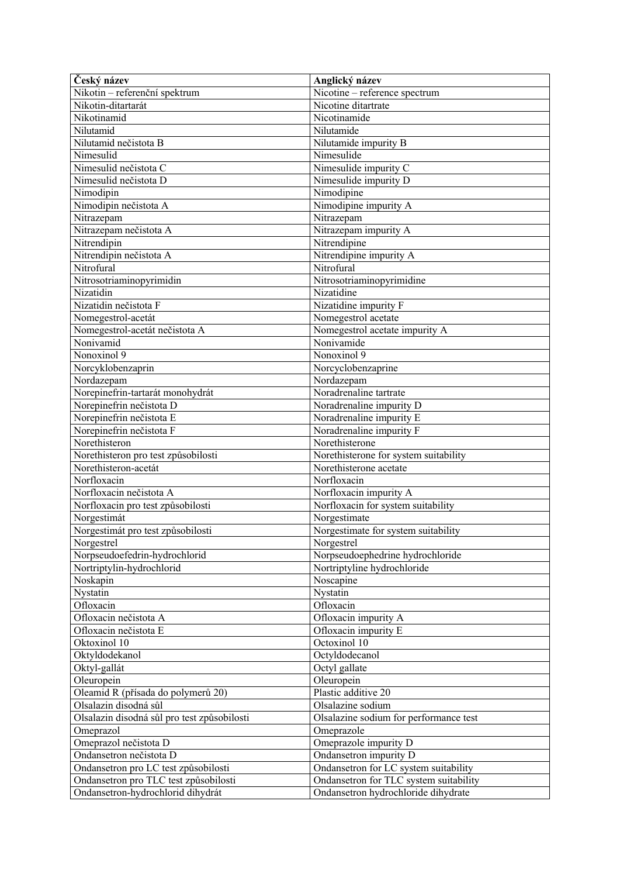| **Český název** | **Anglický název** |
| --- | --- |
| Nikotin – referenční spektrum | Nicotine – reference spectrum |
| Nikotin-ditartarát | Nicotine ditartrate |
| Nikotinamid | Nicotinamide |
| Nilutamid | Nilutamide |
| Nilutamid nečistota B | Nilutamide impurity B |
| Nimesulid | Nimesulide |
| Nimesulid nečistota C | Nimesulide impurity C |
| Nimesulid nečistota D | Nimesulide impurity D |
| Nimodipin | Nimodipine |
| Nimodipin nečistota A | Nimodipine impurity A |
| Nitrazepam | Nitrazepam |
| Nitrazepam nečistota A | Nitrazepam impurity A |
| Nitrendipin | Nitrendipine |
| Nitrendipin nečistota A | Nitrendipine impurity A |
| Nitrofural | Nitrofural |
| Nitrosotriaminopyrimidin | Nitrosotriaminopyrimidine |
| Nizatidin | Nizatidine |
| Nizatidin nečistota F | Nizatidine impurity F |
| Nomegestrol-acetát | Nomegestrol acetate |
| Nomegestrol-acetát nečistota A | Nomegestrol acetate impurity A |
| Nonivamid | Nonivamide |
| Nonoxinol 9 | Nonoxinol 9 |
| Norcyklobenzaprin | Norcyclobenzaprine |
| Nordazepam | Nordazepam |
| Norepinefrin-tartarát monohydrát | Noradrenaline tartrate |
| Norepinefrin nečistota D | Noradrenaline impurity D |
| Norepinefrin nečistota E | Noradrenaline impurity E |
| Norepinefrin nečistota F | Noradrenaline impurity F |
| Norethisteron | Norethisterone |
| Norethisteron pro test způsobilosti | Norethisterone for system suitability |
| Norethisteron-acetát | Norethisterone acetate |
| Norfloxacin | Norfloxacin |
| Norfloxacin nečistota A | Norfloxacin impurity A |
| Norfloxacin pro test způsobilosti | Norfloxacin for system suitability |
| Norgestimát | Norgestimate |
| Norgestimát pro test způsobilosti | Norgestimate for system suitability |
| Norgestrel | Norgestrel |
| Norpseudoefedrin-hydrochlorid | Norpseudoephedrine hydrochloride |
| Nortriptylin-hydrochlorid | Nortriptyline hydrochloride |
| Noskapin | Noscapine |
| Nystatin | Nystatin |
| Ofloxacin | Ofloxacin |
| Ofloxacin nečistota A | Ofloxacin impurity A |
| Ofloxacin nečistota E | Ofloxacin impurity E |
| Oktoxinol 10 | Octoxinol 10 |
| Oktyldodekanol | Octyldodecanol |
| Oktyl-gallát | Octyl gallate |
| Oleuropein | Oleuropein |
| Oleamid R (přísada do polymerů 20) | Plastic additive 20 |
| Olsalazin disodná sůl | Olsalazine sodium |
| Olsalazin disodná sůl pro test způsobilosti | Olsalazine sodium for performance test |
| Omeprazol | Omeprazole |
| Omeprazol nečistota D | Omeprazole impurity D |
| Ondansetron nečistota D | Ondansetron impurity D |
| Ondansetron pro LC test způsobilosti | Ondansetron for LC system suitability |
| Ondansetron pro TLC test způsobilosti | Ondansetron for TLC system suitability |
| Ondansetron-hydrochlorid dihydrát | Ondansetron hydrochloride dihydrate |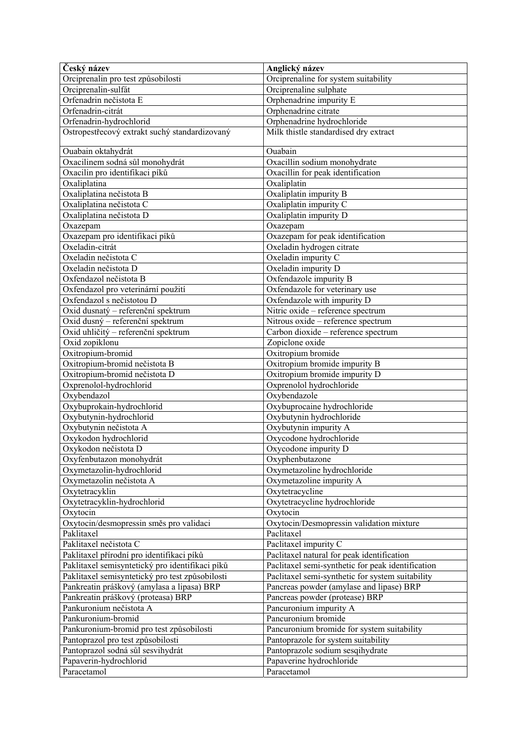| **Český název** | **Anglický název** |
|---|---|
| Orciprenalin pro test způsobilosti | Orciprenaline for system suitability |
| Orciprenalin-sulfát | Orciprenaline sulphate |
| Orfenadrin nečistota E | Orphenadrine impurity E |
| Orfenadrin-citrát | Orphenadrine citrate |
| Orfenadrin-hydrochlorid | Orphenadrine hydrochloride |
| Ostropestřecový extrakt suchý standardizovaný | Milk thistle standardised dry extract |
| Ouabain oktahydrát | Ouabain |
| Oxacilinem sodná sůl monohydrát | Oxacillin sodium monohydrate |
| Oxacilin pro identifikaci píků | Oxacillin for peak identification |
| Oxaliplatina | Oxaliplatin |
| Oxaliplatina nečistota B | Oxaliplatin impurity B |
| Oxaliplatina nečistota C | Oxaliplatin impurity C |
| Oxaliplatina nečistota D | Oxaliplatin impurity D |
| Oxazepam | Oxazepam |
| Oxazepam pro identifikaci píků | Oxazepam for peak identification |
| Oxeladin-citrát | Oxeladin hydrogen citrate |
| Oxeladin nečistota C | Oxeladin impurity C |
| Oxeladin nečistota D | Oxeladin impurity D |
| Oxfendazol nečistota B | Oxfendazole impurity B |
| Oxfendazol pro veterinární použití | Oxfendazole for veterinary use |
| Oxfendazol s nečistotou D | Oxfendazole with impurity D |
| Oxid dusnatý – referenční spektrum | Nitric oxide – reference spectrum |
| Oxid dusný – referenční spektrum | Nitrous oxide – reference spectrum |
| Oxid uhličitý – referenční spektrum | Carbon dioxide – reference spectrum |
| Oxid zopiklonu | Zopiclone oxide |
| Oxitropium-bromid | Oxitropium bromide |
| Oxitropium-bromid nečistota B | Oxitropium bromide impurity B |
| Oxitropium-bromid nečistota D | Oxitropium bromide impurity D |
| Oxprenolol-hydrochlorid | Oxprenolol hydrochloride |
| Oxybendazol | Oxybendazole |
| Oxybuprokain-hydrochlorid | Oxybuprocaine hydrochloride |
| Oxybutynin-hydrochlorid | Oxybutynin hydrochloride |
| Oxybutynin nečistota A | Oxybutynin impurity A |
| Oxykodon hydrochlorid | Oxycodone hydrochloride |
| Oxykodon nečistota D | Oxycodone impurity D |
| Oxyfenbutazon monohydrát | Oxyphenbutazone |
| Oxymetazolin-hydrochlorid | Oxymetazoline hydrochloride |
| Oxymetazolin nečistota A | Oxymetazoline impurity A |
| Oxytetracyklin | Oxytetracycline |
| Oxytetracyklin-hydrochlorid | Oxytetracycline hydrochloride |
| Oxytocin | Oxytocin |
| Oxytocin/desmopressin směs pro validaci | Oxytocin/Desmopressin validation mixture |
| Paklitaxel | Paclitaxel |
| Paklitaxel nečistota C | Paclitaxel impurity C |
| Paklitaxel přírodní pro identifikaci píků | Paclitaxel natural for peak identification |
| Paklitaxel semisyntetický pro identifikaci píků | Paclitaxel semi-synthetic for peak identification |
| Paklitaxel semisyntetický pro test způsobilosti | Paclitaxel semi-synthetic for system suitability |
| Pankreatin práškový (amylasa a lipasa) BRP | Pancreas powder (amylase and lipase) BRP |
| Pankreatin práškový (proteasa) BRP | Pancreas powder (protease) BRP |
| Pankuronium nečistota A | Pancuronium impurity A |
| Pankuronium-bromid | Pancuronium bromide |
| Pankuronium-bromid pro test způsobilosti | Pancuronium bromide for system suitability |
| Pantoprazol pro test způsobilosti | Pantoprazole for system suitability |
| Pantoprazol sodná sůl sesvihydrát | Pantoprazole sodium sesqihydrate |
| Papaverin-hydrochlorid | Papaverine hydrochloride |
| Paracetamol | Paracetamol |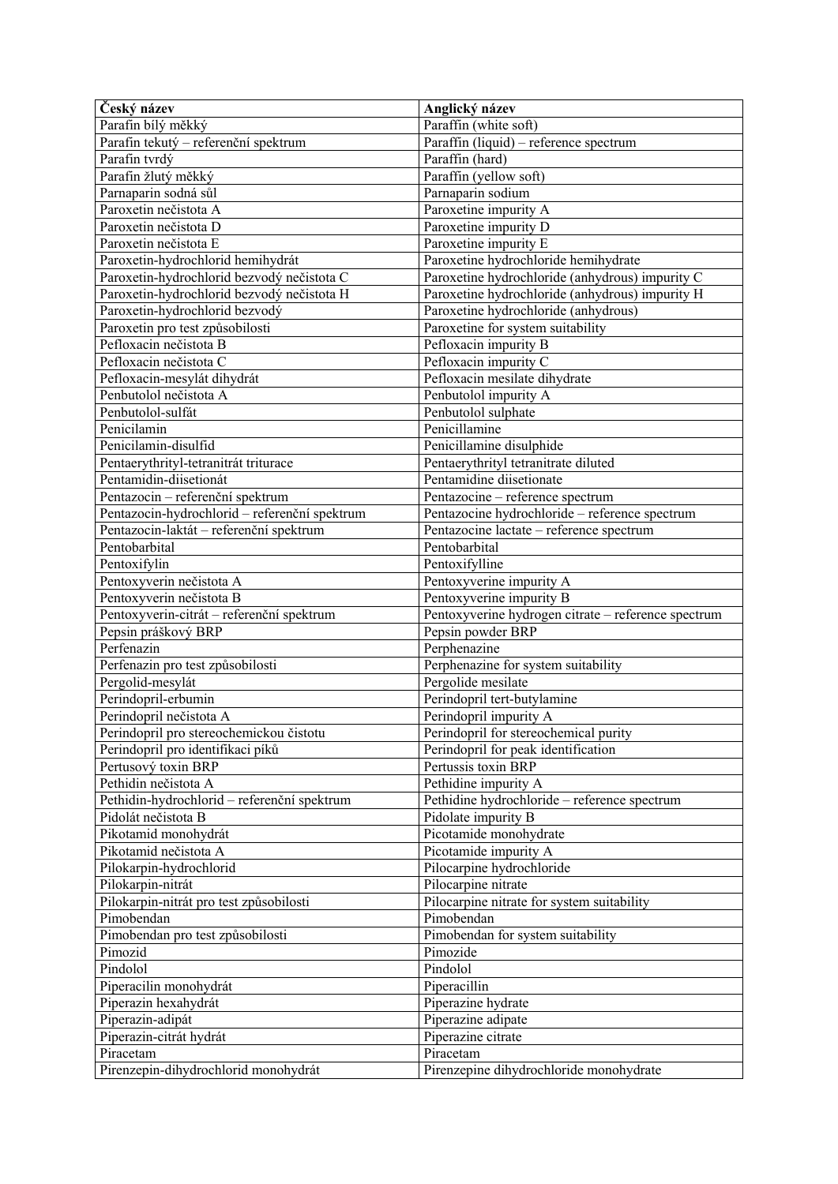| Český název | Anglický název |
|---|---|
| Parafin bílý měkký | Paraffin (white soft) |
| Parafin tekutý – referenční spektrum | Paraffin (liquid) – reference spectrum |
| Parafin tvrdý | Paraffin (hard) |
| Parafin žlutý měkký | Paraffin (yellow soft) |
| Parnaparin sodná sůl | Parnaparin sodium |
| Paroxetin nečistota A | Paroxetine impurity A |
| Paroxetin nečistota D | Paroxetine impurity D |
| Paroxetin nečistota E | Paroxetine impurity E |
| Paroxetin-hydrochlorid hemihydrát | Paroxetine hydrochloride hemihydrate |
| Paroxetin-hydrochlorid bezvodý nečistota C | Paroxetine hydrochloride (anhydrous) impurity C |
| Paroxetin-hydrochlorid bezvodý nečistota H | Paroxetine hydrochloride (anhydrous) impurity H |
| Paroxetin-hydrochlorid bezvodý | Paroxetine hydrochloride (anhydrous) |
| Paroxetin pro test způsobilosti | Paroxetine for system suitability |
| Pefloxacin nečistota B | Pefloxacin impurity B |
| Pefloxacin nečistota C | Pefloxacin impurity C |
| Pefloxacin-mesylát dihydrát | Pefloxacin mesilate dihydrate |
| Penbutolol nečistota A | Penbutolol impurity A |
| Penbutolol-sulfát | Penbutolol sulphate |
| Penicilamin | Penicillamine |
| Penicilamin-disulfid | Penicillamine disulphide |
| Pentaerythrityl-tetranitrát triturace | Pentaerythrityl tetranitrate diluted |
| Pentamidin-diisetionát | Pentamidine diisetionate |
| Pentazocin – referenční spektrum | Pentazocine – reference spectrum |
| Pentazocin-hydrochlorid – referenční spektrum | Pentazocine hydrochloride – reference spectrum |
| Pentazocin-laktát – referenční spektrum | Pentazocine lactate – reference spectrum |
| Pentobarbital | Pentobarbital |
| Pentoxifylin | Pentoxifylline |
| Pentoxyverin nečistota A | Pentoxyverine impurity A |
| Pentoxyverin nečistota B | Pentoxyverine impurity B |
| Pentoxyverin-citrát – referenční spektrum | Pentoxyverine hydrogen citrate – reference spectrum |
| Pepsin práškový BRP | Pepsin powder BRP |
| Perfenazin | Perphenazine |
| Perfenazin pro test způsobilosti | Perphenazine for system suitability |
| Pergolid-mesylát | Pergolide mesilate |
| Perindopril-erbumin | Perindopril tert-butylamine |
| Perindopril nečistota A | Perindopril impurity A |
| Perindopril pro stereochemickou čistotu | Perindopril for stereochemical purity |
| Perindopril pro identifikaci píků | Perindopril for peak identification |
| Pertusový toxin BRP | Pertussis toxin BRP |
| Pethidin nečistota A | Pethidine impurity A |
| Pethidin-hydrochlorid – referenční spektrum | Pethidine hydrochloride – reference spectrum |
| Pidolát nečistota B | Pidolate impurity B |
| Pikotamid monohydrát | Picotamide monohydrate |
| Pikotamid nečistota A | Picotamide impurity A |
| Pilokarpin-hydrochlorid | Pilocarpine hydrochloride |
| Pilokarpin-nitrát | Pilocarpine nitrate |
| Pilokarpin-nitrát pro test způsobilosti | Pilocarpine nitrate for system suitability |
| Pimobendan | Pimobendan |
| Pimobendan pro test způsobilosti | Pimobendan for system suitability |
| Pimozid | Pimozide |
| Pindolol | Pindolol |
| Piperacilin monohydrát | Piperacillin |
| Piperazin hexahydrát | Piperazine hydrate |
| Piperazin-adipát | Piperazine adipate |
| Piperazin-citrát hydrát | Piperazine citrate |
| Piracetam | Piracetam |
| Pirenzepin-dihydrochlorid monohydrát | Pirenzepine dihydrochloride monohydrate |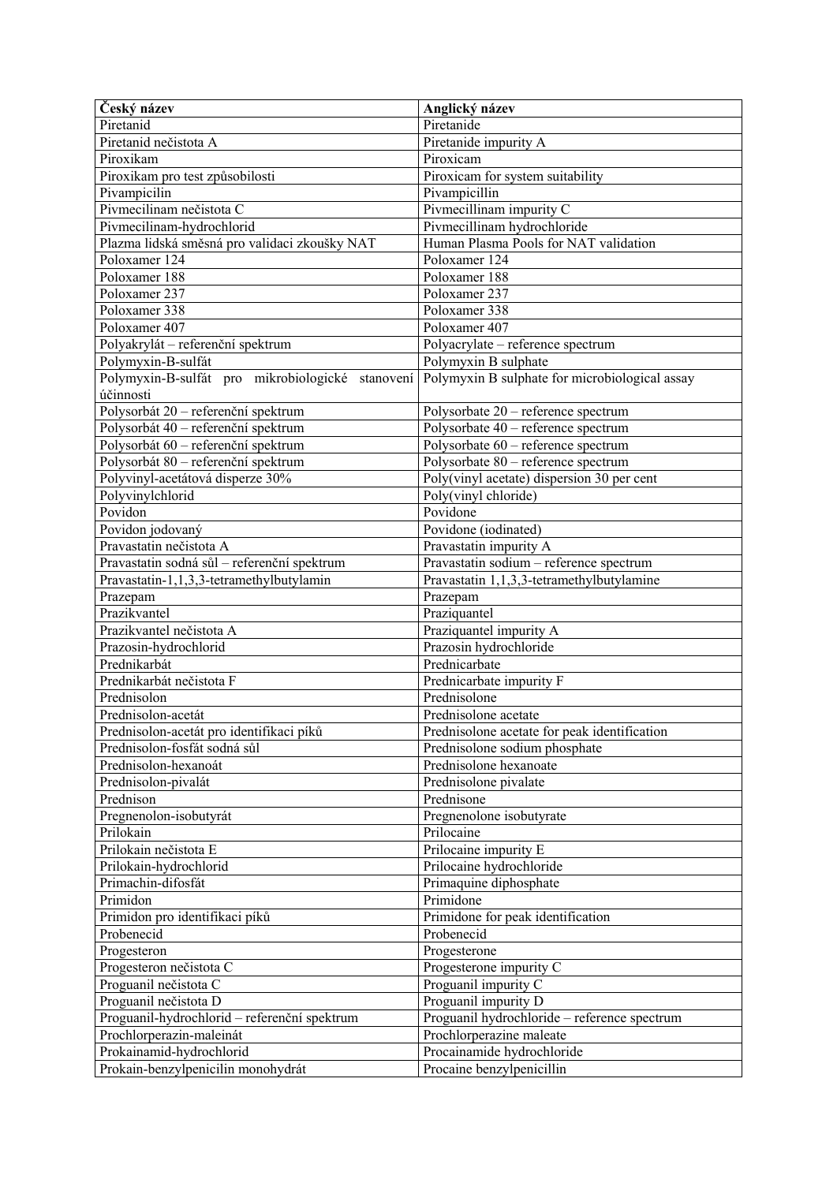| Český název | Anglický název |
|---|---|
| Piretanid | Piretanide |
| Piretanid nečistota A | Piretanide impurity A |
| Piroxikam | Piroxicam |
| Piroxikam pro test způsobilosti | Piroxicam for system suitability |
| Pivampicilin | Pivampicillin |
| Pivmecilinam nečistota C | Pivmecillinam impurity C |
| Pivmecilinam-hydrochlorid | Pivmecillinam hydrochloride |
| Plazma lidská směsná pro validaci zkoušky NAT | Human Plasma Pools for NAT validation |
| Poloxamer 124 | Poloxamer 124 |
| Poloxamer 188 | Poloxamer 188 |
| Poloxamer 237 | Poloxamer 237 |
| Poloxamer 338 | Poloxamer 338 |
| Poloxamer 407 | Poloxamer 407 |
| Polyakrylát – referenční spektrum | Polyacrylate – reference spectrum |
| Polymyxin-B-sulfát | Polymyxin B sulphate |
| Polymyxin-B-sulfát pro mikrobiologické stanovení účinnosti | Polymyxin B sulphate for microbiological assay |
| Polysorbát 20 – referenční spektrum | Polysorbate 20 – reference spectrum |
| Polysorbát 40 – referenční spektrum | Polysorbate 40 – reference spectrum |
| Polysorbát 60 – referenční spektrum | Polysorbate 60 – reference spectrum |
| Polysorbát 80 – referenční spektrum | Polysorbate 80 – reference spectrum |
| Polyvinyl-acetátová disperze 30% | Poly(vinyl acetate) dispersion 30 per cent |
| Polyvinylchlorid | Poly(vinyl chloride) |
| Povidon | Povidone |
| Povidon jodovaný | Povidone (iodinated) |
| Pravastatin nečistota A | Pravastatin impurity A |
| Pravastatin sodná sůl – referenční spektrum | Pravastatin sodium – reference spectrum |
| Pravastatin-1,1,3,3-tetramethylbutylamin | Pravastatin 1,1,3,3-tetramethylbutylamine |
| Prazepam | Prazepam |
| Prazikvantel | Praziquantel |
| Prazikvantel nečistota A | Praziquantel impurity A |
| Prazosin-hydrochlorid | Prazosin hydrochloride |
| Prednikarbát | Prednicarbate |
| Prednikarbát nečistota F | Prednicarbate impurity F |
| Prednisolon | Prednisolone |
| Prednisolon-acetát | Prednisolone acetate |
| Prednisolon-acetát pro identifikaci píků | Prednisolone acetate for peak identification |
| Prednisolon-fosfát sodná sůl | Prednisolone sodium phosphate |
| Prednisolon-hexanoát | Prednisolone hexanoate |
| Prednisolon-pivalát | Prednisolone pivalate |
| Prednison | Prednisone |
| Pregnenolon-isobutyrát | Pregnenolone isobutyrate |
| Prilokain | Prilocaine |
| Prilokain nečistota E | Prilocaine impurity E |
| Prilokain-hydrochlorid | Prilocaine hydrochloride |
| Primachin-difosfát | Primaquine diphosphate |
| Primidon | Primidone |
| Primidon pro identifikaci píků | Primidone for peak identification |
| Probenecid | Probenecid |
| Progesteron | Progesterone |
| Progesteron nečistota C | Progesterone impurity C |
| Proguanil nečistota C | Proguanil impurity C |
| Proguanil nečistota D | Proguanil impurity D |
| Proguanil-hydrochlorid – referenční spektrum | Proguanil hydrochloride – reference spectrum |
| Prochlorperazin-maleinát | Prochlorperazine maleate |
| Prokainamid-hydrochlorid | Procainamide hydrochloride |
| Prokain-benzylpenicilin monohydrát | Procaine benzylpenicillin |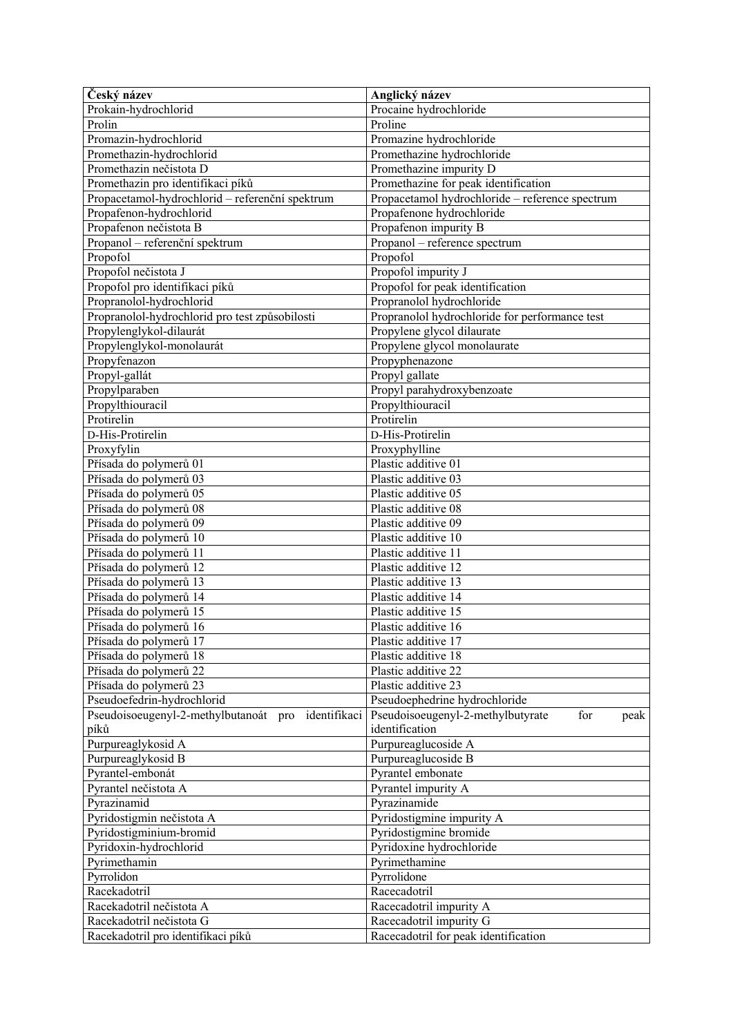| Český název | Anglický název |
| --- | --- |
| Prokain-hydrochlorid | Procaine hydrochloride |
| Prolin | Proline |
| Promazin-hydrochlorid | Promazine hydrochloride |
| Promethazin-hydrochlorid | Promethazine hydrochloride |
| Promethazin nečistota D | Promethazine impurity D |
| Promethazin pro identifikaci píků | Promethazine for peak identification |
| Propacetamol-hydrochlorid – referenční spektrum | Propacetamol hydrochloride – reference spectrum |
| Propafenon-hydrochlorid | Propafenone hydrochloride |
| Propafenon nečistota B | Propafenon impurity B |
| Propanol – referenční spektrum | Propanol – reference spectrum |
| Propofol | Propofol |
| Propofol nečistota J | Propofol impurity J |
| Propofol pro identifikaci píků | Propofol for peak identification |
| Propranolol-hydrochlorid | Propranolol hydrochloride |
| Propranolol-hydrochlorid pro test způsobilosti | Propranolol hydrochloride for performance test |
| Propylenglykol-dilaurát | Propylene glycol dilaurate |
| Propylenglykol-monolaurát | Propylene glycol monolaurate |
| Propyfenazon | Propyphenazone |
| Propyl-gallát | Propyl gallate |
| Propylparaben | Propyl parahydroxybenzoate |
| Propylthiouracil | Propylthiouracil |
| Protirelin | Protirelin |
| D-His-Protirelin | D-His-Protirelin |
| Proxyfylin | Proxyphylline |
| Přísada do polymerů 01 | Plastic additive 01 |
| Přísada do polymerů 03 | Plastic additive 03 |
| Přísada do polymerů 05 | Plastic additive 05 |
| Přísada do polymerů 08 | Plastic additive 08 |
| Přísada do polymerů 09 | Plastic additive 09 |
| Přísada do polymerů 10 | Plastic additive 10 |
| Přísada do polymerů 11 | Plastic additive 11 |
| Přísada do polymerů 12 | Plastic additive 12 |
| Přísada do polymerů 13 | Plastic additive 13 |
| Přísada do polymerů 14 | Plastic additive 14 |
| Přísada do polymerů 15 | Plastic additive 15 |
| Přísada do polymerů 16 | Plastic additive 16 |
| Přísada do polymerů 17 | Plastic additive 17 |
| Přísada do polymerů 18 | Plastic additive 18 |
| Přísada do polymerů 22 | Plastic additive 22 |
| Přísada do polymerů 23 | Plastic additive 23 |
| Pseudoefedrin-hydrochlorid | Pseudoephedrine hydrochloride |
| Pseudoisoeugenyl-2-methylbutanoát pro identifikaci píků | Pseudoisoeugenyl-2-methylbutyrate for peak identification |
| Purpureaglykosid A | Purpureaglucoside A |
| Purpureaglykosid B | Purpureaglucoside B |
| Pyrantel-embonát | Pyrantel embonate |
| Pyrantel nečistota A | Pyrantel impurity A |
| Pyrazinamid | Pyrazinamide |
| Pyridostigmin nečistota A | Pyridostigmine impurity A |
| Pyridostigminium-bromid | Pyridostigmine bromide |
| Pyridoxin-hydrochlorid | Pyridoxine hydrochloride |
| Pyrimethamin | Pyrimethamine |
| Pyrrolidon | Pyrrolidone |
| Racekadotril | Racecadotril |
| Racekadotril nečistota A | Racecadotril impurity A |
| Racekadotril nečistota G | Racecadotril impurity G |
| Racekadotril pro identifikaci píků | Racecadotril for peak identification |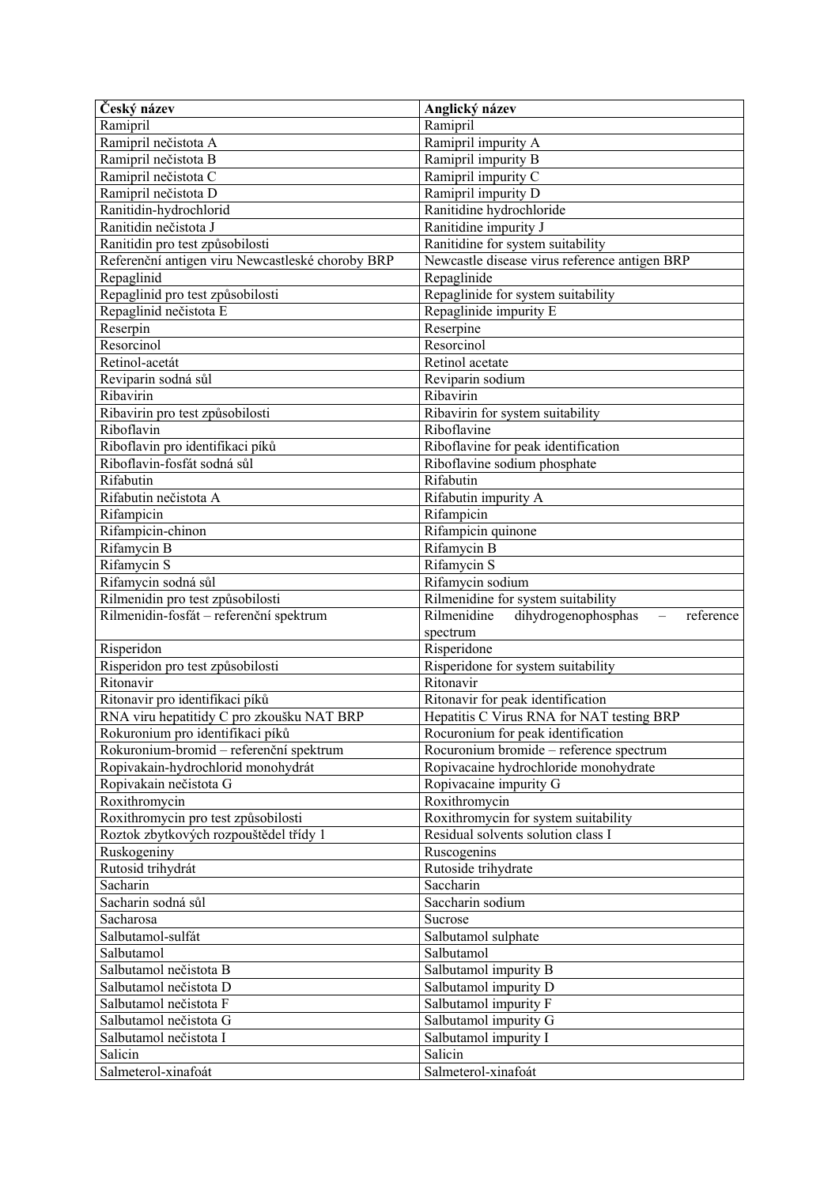| Český název | Anglický název |
|---|---|
| Ramipril | Ramipril |
| Ramipril nečistota A | Ramipril impurity A |
| Ramipril nečistota B | Ramipril impurity B |
| Ramipril nečistota C | Ramipril impurity C |
| Ramipril nečistota D | Ramipril impurity D |
| Ranitidin-hydrochlorid | Ranitidine hydrochloride |
| Ranitidin nečistota J | Ranitidine impurity J |
| Ranitidin pro test způsobilosti | Ranitidine for system suitability |
| Referenční antigen viru Newcastleské choroby BRP | Newcastle disease virus reference antigen BRP |
| Repaglinid | Repaglinide |
| Repaglinid pro test způsobilosti | Repaglinide for system suitability |
| Repaglinid nečistota E | Repaglinide impurity E |
| Reserpin | Reserpine |
| Resorcinol | Resorcinol |
| Retinol-acetát | Retinol acetate |
| Reviparin sodná sůl | Reviparin sodium |
| Ribavirin | Ribavirin |
| Ribavirin pro test způsobilosti | Ribavirin for system suitability |
| Riboflavin | Riboflavine |
| Riboflavin pro identifikaci píků | Riboflavine for peak identification |
| Riboflavin-fosfát sodná sůl | Riboflavine sodium phosphate |
| Rifabutin | Rifabutin |
| Rifabutin nečistota A | Rifabutin impurity A |
| Rifampicin | Rifampicin |
| Rifampicin-chinon | Rifampicin quinone |
| Rifamycin B | Rifamycin B |
| Rifamycin S | Rifamycin S |
| Rifamycin sodná sůl | Rifamycin sodium |
| Rilmenidin pro test způsobilosti | Rilmenidine for system suitability |
| Rilmenidin-fosfát – referenční spektrum | Rilmenidine dihydrogenophosphas – reference spectrum |
| Risperidon | Risperidone |
| Risperidon pro test způsobilosti | Risperidone for system suitability |
| Ritonavir | Ritonavir |
| Ritonavir pro identifikaci píků | Ritonavir for peak identification |
| RNA viru hepatitidy C pro zkoušku NAT BRP | Hepatitis C Virus RNA for NAT testing BRP |
| Rokuronium pro identifikaci píků | Rocuronium for peak identification |
| Rokuronium-bromid – referenční spektrum | Rocuronium bromide – reference spectrum |
| Ropivakain-hydrochlorid monohydrát | Ropivacaine hydrochloride monohydrate |
| Ropivakain nečistota G | Ropivacaine impurity G |
| Roxithromycin | Roxithromycin |
| Roxithromycin pro test způsobilosti | Roxithromycin for system suitability |
| Roztok zbytkových rozpouštědel třídy 1 | Residual solvents solution class I |
| Ruskogeniny | Ruscogenins |
| Rutosid trihydrát | Rutoside trihydrate |
| Sacharin | Saccharin |
| Sacharin sodná sůl | Saccharin sodium |
| Sacharosa | Sucrose |
| Salbutamol-sulfát | Salbutamol sulphate |
| Salbutamol | Salbutamol |
| Salbutamol nečistota B | Salbutamol impurity B |
| Salbutamol nečistota D | Salbutamol impurity D |
| Salbutamol nečistota F | Salbutamol impurity F |
| Salbutamol nečistota G | Salbutamol impurity G |
| Salbutamol nečistota I | Salbutamol impurity I |
| Salicin | Salicin |
| Salmeterol-xinafoát | Salmeterol-xinafoát |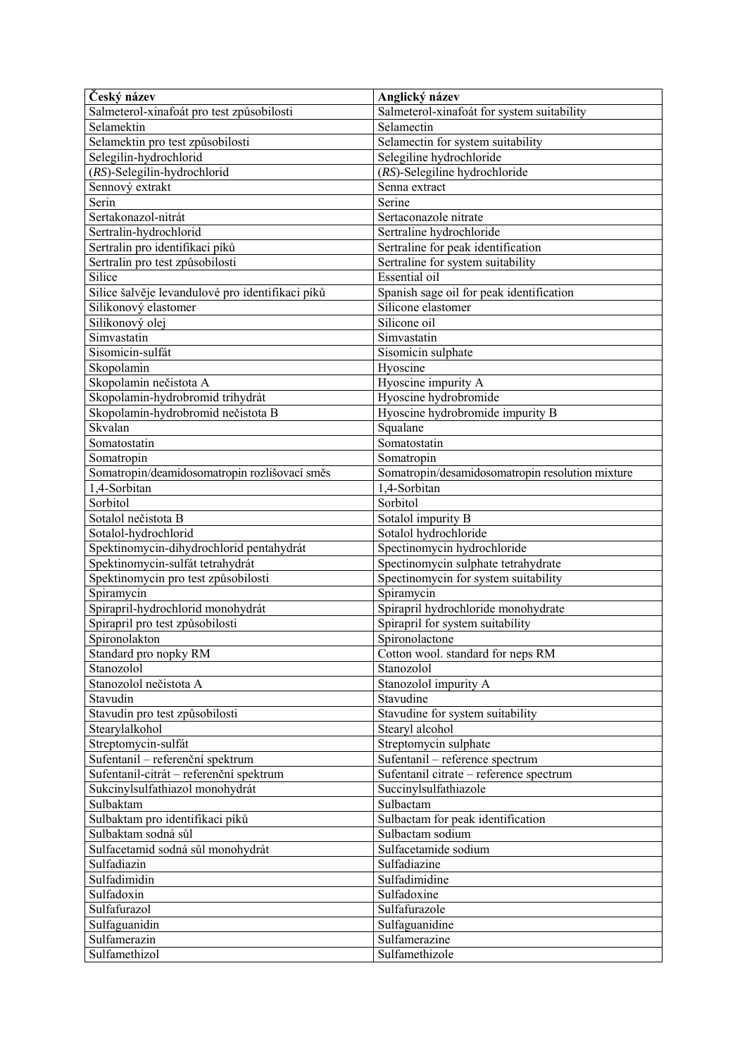| Český název | Anglický název |
|---|---|
| Salmeterol-xinafoát pro test způsobilosti | Salmeterol-xinafoát for system suitability |
| Selamektin | Selamectin |
| Selamektin pro test způsobilosti | Selamectin for system suitability |
| Selegilin-hydrochlorid | Selegiline hydrochloride |
| (*RS*)-Selegilin-hydrochlorid | (*RS*)-Selegiline hydrochloride |
| Sennový extrakt | Senna extract |
| Serin | Serine |
| Sertakonazol-nitrát | Sertaconazole nitrate |
| Sertralin-hydrochlorid | Sertraline hydrochloride |
| Sertralin pro identifikaci píků | Sertraline for peak identification |
| Sertralin pro test způsobilosti | Sertraline for system suitability |
| Silice | Essential oil |
| Silice šalvěje levandulové pro identifikaci píků | Spanish sage oil for peak identification |
| Silikonový elastomer | Silicone elastomer |
| Silikonový olej | Silicone oil |
| Simvastatin | Simvastatin |
| Sisomicin-sulfát | Sisomicin sulphate |
| Skopolamin | Hyoscine |
| Skopolamin nečistota A | Hyoscine impurity A |
| Skopolamin-hydrobromid trihydrát | Hyoscine hydrobromide |
| Skopolamin-hydrobromid nečistota B | Hyoscine hydrobromide impurity B |
| Skvalan | Squalane |
| Somatostatin | Somatostatin |
| Somatropin | Somatropin |
| Somatropin/deamidosomatropin rozlišovací směs | Somatropin/desamidosomatropin resolution mixture |
| 1,4-Sorbitan | 1,4-Sorbitan |
| Sorbitol | Sorbitol |
| Sotalol nečistota B | Sotalol impurity B |
| Sotalol-hydrochlorid | Sotalol hydrochloride |
| Spektinomycin-dihydrochlorid pentahydrát | Spectinomycin hydrochloride |
| Spektinomycin-sulfát tetrahydrát | Spectinomycin sulphate tetrahydrate |
| Spektinomycin pro test způsobilosti | Spectinomycin for system suitability |
| Spiramycin | Spiramycin |
| Spirapril-hydrochlorid monohydrát | Spirapril hydrochloride monohydrate |
| Spirapril pro test způsobilosti | Spirapril for system suitability |
| Spironolakton | Spironolactone |
| Standard pro nopky RM | Cotton wool. standard for neps RM |
| Stanozolol | Stanozolol |
| Stanozolol nečistota A | Stanozolol impurity A |
| Stavudin | Stavudine |
| Stavudin pro test způsobilosti | Stavudine for system suitability |
| Stearylalkohol | Stearyl alcohol |
| Streptomycin-sulfát | Streptomycin sulphate |
| Sufentanil – referenční spektrum | Sufentanil – reference spectrum |
| Sufentanil-citrát – referenční spektrum | Sufentanil citrate – reference spectrum |
| Sukcinylsulfathiazol monohydrát | Succinylsulfathiazole |
| Sulbaktam | Sulbactam |
| Sulbaktam pro identifikaci píků | Sulbactam for peak identification |
| Sulbaktam sodná sůl | Sulbactam sodium |
| Sulfacetamid sodná sůl monohydrát | Sulfacetamide sodium |
| Sulfadiazin | Sulfadiazine |
| Sulfadimidin | Sulfadimidine |
| Sulfadoxin | Sulfadoxine |
| Sulfafurazol | Sulfafurazole |
| Sulfaguanidin | Sulfaguanidine |
| Sulfamerazin | Sulfamerazine |
| Sulfamethizol | Sulfamethizole |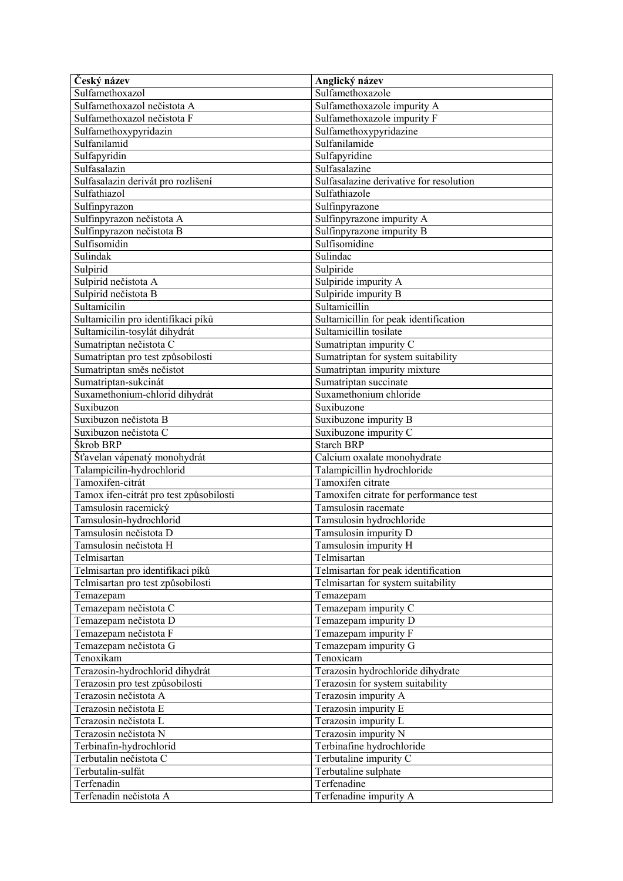| Český název | Anglický název |
| --- | --- |
| Sulfamethoxazol | Sulfamethoxazole |
| Sulfamethoxazol nečistota A | Sulfamethoxazole impurity A |
| Sulfamethoxazol nečistota F | Sulfamethoxazole impurity F |
| Sulfamethoxypyridazin | Sulfamethoxypyridazine |
| Sulfanilamid | Sulfanilamide |
| Sulfapyridin | Sulfapyridine |
| Sulfasalazin | Sulfasalazine |
| Sulfasalazin derivát pro rozlišení | Sulfasalazine derivative for resolution |
| Sulfathiazol | Sulfathiazole |
| Sulfinpyrazon | Sulfinpyrazone |
| Sulfinpyrazon nečistota A | Sulfinpyrazone impurity A |
| Sulfinpyrazon nečistota B | Sulfinpyrazone impurity B |
| Sulfisomidin | Sulfisomidine |
| Sulindak | Sulindac |
| Sulpirid | Sulpiride |
| Sulpirid nečistota A | Sulpiride impurity A |
| Sulpirid nečistota B | Sulpiride impurity B |
| Sultamicilin | Sultamicillin |
| Sultamicilin pro identifikaci píků | Sultamicillin for peak identification |
| Sultamicilin-tosylát dihydrát | Sultamicillin tosilate |
| Sumatriptan nečistota C | Sumatriptan impurity C |
| Sumatriptan pro test způsobilosti | Sumatriptan for system suitability |
| Sumatriptan směs nečistot | Sumatriptan impurity mixture |
| Sumatriptan-sukcinát | Sumatriptan succinate |
| Suxamethonium-chlorid dihydrát | Suxamethonium chloride |
| Suxibuzon | Suxibuzone |
| Suxibuzon nečistota B | Suxibuzone impurity B |
| Suxibuzon nečistota C | Suxibuzone impurity C |
| Škrob BRP | Starch BRP |
| Šťavelan vápenatý monohydrát | Calcium oxalate monohydrate |
| Talampicilin-hydrochlorid | Talampicillin hydrochloride |
| Tamoxifen-citrát | Tamoxifen citrate |
| Tamox ifen-citrát pro test způsobilosti | Tamoxifen citrate for performance test |
| Tamsulosin racemický | Tamsulosin racemate |
| Tamsulosin-hydrochlorid | Tamsulosin hydrochloride |
| Tamsulosin nečistota D | Tamsulosin impurity D |
| Tamsulosin nečistota H | Tamsulosin impurity H |
| Telmisartan | Telmisartan |
| Telmisartan pro identifikaci píků | Telmisartan for peak identification |
| Telmisartan pro test způsobilosti | Telmisartan for system suitability |
| Temazepam | Temazepam |
| Temazepam nečistota C | Temazepam impurity C |
| Temazepam nečistota D | Temazepam impurity D |
| Temazepam nečistota F | Temazepam impurity F |
| Temazepam nečistota G | Temazepam impurity G |
| Tenoxikam | Tenoxicam |
| Terazosin-hydrochlorid dihydrát | Terazosin hydrochloride dihydrate |
| Terazosin pro test způsobilosti | Terazosin for system suitability |
| Terazosin nečistota A | Terazosin impurity A |
| Terazosin nečistota E | Terazosin impurity E |
| Terazosin nečistota L | Terazosin impurity L |
| Terazosin nečistota N | Terazosin impurity N |
| Terbinafin-hydrochlorid | Terbinafine hydrochloride |
| Terbutalin nečistota C | Terbutaline impurity C |
| Terbutalin-sulfát | Terbutaline sulphate |
| Terfenadin | Terfenadine |
| Terfenadin nečistota A | Terfenadine impurity A |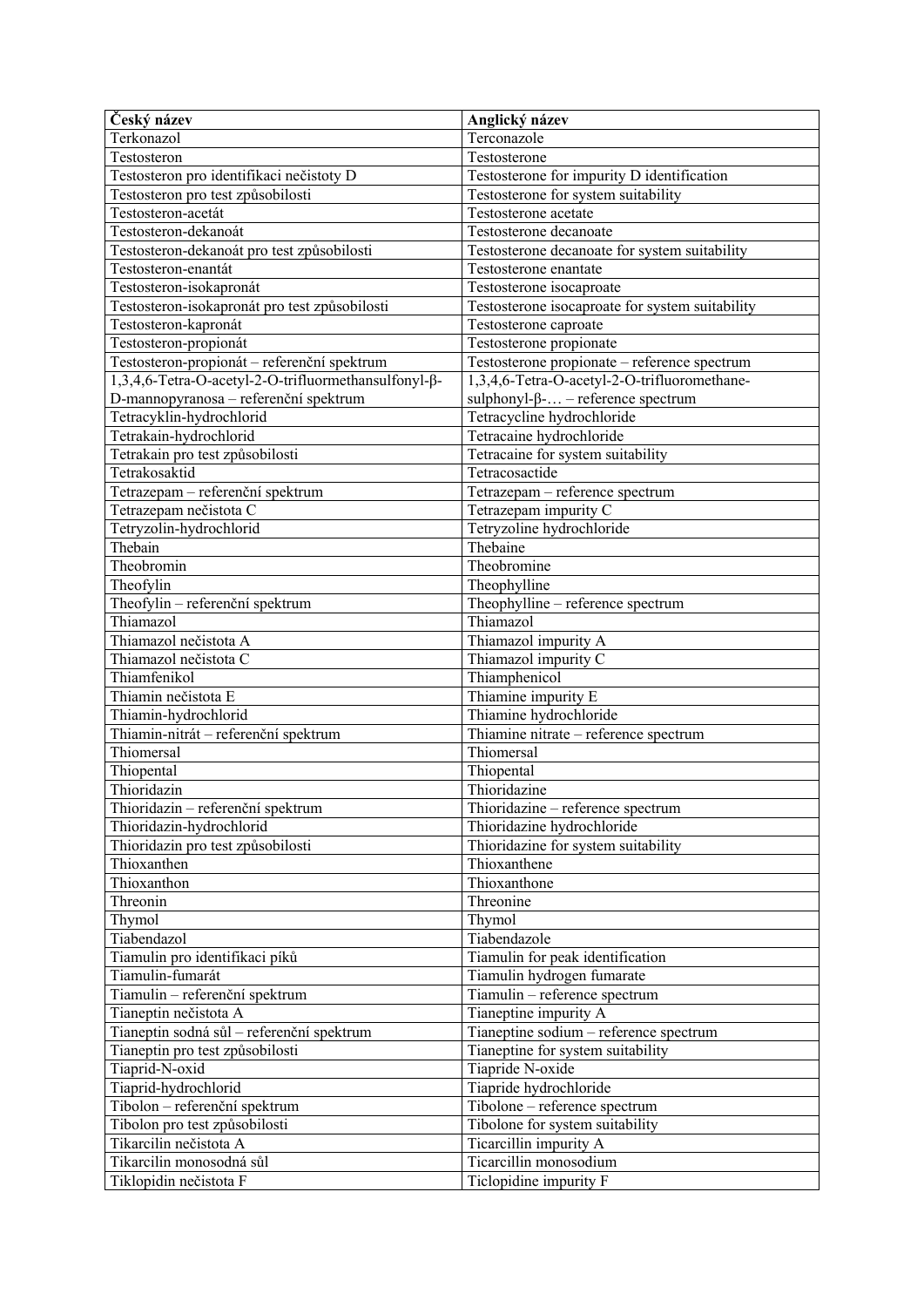| Český název | Anglický název |
|---|---|
| Terkonazol | Terconazole |
| Testosteron | Testosterone |
| Testosteron pro identifikaci nečistoty D | Testosterone for impurity D identification |
| Testosteron pro test způsobilosti | Testosterone for system suitability |
| Testosteron-acetát | Testosterone acetate |
| Testosteron-dekanoát | Testosterone decanoate |
| Testosteron-dekanoát pro test způsobilosti | Testosterone decanoate for system suitability |
| Testosteron-enantát | Testosterone enantate |
| Testosteron-isokapronát | Testosterone isocaproate |
| Testosteron-isokapronát pro test způsobilosti | Testosterone isocaproate for system suitability |
| Testosteron-kapronát | Testosterone caproate |
| Testosteron-propionát | Testosterone propionate |
| Testosteron-propionát – referenční spektrum | Testosterone propionate – reference spectrum |
| 1,3,4,6-Tetra-O-acetyl-2-O-trifluormethansulfonyl-β-D-mannopyranosa – referenční spektrum | 1,3,4,6-Tetra-O-acetyl-2-O-trifluoromethane-sulphonyl-β-… – reference spectrum |
| Tetracyklin-hydrochlorid | Tetracycline hydrochloride |
| Tetrakain-hydrochlorid | Tetracaine hydrochloride |
| Tetrakain pro test způsobilosti | Tetracaine for system suitability |
| Tetrakosaktid | Tetracosactide |
| Tetrazepam – referenční spektrum | Tetrazepam – reference spectrum |
| Tetrazepam nečistota C | Tetrazepam impurity C |
| Tetryzolin-hydrochlorid | Tetryzoline hydrochloride |
| Thebain | Thebaine |
| Theobromin | Theobromine |
| Theofylin | Theophylline |
| Theofylin – referenční spektrum | Theophylline – reference spectrum |
| Thiamazol | Thiamazol |
| Thiamazol nečistota A | Thiamazol impurity A |
| Thiamazol nečistota C | Thiamazol impurity C |
| Thiamfenikol | Thiamphenicol |
| Thiamin nečistota E | Thiamine impurity E |
| Thiamin-hydrochlorid | Thiamine hydrochloride |
| Thiamin-nitrát – referenční spektrum | Thiamine nitrate – reference spectrum |
| Thiomersal | Thiomersal |
| Thiopental | Thiopental |
| Thioridazin | Thioridazine |
| Thioridazin – referenční spektrum | Thioridazine – reference spectrum |
| Thioridazin-hydrochlorid | Thioridazine hydrochloride |
| Thioridazin pro test způsobilosti | Thioridazine for system suitability |
| Thioxanthen | Thioxanthene |
| Thioxanthon | Thioxanthone |
| Threonin | Threonine |
| Thymol | Thymol |
| Tiabendazol | Tiabendazole |
| Tiamulin pro identifikaci píků | Tiamulin for peak identification |
| Tiamulin-fumarát | Tiamulin hydrogen fumarate |
| Tiamulin – referenční spektrum | Tiamulin – reference spectrum |
| Tianeptin nečistota A | Tianeptine impurity A |
| Tianeptin sodná sůl – referenční spektrum | Tianeptine sodium – reference spectrum |
| Tianeptin pro test způsobilosti | Tianeptine for system suitability |
| Tiaprid-N-oxid | Tiapride N-oxide |
| Tiaprid-hydrochlorid | Tiapride hydrochloride |
| Tibolon – referenční spektrum | Tibolone – reference spectrum |
| Tibolon pro test způsobilosti | Tibolone for system suitability |
| Tikarcilin nečistota A | Ticarcillin impurity A |
| Tikarcilin monosodná sůl | Ticarcillin monosodium |
| Tiklopidin nečistota F | Ticlopidine impurity F |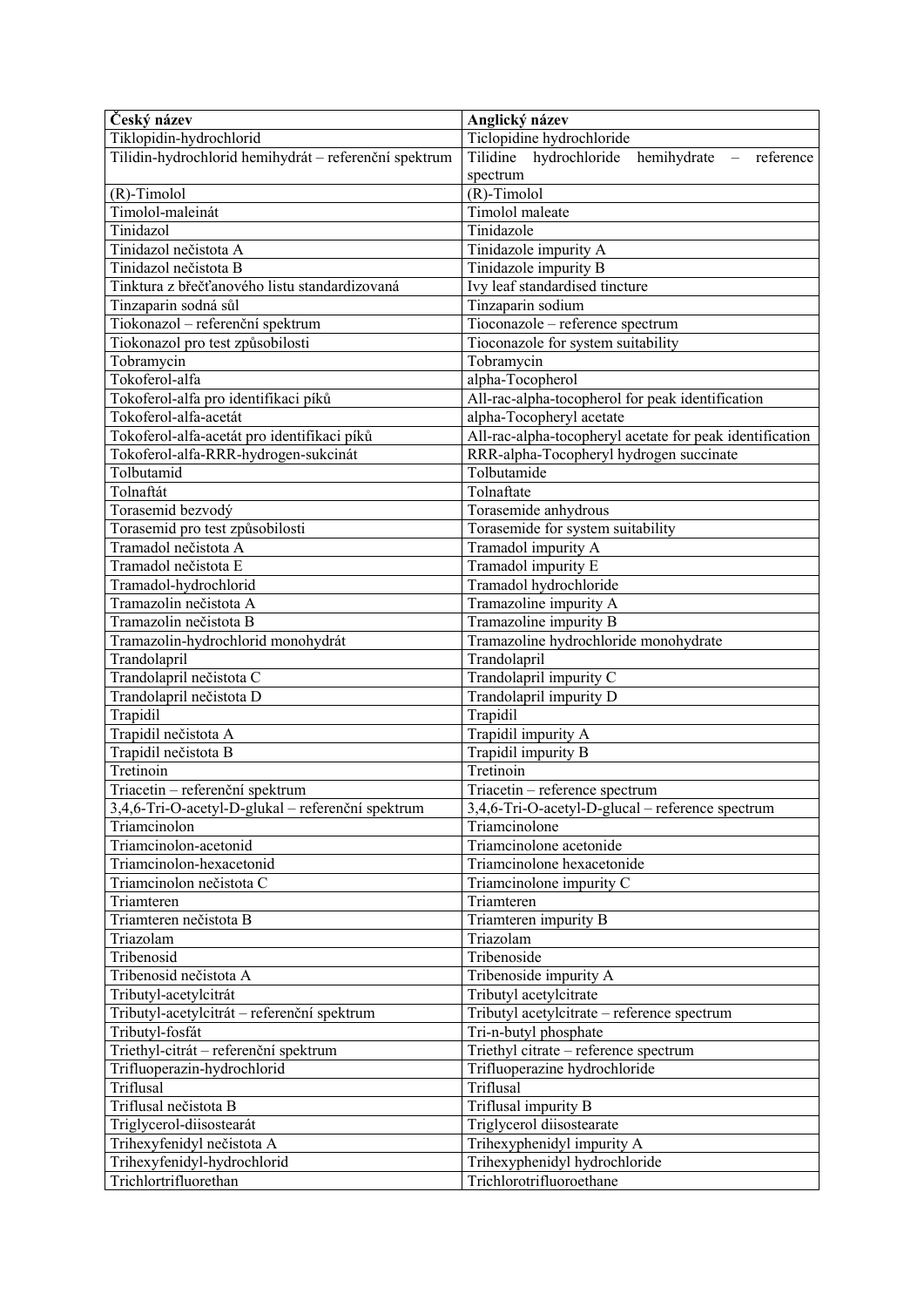| Český název | Anglický název |
| --- | --- |
| Tiklopidin-hydrochlorid | Ticlopidine hydrochloride |
| Tilidin-hydrochlorid hemihydrát – referenční spektrum | Tilidine hydrochloride hemihydrate – reference spectrum |
| (R)-Timolol | (R)-Timolol |
| Timolol-maleinát | Timolol maleate |
| Tinidazol | Tinidazole |
| Tinidazol nečistota A | Tinidazole impurity A |
| Tinidazol nečistota B | Tinidazole impurity B |
| Tinktura z břečťanového listu standardizovaná | Ivy leaf standardised tincture |
| Tinzaparin sodná sůl | Tinzaparin sodium |
| Tiokonazol – referenční spektrum | Tioconazole – reference spectrum |
| Tiokonazol pro test způsobilosti | Tioconazole for system suitability |
| Tobramycin | Tobramycin |
| Tokoferol-alfa | alpha-Tocopherol |
| Tokoferol-alfa pro identifikaci píků | All-rac-alpha-tocopherol for peak identification |
| Tokoferol-alfa-acetát | alpha-Tocopheryl acetate |
| Tokoferol-alfa-acetát pro identifikaci píků | All-rac-alpha-tocopheryl acetate for peak identification |
| Tokoferol-alfa-RRR-hydrogen-sukcinát | RRR-alpha-Tocopheryl hydrogen succinate |
| Tolbutamid | Tolbutamide |
| Tolnaftát | Tolnaftate |
| Torasemid bezvodý | Torasemide anhydrous |
| Torasemid pro test způsobilosti | Torasemide for system suitability |
| Tramadol nečistota A | Tramadol impurity A |
| Tramadol nečistota E | Tramadol impurity E |
| Tramadol-hydrochlorid | Tramadol hydrochloride |
| Tramazolin nečistota A | Tramazoline impurity A |
| Tramazolin nečistota B | Tramazoline impurity B |
| Tramazolin-hydrochlorid monohydrát | Tramazoline hydrochloride monohydrate |
| Trandolapril | Trandolapril |
| Trandolapril nečistota C | Trandolapril impurity C |
| Trandolapril nečistota D | Trandolapril impurity D |
| Trapidil | Trapidil |
| Trapidil nečistota A | Trapidil impurity A |
| Trapidil nečistota B | Trapidil impurity B |
| Tretinoin | Tretinoin |
| Triacetin – referenční spektrum | Triacetin – reference spectrum |
| 3,4,6-Tri-O-acetyl-D-glukal – referenční spektrum | 3,4,6-Tri-O-acetyl-D-glucal – reference spectrum |
| Triamcinolon | Triamcinolone |
| Triamcinolon-acetonid | Triamcinolone acetonide |
| Triamcinolon-hexacetonid | Triamcinolone hexacetonide |
| Triamcinolon nečistota C | Triamcinolone impurity C |
| Triamteren | Triamteren |
| Triamteren nečistota B | Triamteren impurity B |
| Triazolam | Triazolam |
| Tribenosid | Tribenoside |
| Tribenosid nečistota A | Tribenoside impurity A |
| Tributyl-acetylcitrát | Tributyl acetylcitrate |
| Tributyl-acetylcitrát – referenční spektrum | Tributyl acetylcitrate – reference spectrum |
| Tributyl-fosfát | Tri-n-butyl phosphate |
| Triethyl-citrát – referenční spektrum | Triethyl citrate – reference spectrum |
| Trifluoperazin-hydrochlorid | Trifluoperazine hydrochloride |
| Triflusal | Triflusal |
| Triflusal nečistota B | Triflusal impurity B |
| Triglycerol-diisostearát | Triglycerol diisostearate |
| Trihexyfenidyl nečistota A | Trihexyphenidyl impurity A |
| Trihexyfenidyl-hydrochlorid | Trihexyphenidyl hydrochloride |
| Trichlortrifluorethan | Trichlorotrifluoroethane |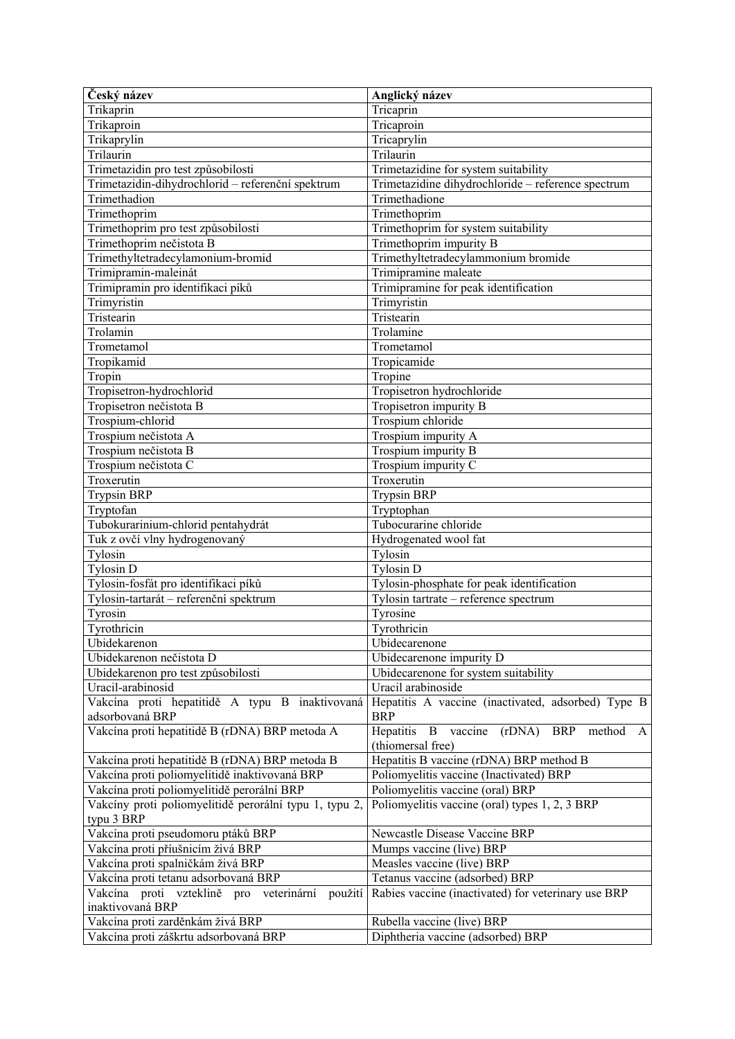| **Český název** | **Anglický název** |
|---|---|
| Trikaprin | Tricaprin |
| Trikaproin | Tricaproin |
| Trikaprylin | Tricaprylin |
| Trilaurin | Trilaurin |
| Trimetazidin pro test způsobilosti | Trimetazidine for system suitability |
| Trimetazidin-dihydrochlorid – referenční spektrum | Trimetazidine dihydrochloride – reference spectrum |
| Trimethadion | Trimethadione |
| Trimethoprim | Trimethoprim |
| Trimethoprim pro test způsobilosti | Trimethoprim for system suitability |
| Trimethoprim nečistota B | Trimethoprim impurity B |
| Trimethyltetradecylamonium-bromid | Trimethyltetradecylammonium bromide |
| Trimipramin-maleinát | Trimipramine maleate |
| Trimipramin pro identifikaci píků | Trimipramine for peak identification |
| Trimyristin | Trimyristin |
| Tristearin | Tristearin |
| Trolamin | Trolamine |
| Trometamol | Trometamol |
| Tropikamid | Tropicamide |
| Tropin | Tropine |
| Tropisetron-hydrochlorid | Tropisetron hydrochloride |
| Tropisetron nečistota B | Tropisetron impurity B |
| Trospium-chlorid | Trospium chloride |
| Trospium nečistota A | Trospium impurity A |
| Trospium nečistota B | Trospium impurity B |
| Trospium nečistota C | Trospium impurity C |
| Troxerutin | Troxerutin |
| Trypsin BRP | Trypsin BRP |
| Tryptofan | Tryptophan |
| Tubokurarinium-chlorid pentahydrát | Tubocurarine chloride |
| Tuk z ovčí vlny hydrogenovaný | Hydrogenated wool fat |
| Tylosin | Tylosin |
| Tylosin D | Tylosin D |
| Tylosin-fosfát pro identifikaci píků | Tylosin-phosphate for peak identification |
| Tylosin-tartarát – referenční spektrum | Tylosin tartrate – reference spectrum |
| Tyrosin | Tyrosine |
| Tyrothricin | Tyrothricin |
| Ubidekarenon | Ubidecarenone |
| Ubidekarenon nečistota D | Ubidecarenone impurity D |
| Ubidekarenon pro test způsobilosti | Ubidecarenone for system suitability |
| Uracil-arabinosid | Uracil arabinoside |
| Vakcína proti hepatitidě A typu B inaktivovaná adsorbovaná BRP | Hepatitis A vaccine (inactivated, adsorbed) Type B BRP |
| Vakcína proti hepatitidě B (rDNA) BRP metoda A | Hepatitis B vaccine (rDNA) BRP method A (thiomersal free) |
| Vakcína proti hepatitidě B (rDNA) BRP metoda B | Hepatitis B vaccine (rDNA) BRP method B |
| Vakcína proti poliomyelitidě inaktivovaná BRP | Poliomyelitis vaccine (Inactivated) BRP |
| Vakcína proti poliomyelitidě perorální BRP | Poliomyelitis vaccine (oral) BRP |
| Vakcíny proti poliomyelitidě perorální typu 1, typu 2, typu 3 BRP | Poliomyelitis vaccine (oral) types 1, 2, 3 BRP |
| Vakcína proti pseudomoru ptáků BRP | Newcastle Disease Vaccine BRP |
| Vakcína proti příušnicím živá BRP | Mumps vaccine (live) BRP |
| Vakcína proti spalničkám živá BRP | Measles vaccine (live) BRP |
| Vakcína proti tetanu adsorbovaná BRP | Tetanus vaccine (adsorbed) BRP |
| Vakcína proti vzteklině pro veterinární použití inaktivovaná BRP | Rabies vaccine (inactivated) for veterinary use BRP |
| Vakcína proti zarděnkám živá BRP | Rubella vaccine (live) BRP |
| Vakcína proti záškrtu adsorbovaná BRP | Diphtheria vaccine (adsorbed) BRP |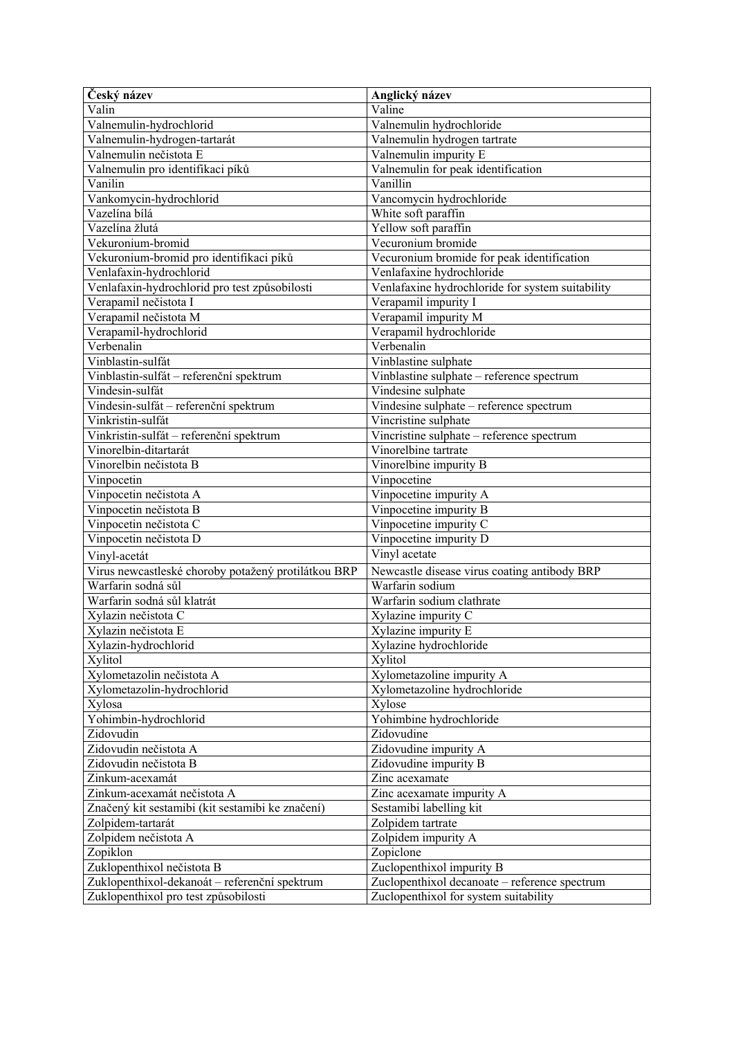| Český název | Anglický název |
|---|---|
| Valin | Valine |
| Valnemulin-hydrochlorid | Valnemulin hydrochloride |
| Valnemulin-hydrogen-tartarát | Valnemulin hydrogen tartrate |
| Valnemulin nečistota E | Valnemulin impurity E |
| Valnemulin pro identifikaci píků | Valnemulin for peak identification |
| Vanilin | Vanillin |
| Vankomycin-hydrochlorid | Vancomycin hydrochloride |
| Vazelína bílá | White soft paraffin |
| Vazelína žlutá | Yellow soft paraffin |
| Vekuronium-bromid | Vecuronium bromide |
| Vekuronium-bromid pro identifikaci píků | Vecuronium bromide for peak identification |
| Venlafaxin-hydrochlorid | Venlafaxine hydrochloride |
| Venlafaxin-hydrochlorid pro test způsobilosti | Venlafaxine hydrochloride for system suitability |
| Verapamil nečistota I | Verapamil impurity I |
| Verapamil nečistota M | Verapamil impurity M |
| Verapamil-hydrochlorid | Verapamil hydrochloride |
| Verbenalin | Verbenalin |
| Vinblastin-sulfát | Vinblastine sulphate |
| Vinblastin-sulfát – referenční spektrum | Vinblastine sulphate – reference spectrum |
| Vindesin-sulfát | Vindesine sulphate |
| Vindesin-sulfát – referenční spektrum | Vindesine sulphate – reference spectrum |
| Vinkristin-sulfát | Vincristine sulphate |
| Vinkristin-sulfát – referenční spektrum | Vincristine sulphate – reference spectrum |
| Vinorelbin-ditartarát | Vinorelbine tartrate |
| Vinorelbin nečistota B | Vinorelbine impurity B |
| Vinpocetin | Vinpocetine |
| Vinpocetin nečistota A | Vinpocetine impurity A |
| Vinpocetin nečistota B | Vinpocetine impurity B |
| Vinpocetin nečistota C | Vinpocetine impurity C |
| Vinpocetin nečistota D | Vinpocetine impurity D |
| Vinyl-acetát | Vinyl acetate |
| Virus newcastleské choroby potažený protilátkou BRP | Newcastle disease virus coating antibody BRP |
| Warfarin sodná sůl | Warfarin sodium |
| Warfarin sodná sůl klatrát | Warfarin sodium clathrate |
| Xylazin nečistota C | Xylazine impurity C |
| Xylazin nečistota E | Xylazine impurity E |
| Xylazin-hydrochlorid | Xylazine hydrochloride |
| Xylitol | Xylitol |
| Xylometazolin nečistota A | Xylometazoline impurity A |
| Xylometazolin-hydrochlorid | Xylometazoline hydrochloride |
| Xylosa | Xylose |
| Yohimbin-hydrochlorid | Yohimbine hydrochloride |
| Zidovudin | Zidovudine |
| Zidovudin nečistota A | Zidovudine impurity A |
| Zidovudin nečistota B | Zidovudine impurity B |
| Zinkum-acexamát | Zinc acexamate |
| Zinkum-acexamát nečistota A | Zinc acexamate impurity A |
| Značený kit sestamibi (kit sestamibi ke značení) | Sestamibi labelling kit |
| Zolpidem-tartarát | Zolpidem tartrate |
| Zolpidem nečistota A | Zolpidem impurity A |
| Zopiklon | Zopiclone |
| Zuklopenthixol nečistota B | Zuclopenthixol impurity B |
| Zuklopenthixol-dekanoát – referenční spektrum | Zuclopenthixol decanoate – reference spectrum |
| Zuklopenthixol pro test způsobilosti | Zuclopenthixol for system suitability |